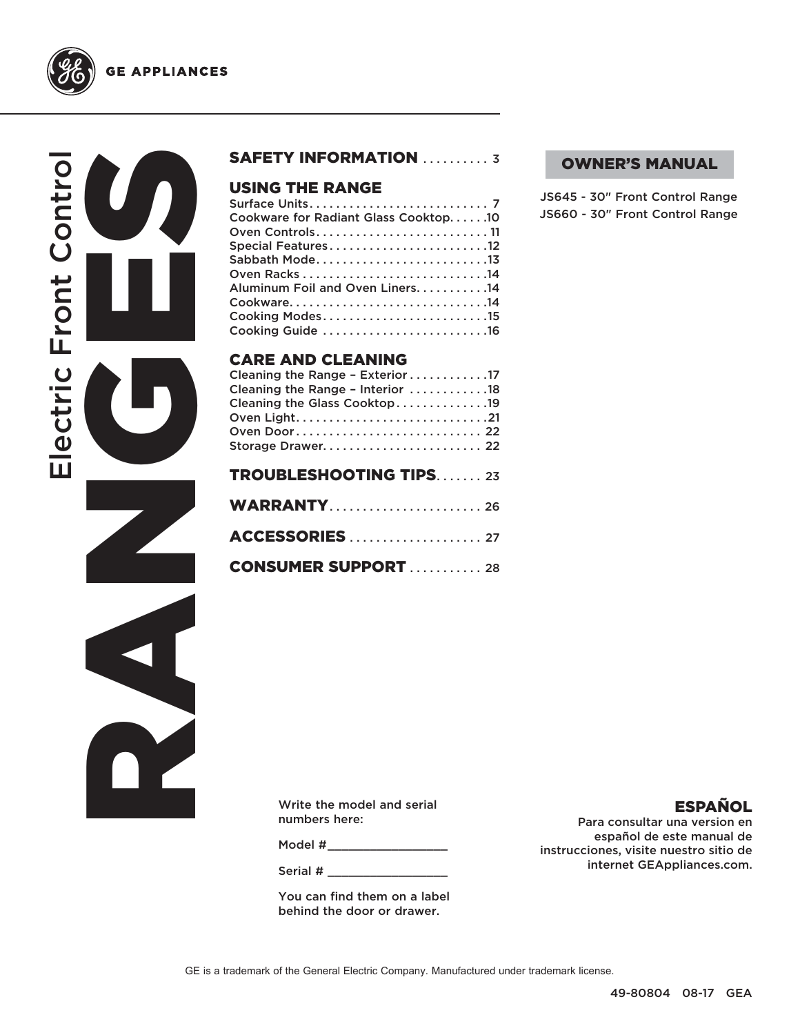GE APPLIANCES

# RANGES

Electric Front Control

## SAFETY INFORMATION .......... 3

## USING THE RANGE

Surface Units. . . . . . . . . . . . . . . . . . . . . . . . . . . 7
Cookware for Radiant Glass Cooktop. . . . . .10
Oven Controls. . . . . . . . . . . . . . . . . . . . . . . . . . 11
Special Features. . . . . . . . . . . . . . . . . . . . . . . .12
Sabbath Mode. . . . . . . . . . . . . . . . . . . . . . . . . .13
Oven Racks . . . . . . . . . . . . . . . . . . . . . . . . . . .14
Aluminum Foil and Oven Liners. . . . . . . . . . .14
Cookware. . . . . . . . . . . . . . . . . . . . . . . . . . . . .14
Cooking Modes. . . . . . . . . . . . . . . . . . . . . . . . .15
Cooking Guide . . . . . . . . . . . . . . . . . . . . . . . . .16

## CARE AND CLEANING

Cleaning the Range – Exterior . . . . . . . . . . . .17
Cleaning the Range – Interior . . . . . . . . . . . .18
Cleaning the Glass Cooktop. . . . . . . . . . . . . .19
Oven Light. . . . . . . . . . . . . . . . . . . . . . . . . . . . .21
Oven Door . . . . . . . . . . . . . . . . . . . . . . . . . . . 22
Storage Drawer. . . . . . . . . . . . . . . . . . . . . . . . 22

## TROUBLESHOOTING TIPS. . . . . . . 23

## WARRANTY. . . . . . . . . . . . . . . . . . . . . . . 26

## ACCESSORIES . . . . . . . . . . . . . . . . . . . . 27

## CONSUMER SUPPORT . . . . . . . . . . . 28

## OWNER'S MANUAL

JS645 - 30" Front Control Range
JS660 - 30" Front Control Range

Write the model and serial numbers here:

Model #_________________

Serial # _________________

You can find them on a label behind the door or drawer.

## ESPAÑOL

Para consultar una version en español de este manual de instrucciones, visite nuestro sitio de internet GEAppliances.com.

GE is a trademark of the General Electric Company. Manufactured under trademark license.

49-80804 08-17 GEA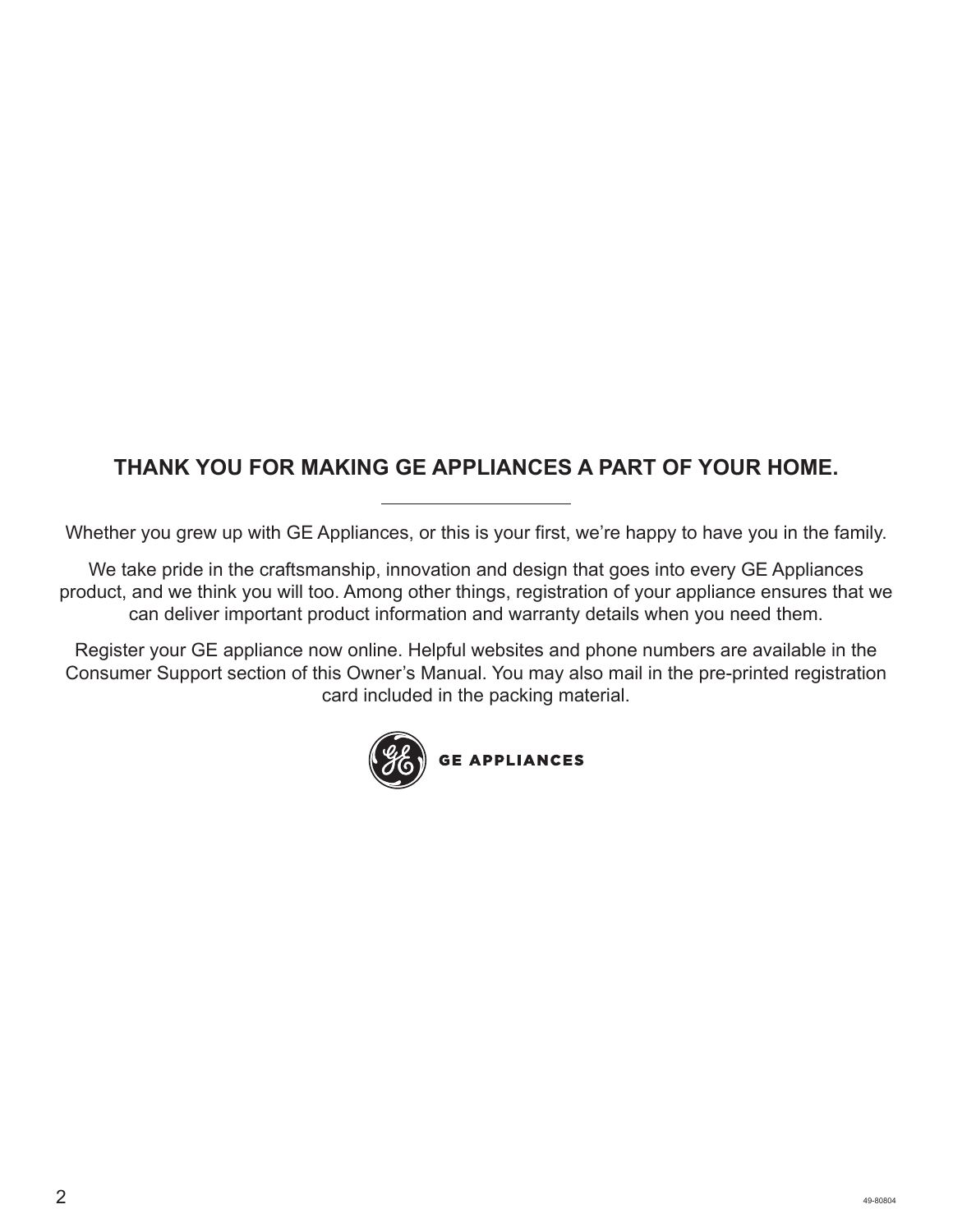## THANK YOU FOR MAKING GE APPLIANCES A PART OF YOUR HOME.

---

Whether you grew up with GE Appliances, or this is your first, we're happy to have you in the family.

We take pride in the craftsmanship, innovation and design that goes into every GE Appliances product, and we think you will too. Among other things, registration of your appliance ensures that we can deliver important product information and warranty details when you need them.

Register your GE appliance now online. Helpful websites and phone numbers are available in the Consumer Support section of this Owner's Manual. You may also mail in the pre-printed registration card included in the packing material.

GE APPLIANCES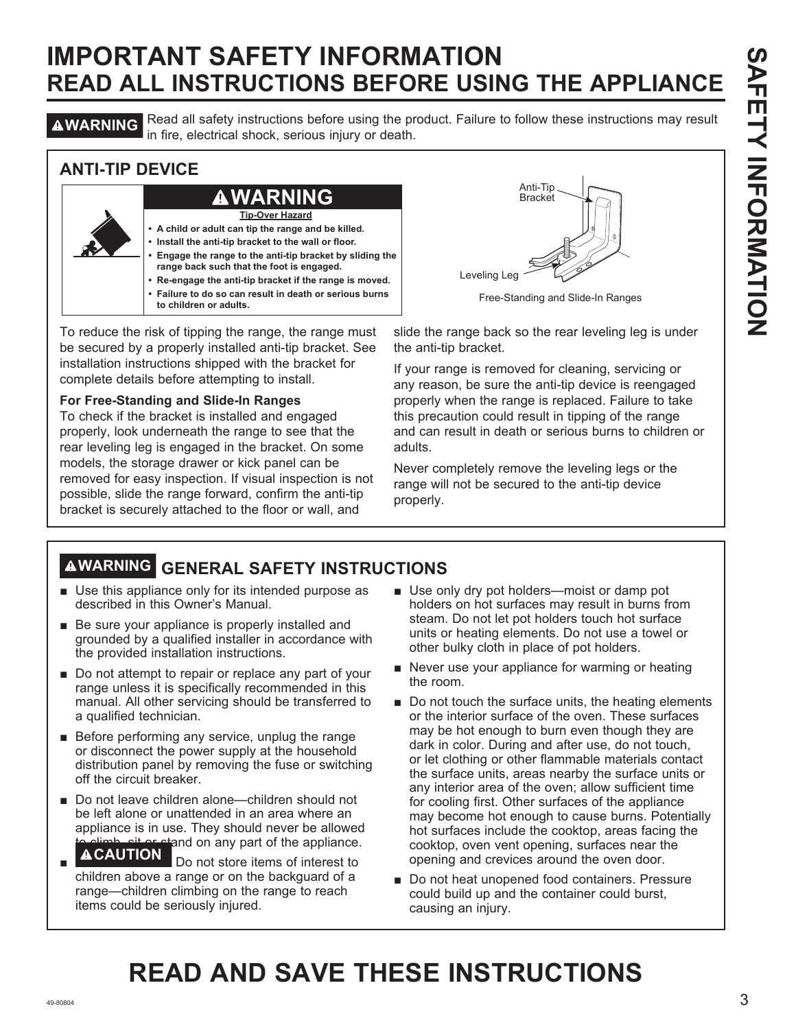# IMPORTANT SAFETY INFORMATION
## READ ALL INSTRUCTIONS BEFORE USING THE APPLIANCE

**⚠WARNING** Read all safety instructions before using the product. Failure to follow these instructions may result in fire, electrical shock, serious injury or death.

### ANTI-TIP DEVICE

**⚠WARNING**

**Tip-Over Hazard**

- **A child or adult can tip the range and be killed.**
- **Install the anti-tip bracket to the wall or floor.**
- **Engage the range to the anti-tip bracket by sliding the range back such that the foot is engaged.**
- **Re-engage the anti-tip bracket if the range is moved.**
- **Failure to do so can result in death or serious burns to children or adults.**

Anti-Tip Bracket

Leveling Leg

Free-Standing and Slide-In Ranges

To reduce the risk of tipping the range, the range must be secured by a properly installed anti-tip bracket. See installation instructions shipped with the bracket for complete details before attempting to install.

**For Free-Standing and Slide-In Ranges**

To check if the bracket is installed and engaged properly, look underneath the range to see that the rear leveling leg is engaged in the bracket. On some models, the storage drawer or kick panel can be removed for easy inspection. If visual inspection is not possible, slide the range forward, confirm the anti-tip bracket is securely attached to the floor or wall, and slide the range back so the rear leveling leg is under the anti-tip bracket.

If your range is removed for cleaning, servicing or any reason, be sure the anti-tip device is reengaged properly when the range is replaced. Failure to take this precaution could result in tipping of the range and can result in death or serious burns to children or adults.

Never completely remove the leveling legs or the range will not be secured to the anti-tip device properly.

### ⚠WARNING GENERAL SAFETY INSTRUCTIONS

- Use this appliance only for its intended purpose as described in this Owner's Manual.
- Be sure your appliance is properly installed and grounded by a qualified installer in accordance with the provided installation instructions.
- Do not attempt to repair or replace any part of your range unless it is specifically recommended in this manual. All other servicing should be transferred to a qualified technician.
- Before performing any service, unplug the range or disconnect the power supply at the household distribution panel by removing the fuse or switching off the circuit breaker.
- Do not leave children alone—children should not be left alone or unattended in an area where an appliance is in use. They should never be allowed to climb, sit or stand on any part of the appliance.
- **⚠CAUTION** Do not store items of interest to children above a range or on the backguard of a range—children climbing on the range to reach items could be seriously injured.
- Use only dry pot holders—moist or damp pot holders on hot surfaces may result in burns from steam. Do not let pot holders touch hot surface units or heating elements. Do not use a towel or other bulky cloth in place of pot holders.
- Never use your appliance for warming or heating the room.
- Do not touch the surface units, the heating elements or the interior surface of the oven. These surfaces may be hot enough to burn even though they are dark in color. During and after use, do not touch, or let clothing or other flammable materials contact the surface units, areas nearby the surface units or any interior area of the oven; allow sufficient time for cooling first. Other surfaces of the appliance may become hot enough to cause burns. Potentially hot surfaces include the cooktop, areas facing the cooktop, oven vent opening, surfaces near the opening and crevices around the oven door.
- Do not heat unopened food containers. Pressure could build up and the container could burst, causing an injury.

# READ AND SAVE THESE INSTRUCTIONS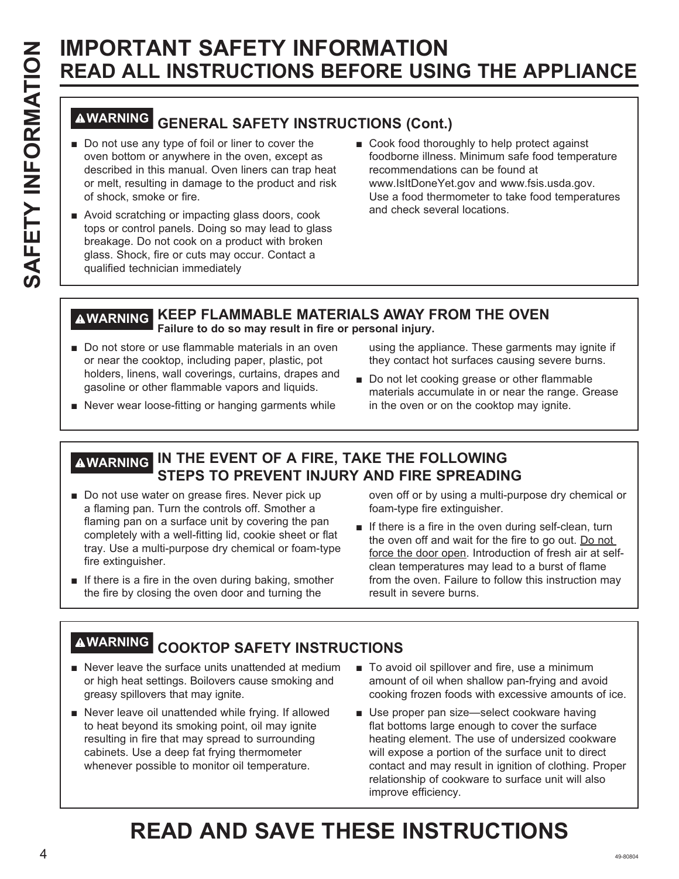# IMPORTANT SAFETY INFORMATION
## READ ALL INSTRUCTIONS BEFORE USING THE APPLIANCE

### ⚠WARNING GENERAL SAFETY INSTRUCTIONS (Cont.)

- Do not use any type of foil or liner to cover the oven bottom or anywhere in the oven, except as described in this manual. Oven liners can trap heat or melt, resulting in damage to the product and risk of shock, smoke or fire.
- Avoid scratching or impacting glass doors, cook tops or control panels. Doing so may lead to glass breakage. Do not cook on a product with broken glass. Shock, fire or cuts may occur. Contact a qualified technician immediately
- Cook food thoroughly to help protect against foodborne illness. Minimum safe food temperature recommendations can be found at www.IsItDoneYet.gov and www.fsis.usda.gov. Use a food thermometer to take food temperatures and check several locations.

### ⚠WARNING KEEP FLAMMABLE MATERIALS AWAY FROM THE OVEN

**Failure to do so may result in fire or personal injury.**

- Do not store or use flammable materials in an oven or near the cooktop, including paper, plastic, pot holders, linens, wall coverings, curtains, drapes and gasoline or other flammable vapors and liquids.
- Never wear loose-fitting or hanging garments while using the appliance. These garments may ignite if they contact hot surfaces causing severe burns.
- Do not let cooking grease or other flammable materials accumulate in or near the range. Grease in the oven or on the cooktop may ignite.

### ⚠WARNING IN THE EVENT OF A FIRE, TAKE THE FOLLOWING STEPS TO PREVENT INJURY AND FIRE SPREADING

- Do not use water on grease fires. Never pick up a flaming pan. Turn the controls off. Smother a flaming pan on a surface unit by covering the pan completely with a well-fitting lid, cookie sheet or flat tray. Use a multi-purpose dry chemical or foam-type fire extinguisher.
- If there is a fire in the oven during baking, smother the fire by closing the oven door and turning the oven off or by using a multi-purpose dry chemical or foam-type fire extinguisher.
- If there is a fire in the oven during self-clean, turn the oven off and wait for the fire to go out. <u>Do not force the door open</u>. Introduction of fresh air at self-clean temperatures may lead to a burst of flame from the oven. Failure to follow this instruction may result in severe burns.

### ⚠WARNING COOKTOP SAFETY INSTRUCTIONS

- Never leave the surface units unattended at medium or high heat settings. Boilovers cause smoking and greasy spillovers that may ignite.
- Never leave oil unattended while frying. If allowed to heat beyond its smoking point, oil may ignite resulting in fire that may spread to surrounding cabinets. Use a deep fat frying thermometer whenever possible to monitor oil temperature.
- To avoid oil spillover and fire, use a minimum amount of oil when shallow pan-frying and avoid cooking frozen foods with excessive amounts of ice.
- Use proper pan size—select cookware having flat bottoms large enough to cover the surface heating element. The use of undersized cookware will expose a portion of the surface unit to direct contact and may result in ignition of clothing. Proper relationship of cookware to surface unit will also improve efficiency.

# READ AND SAVE THESE INSTRUCTIONS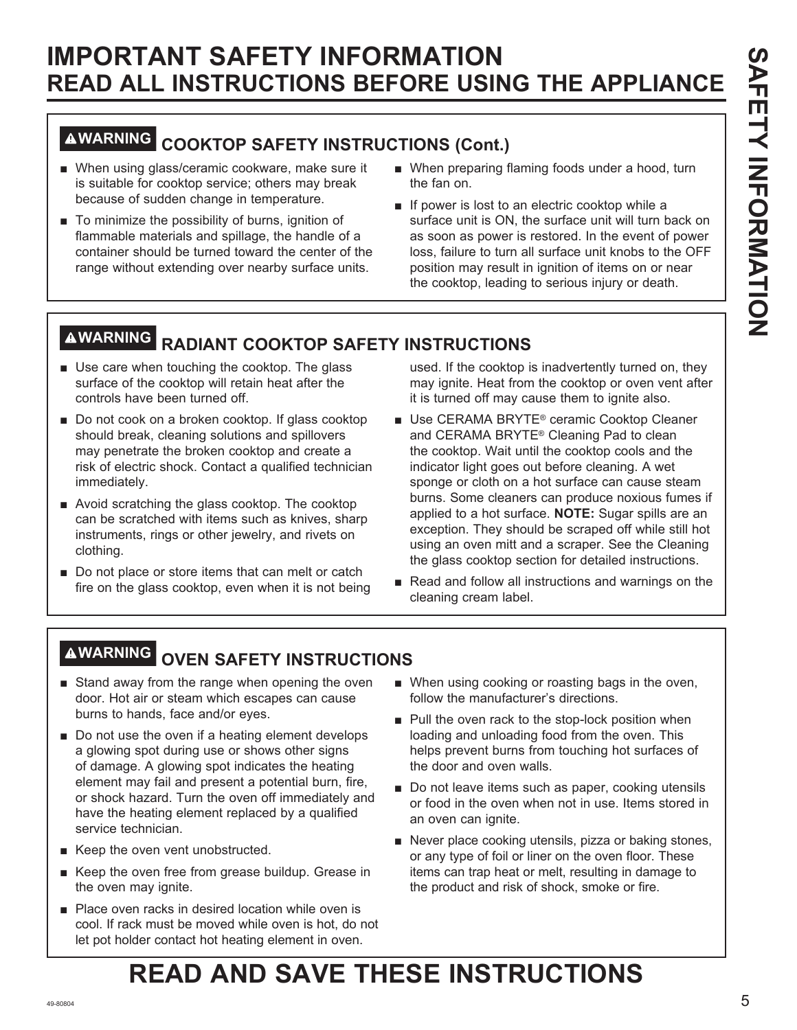# IMPORTANT SAFETY INFORMATION
## READ ALL INSTRUCTIONS BEFORE USING THE APPLIANCE

### ⚠WARNING COOKTOP SAFETY INSTRUCTIONS (Cont.)

- When using glass/ceramic cookware, make sure it is suitable for cooktop service; others may break because of sudden change in temperature.
- To minimize the possibility of burns, ignition of flammable materials and spillage, the handle of a container should be turned toward the center of the range without extending over nearby surface units.
- When preparing flaming foods under a hood, turn the fan on.
- If power is lost to an electric cooktop while a surface unit is ON, the surface unit will turn back on as soon as power is restored. In the event of power loss, failure to turn all surface unit knobs to the OFF position may result in ignition of items on or near the cooktop, leading to serious injury or death.

### ⚠WARNING RADIANT COOKTOP SAFETY INSTRUCTIONS

- Use care when touching the cooktop. The glass surface of the cooktop will retain heat after the controls have been turned off.
- Do not cook on a broken cooktop. If glass cooktop should break, cleaning solutions and spillovers may penetrate the broken cooktop and create a risk of electric shock. Contact a qualified technician immediately.
- Avoid scratching the glass cooktop. The cooktop can be scratched with items such as knives, sharp instruments, rings or other jewelry, and rivets on clothing.
- Do not place or store items that can melt or catch fire on the glass cooktop, even when it is not being used. If the cooktop is inadvertently turned on, they may ignite. Heat from the cooktop or oven vent after it is turned off may cause them to ignite also.
- Use CERAMA BRYTE® ceramic Cooktop Cleaner and CERAMA BRYTE® Cleaning Pad to clean the cooktop. Wait until the cooktop cools and the indicator light goes out before cleaning. A wet sponge or cloth on a hot surface can cause steam burns. Some cleaners can produce noxious fumes if applied to a hot surface. **NOTE:** Sugar spills are an exception. They should be scraped off while still hot using an oven mitt and a scraper. See the Cleaning the glass cooktop section for detailed instructions.
- Read and follow all instructions and warnings on the cleaning cream label.

### ⚠WARNING OVEN SAFETY INSTRUCTIONS

- Stand away from the range when opening the oven door. Hot air or steam which escapes can cause burns to hands, face and/or eyes.
- Do not use the oven if a heating element develops a glowing spot during use or shows other signs of damage. A glowing spot indicates the heating element may fail and present a potential burn, fire, or shock hazard. Turn the oven off immediately and have the heating element replaced by a qualified service technician.
- Keep the oven vent unobstructed.
- Keep the oven free from grease buildup. Grease in the oven may ignite.
- Place oven racks in desired location while oven is cool. If rack must be moved while oven is hot, do not let pot holder contact hot heating element in oven.
- When using cooking or roasting bags in the oven, follow the manufacturer's directions.
- Pull the oven rack to the stop-lock position when loading and unloading food from the oven. This helps prevent burns from touching hot surfaces of the door and oven walls.
- Do not leave items such as paper, cooking utensils or food in the oven when not in use. Items stored in an oven can ignite.
- Never place cooking utensils, pizza or baking stones, or any type of foil or liner on the oven floor. These items can trap heat or melt, resulting in damage to the product and risk of shock, smoke or fire.

# READ AND SAVE THESE INSTRUCTIONS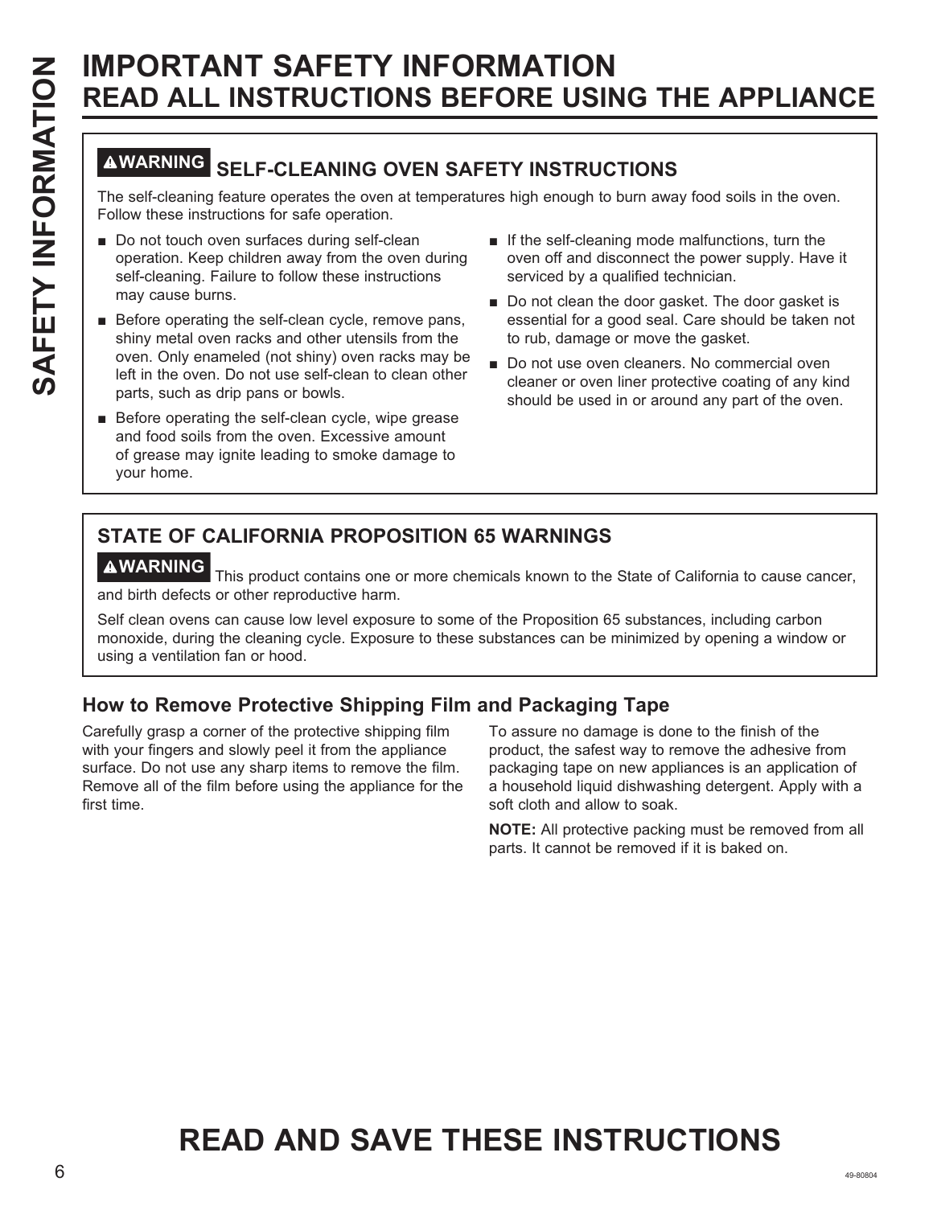# IMPORTANT SAFETY INFORMATION
# READ ALL INSTRUCTIONS BEFORE USING THE APPLIANCE

## ⚠WARNING SELF-CLEANING OVEN SAFETY INSTRUCTIONS

The self-cleaning feature operates the oven at temperatures high enough to burn away food soils in the oven. Follow these instructions for safe operation.

- Do not touch oven surfaces during self-clean operation. Keep children away from the oven during self-cleaning. Failure to follow these instructions may cause burns.
- Before operating the self-clean cycle, remove pans, shiny metal oven racks and other utensils from the oven. Only enameled (not shiny) oven racks may be left in the oven. Do not use self-clean to clean other parts, such as drip pans or bowls.
- Before operating the self-clean cycle, wipe grease and food soils from the oven. Excessive amount of grease may ignite leading to smoke damage to your home.
- If the self-cleaning mode malfunctions, turn the oven off and disconnect the power supply. Have it serviced by a qualified technician.
- Do not clean the door gasket. The door gasket is essential for a good seal. Care should be taken not to rub, damage or move the gasket.
- Do not use oven cleaners. No commercial oven cleaner or oven liner protective coating of any kind should be used in or around any part of the oven.

## STATE OF CALIFORNIA PROPOSITION 65 WARNINGS

**⚠WARNING** This product contains one or more chemicals known to the State of California to cause cancer, and birth defects or other reproductive harm.

Self clean ovens can cause low level exposure to some of the Proposition 65 substances, including carbon monoxide, during the cleaning cycle. Exposure to these substances can be minimized by opening a window or using a ventilation fan or hood.

## How to Remove Protective Shipping Film and Packaging Tape

Carefully grasp a corner of the protective shipping film with your fingers and slowly peel it from the appliance surface. Do not use any sharp items to remove the film. Remove all of the film before using the appliance for the first time.

To assure no damage is done to the finish of the product, the safest way to remove the adhesive from packaging tape on new appliances is an application of a household liquid dishwashing detergent. Apply with a soft cloth and allow to soak.

**NOTE:** All protective packing must be removed from all parts. It cannot be removed if it is baked on.

# READ AND SAVE THESE INSTRUCTIONS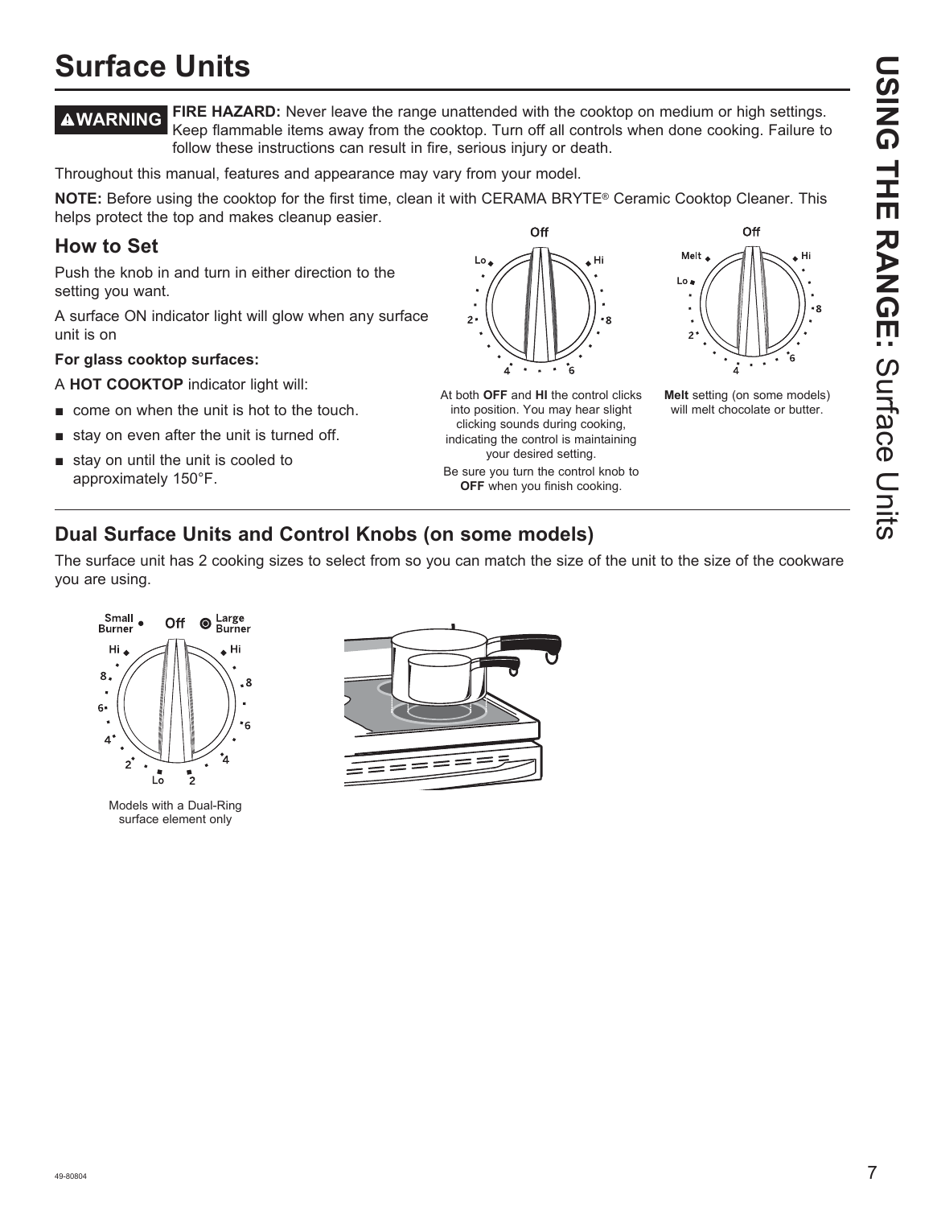# Surface Units

**⚠WARNING** **FIRE HAZARD:** Never leave the range unattended with the cooktop on medium or high settings. Keep flammable items away from the cooktop. Turn off all controls when done cooking. Failure to follow these instructions can result in fire, serious injury or death.

Throughout this manual, features and appearance may vary from your model.

**NOTE:** Before using the cooktop for the first time, clean it with CERAMA BRYTE® Ceramic Cooktop Cleaner. This helps protect the top and makes cleanup easier.

## How to Set

Push the knob in and turn in either direction to the setting you want.

A surface ON indicator light will glow when any surface unit is on

**For glass cooktop surfaces:**

A **HOT COOKTOP** indicator light will:

- come on when the unit is hot to the touch.
- stay on even after the unit is turned off.
- stay on until the unit is cooled to approximately 150°F.

At both **OFF** and **HI** the control clicks into position. You may hear slight clicking sounds during cooking, indicating the control is maintaining your desired setting.

Be sure you turn the control knob to **OFF** when you finish cooking.

**Melt** setting (on some models) will melt chocolate or butter.

## Dual Surface Units and Control Knobs (on some models)

The surface unit has 2 cooking sizes to select from so you can match the size of the unit to the size of the cookware you are using.

Models with a Dual-Ring surface element only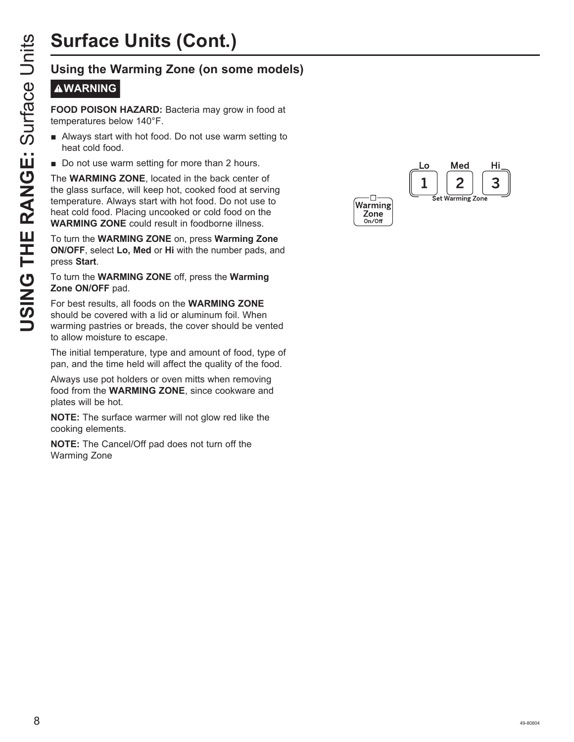# Surface Units (Cont.)

## Using the Warming Zone (on some models)

**⚠WARNING**

**FOOD POISON HAZARD:** Bacteria may grow in food at temperatures below 140°F.

- Always start with hot food. Do not use warm setting to heat cold food.
- Do not use warm setting for more than 2 hours.

The **WARMING ZONE**, located in the back center of the glass surface, will keep hot, cooked food at serving temperature. Always start with hot food. Do not use to heat cold food. Placing uncooked or cold food on the **WARMING ZONE** could result in foodborne illness.

To turn the **WARMING ZONE** on, press **Warming Zone ON/OFF**, select **Lo, Med** or **Hi** with the number pads, and press **Start**.

To turn the **WARMING ZONE** off, press the **Warming Zone ON/OFF** pad.

For best results, all foods on the **WARMING ZONE** should be covered with a lid or aluminum foil. When warming pastries or breads, the cover should be vented to allow moisture to escape.

The initial temperature, type and amount of food, type of pan, and the time held will affect the quality of the food.

Always use pot holders or oven mitts when removing food from the **WARMING ZONE**, since cookware and plates will be hot.

**NOTE:** The surface warmer will not glow red like the cooking elements.

**NOTE:** The Cancel/Off pad does not turn off the Warming Zone

Warming Zone On/Off

Lo 1 | Med 2 | Hi 3

Set Warming Zone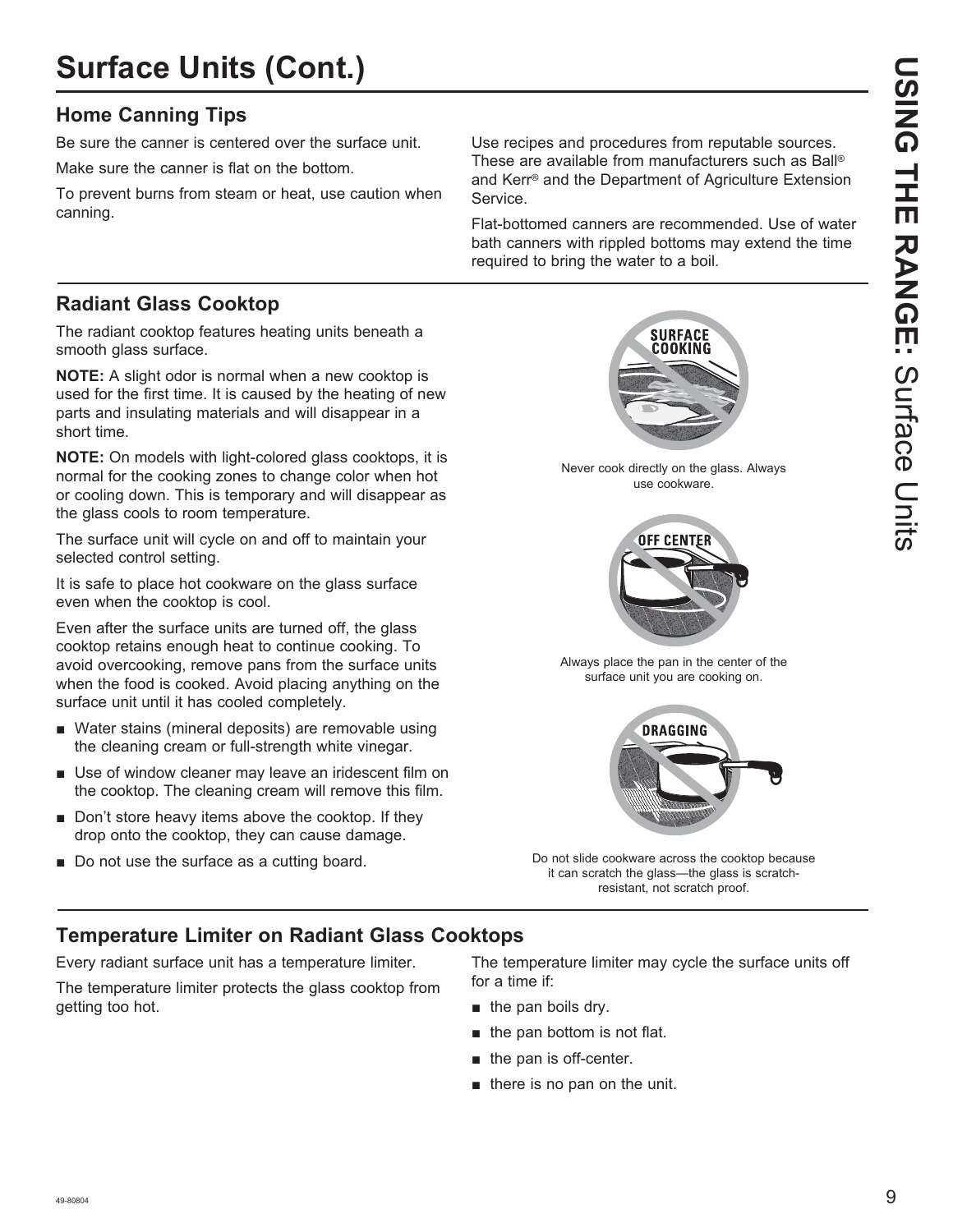# Surface Units (Cont.)

## Home Canning Tips

Be sure the canner is centered over the surface unit.

Make sure the canner is flat on the bottom.

To prevent burns from steam or heat, use caution when canning.

Use recipes and procedures from reputable sources. These are available from manufacturers such as Ball® and Kerr® and the Department of Agriculture Extension Service.

Flat-bottomed canners are recommended. Use of water bath canners with rippled bottoms may extend the time required to bring the water to a boil.

## Radiant Glass Cooktop

The radiant cooktop features heating units beneath a smooth glass surface.

**NOTE:** A slight odor is normal when a new cooktop is used for the first time. It is caused by the heating of new parts and insulating materials and will disappear in a short time.

**NOTE:** On models with light-colored glass cooktops, it is normal for the cooking zones to change color when hot or cooling down. This is temporary and will disappear as the glass cools to room temperature.

The surface unit will cycle on and off to maintain your selected control setting.

It is safe to place hot cookware on the glass surface even when the cooktop is cool.

Even after the surface units are turned off, the glass cooktop retains enough heat to continue cooking. To avoid overcooking, remove pans from the surface units when the food is cooked. Avoid placing anything on the surface unit until it has cooled completely.

- Water stains (mineral deposits) are removable using the cleaning cream or full-strength white vinegar.
- Use of window cleaner may leave an iridescent film on the cooktop. The cleaning cream will remove this film.
- Don't store heavy items above the cooktop. If they drop onto the cooktop, they can cause damage.
- Do not use the surface as a cutting board.

SURFACE COOKING

Never cook directly on the glass. Always use cookware.

OFF CENTER

Always place the pan in the center of the surface unit you are cooking on.

DRAGGING

Do not slide cookware across the cooktop because it can scratch the glass—the glass is scratch-resistant, not scratch proof.

## Temperature Limiter on Radiant Glass Cooktops

Every radiant surface unit has a temperature limiter.

The temperature limiter protects the glass cooktop from getting too hot.

The temperature limiter may cycle the surface units off for a time if:

- the pan boils dry.
- the pan bottom is not flat.
- the pan is off-center.
- there is no pan on the unit.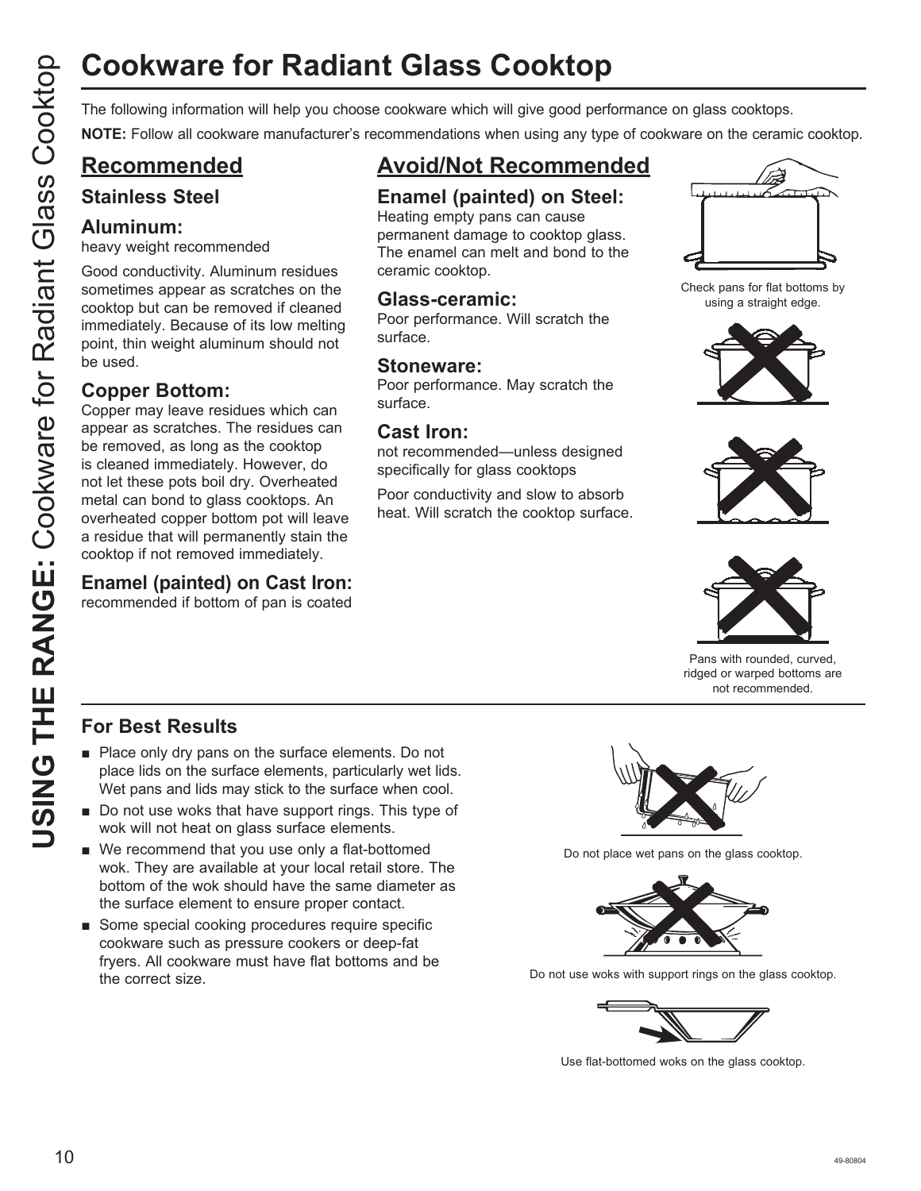# Cookware for Radiant Glass Cooktop

The following information will help you choose cookware which will give good performance on glass cooktops.

**NOTE:** Follow all cookware manufacturer's recommendations when using any type of cookware on the ceramic cooktop.

## Recommended

### Stainless Steel

### Aluminum:

heavy weight recommended

Good conductivity. Aluminum residues sometimes appear as scratches on the cooktop but can be removed if cleaned immediately. Because of its low melting point, thin weight aluminum should not be used.

### Copper Bottom:

Copper may leave residues which can appear as scratches. The residues can be removed, as long as the cooktop is cleaned immediately. However, do not let these pots boil dry. Overheated metal can bond to glass cooktops. An overheated copper bottom pot will leave a residue that will permanently stain the cooktop if not removed immediately.

### Enamel (painted) on Cast Iron:

recommended if bottom of pan is coated

## Avoid/Not Recommended

### Enamel (painted) on Steel:

Heating empty pans can cause permanent damage to cooktop glass. The enamel can melt and bond to the ceramic cooktop.

### Glass-ceramic:

Poor performance. Will scratch the surface.

### Stoneware:

Poor performance. May scratch the surface.

### Cast Iron:

not recommended—unless designed specifically for glass cooktops

Poor conductivity and slow to absorb heat. Will scratch the cooktop surface.

Check pans for flat bottoms by using a straight edge.

Pans with rounded, curved, ridged or warped bottoms are not recommended.

## For Best Results

- Place only dry pans on the surface elements. Do not place lids on the surface elements, particularly wet lids. Wet pans and lids may stick to the surface when cool.
- Do not use woks that have support rings. This type of wok will not heat on glass surface elements.
- We recommend that you use only a flat-bottomed wok. They are available at your local retail store. The bottom of the wok should have the same diameter as the surface element to ensure proper contact.
- Some special cooking procedures require specific cookware such as pressure cookers or deep-fat fryers. All cookware must have flat bottoms and be the correct size.

Do not place wet pans on the glass cooktop.

Do not use woks with support rings on the glass cooktop.

Use flat-bottomed woks on the glass cooktop.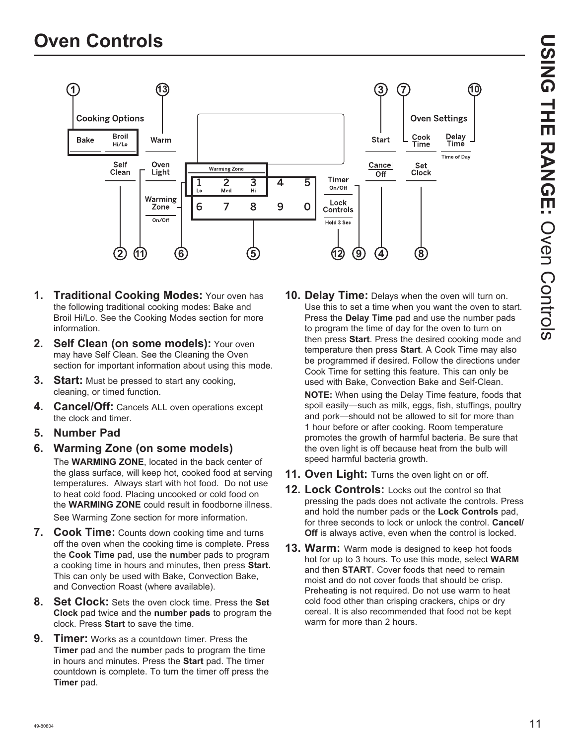# Oven Controls

1. **Traditional Cooking Modes:** Your oven has the following traditional cooking modes: Bake and Broil Hi/Lo. See the Cooking Modes section for more information.
2. **Self Clean (on some models):** Your oven may have Self Clean. See the Cleaning the Oven section for important information about using this mode.
3. **Start:** Must be pressed to start any cooking, cleaning, or timed function.
4. **Cancel/Off:** Cancels ALL oven operations except the clock and timer.
5. **Number Pad**
6. **Warming Zone (on some models)**

   The **WARMING ZONE**, located in the back center of the glass surface, will keep hot, cooked food at serving temperatures. Always start with hot food. Do not use to heat cold food. Placing uncooked or cold food on the **WARMING ZONE** could result in foodborne illness.

   See Warming Zone section for more information.
7. **Cook Time:** Counts down cooking time and turns off the oven when the cooking time is complete. Press the **Cook Time** pad, use the number pads to program a cooking time in hours and minutes, then press **Start.** This can only be used with Bake, Convection Bake, and Convection Roast (where available).
8. **Set Clock:** Sets the oven clock time. Press the **Set Clock** pad twice and the **number pads** to program the clock. Press **Start** to save the time.
9. **Timer:** Works as a countdown timer. Press the **Timer** pad and the number pads to program the time in hours and minutes. Press the **Start** pad. The timer countdown is complete. To turn the timer off press the **Timer** pad.
10. **Delay Time:** Delays when the oven will turn on. Use this to set a time when you want the oven to start. Press the **Delay Time** pad and use the number pads to program the time of day for the oven to turn on then press **Start**. Press the desired cooking mode and temperature then press **Start**. A Cook Time may also be programmed if desired. Follow the directions under Cook Time for setting this feature. This can only be used with Bake, Convection Bake and Self-Clean.

    **NOTE:** When using the Delay Time feature, foods that spoil easily—such as milk, eggs, fish, stuffings, poultry and pork—should not be allowed to sit for more than 1 hour before or after cooking. Room temperature promotes the growth of harmful bacteria. Be sure that the oven light is off because heat from the bulb will speed harmful bacteria growth.
11. **Oven Light:** Turns the oven light on or off.
12. **Lock Controls:** Locks out the control so that pressing the pads does not activate the controls. Press and hold the number pads or the **Lock Controls** pad, for three seconds to lock or unlock the control. **Cancel/Off** is always active, even when the control is locked.
13. **Warm:** Warm mode is designed to keep hot foods hot for up to 3 hours. To use this mode, select **WARM** and then **START**. Cover foods that need to remain moist and do not cover foods that should be crisp. Preheating is not required. Do not use warm to heat cold food other than crisping crackers, chips or dry cereal. It is also recommended that food not be kept warm for more than 2 hours.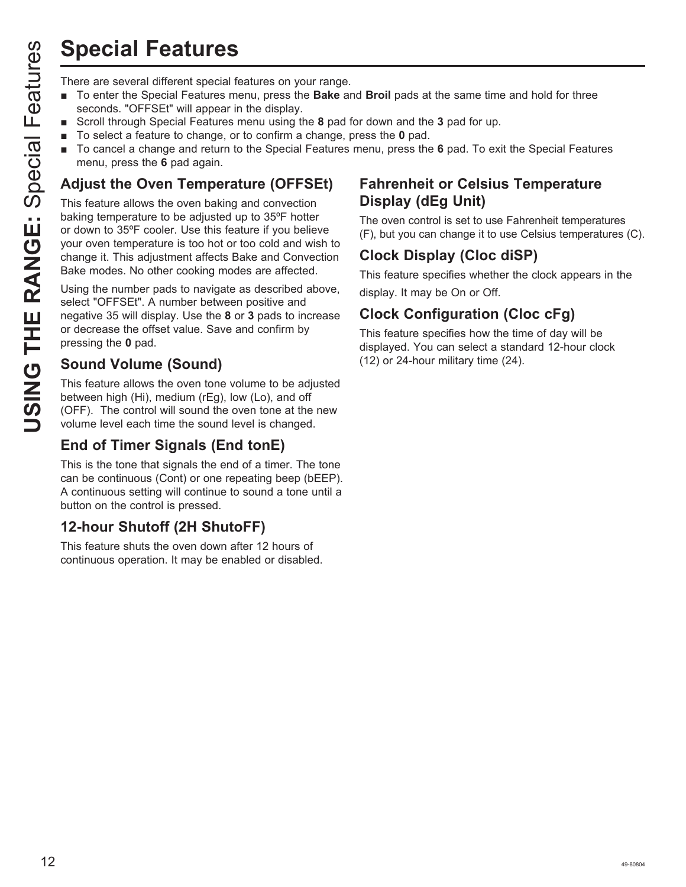# Special Features

There are several different special features on your range.

- To enter the Special Features menu, press the **Bake** and **Broil** pads at the same time and hold for three seconds. "OFFSEt" will appear in the display.
- Scroll through Special Features menu using the **8** pad for down and the **3** pad for up.
- To select a feature to change, or to confirm a change, press the **0** pad.
- To cancel a change and return to the Special Features menu, press the **6** pad. To exit the Special Features menu, press the **6** pad again.

## Adjust the Oven Temperature (OFFSEt)

This feature allows the oven baking and convection baking temperature to be adjusted up to 35ºF hotter or down to 35ºF cooler. Use this feature if you believe your oven temperature is too hot or too cold and wish to change it. This adjustment affects Bake and Convection Bake modes. No other cooking modes are affected.

Using the number pads to navigate as described above, select "OFFSEt". A number between positive and negative 35 will display. Use the **8** or **3** pads to increase or decrease the offset value. Save and confirm by pressing the **0** pad.

## Sound Volume (Sound)

This feature allows the oven tone volume to be adjusted between high (Hi), medium (rEg), low (Lo), and off (OFF). The control will sound the oven tone at the new volume level each time the sound level is changed.

## End of Timer Signals (End tonE)

This is the tone that signals the end of a timer. The tone can be continuous (Cont) or one repeating beep (bEEP). A continuous setting will continue to sound a tone until a button on the control is pressed.

## 12-hour Shutoff (2H ShutoFF)

This feature shuts the oven down after 12 hours of continuous operation. It may be enabled or disabled.

## Fahrenheit or Celsius Temperature Display (dEg Unit)

The oven control is set to use Fahrenheit temperatures (F), but you can change it to use Celsius temperatures (C).

## Clock Display (Cloc diSP)

This feature specifies whether the clock appears in the display. It may be On or Off.

## Clock Configuration (Cloc cFg)

This feature specifies how the time of day will be displayed. You can select a standard 12-hour clock (12) or 24-hour military time (24).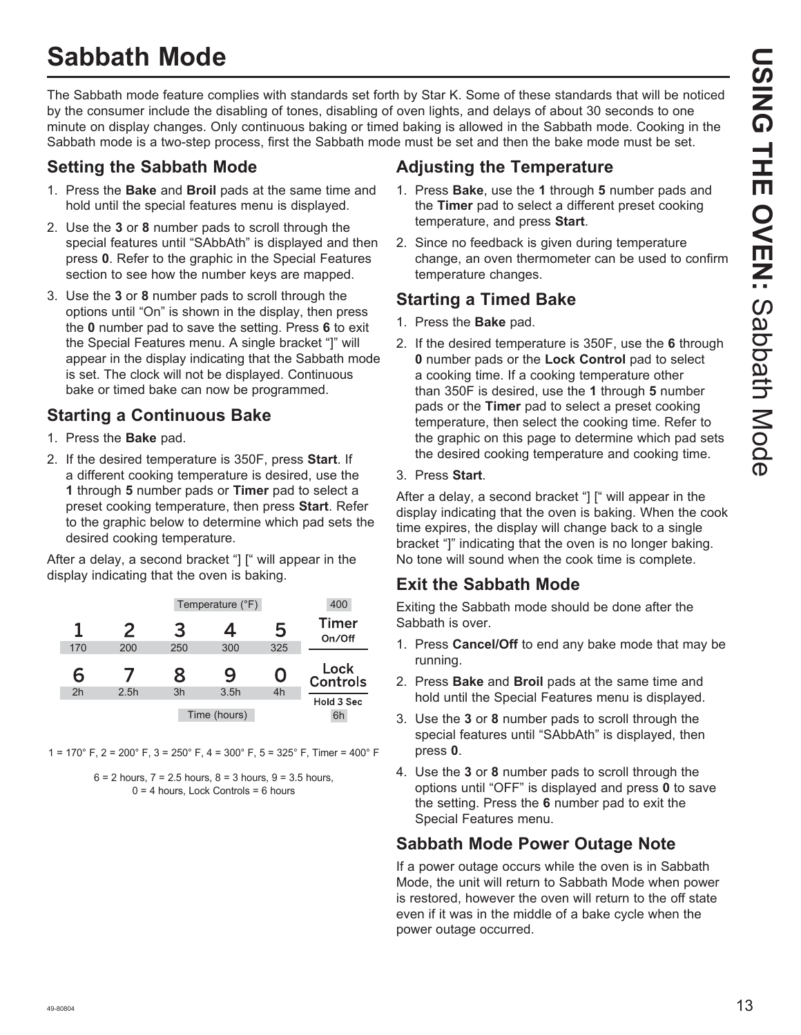# Sabbath Mode

The Sabbath mode feature complies with standards set forth by Star K. Some of these standards that will be noticed by the consumer include the disabling of tones, disabling of oven lights, and delays of about 30 seconds to one minute on display changes. Only continuous baking or timed baking is allowed in the Sabbath mode. Cooking in the Sabbath mode is a two-step process, first the Sabbath mode must be set and then the bake mode must be set.

## Setting the Sabbath Mode

1. Press the **Bake** and **Broil** pads at the same time and hold until the special features menu is displayed.
2. Use the **3** or **8** number pads to scroll through the special features until "SAbbAth" is displayed and then press **0**. Refer to the graphic in the Special Features section to see how the number keys are mapped.
3. Use the **3** or **8** number pads to scroll through the options until "On" is shown in the display, then press the **0** number pad to save the setting. Press **6** to exit the Special Features menu. A single bracket "]" will appear in the display indicating that the Sabbath mode is set. The clock will not be displayed. Continuous bake or timed bake can now be programmed.

## Starting a Continuous Bake

1. Press the **Bake** pad.
2. If the desired temperature is 350F, press **Start**. If a different cooking temperature is desired, use the **1** through **5** number pads or **Timer** pad to select a preset cooking temperature, then press **Start**. Refer to the graphic below to determine which pad sets the desired cooking temperature.

After a delay, a second bracket "] [" will appear in the display indicating that the oven is baking.

| | | Temperature (°F) | | | 400 |
|---|---|---|---|---|---|
| 1 | 2 | 3 | 4 | 5 | Timer On/Off |
| 170 | 200 | 250 | 300 | 325 | |
| 6 | 7 | 8 | 9 | 0 | Lock Controls |
| 2h | 2.5h | 3h | 3.5h | 4h | Hold 3 Sec |
| | | Time (hours) | | | 6h |

1 = 170° F, 2 = 200° F, 3 = 250° F, 4 = 300° F, 5 = 325° F, Timer = 400° F

6 = 2 hours, 7 = 2.5 hours, 8 = 3 hours, 9 = 3.5 hours, 0 = 4 hours, Lock Controls = 6 hours

## Adjusting the Temperature

1. Press **Bake**, use the **1** through **5** number pads and the **Timer** pad to select a different preset cooking temperature, and press **Start**.
2. Since no feedback is given during temperature change, an oven thermometer can be used to confirm temperature changes.

## Starting a Timed Bake

1. Press the **Bake** pad.
2. If the desired temperature is 350F, use the **6** through **0** number pads or the **Lock Control** pad to select a cooking time. If a cooking temperature other than 350F is desired, use the **1** through **5** number pads or the **Timer** pad to select a preset cooking temperature, then select the cooking time. Refer to the graphic on this page to determine which pad sets the desired cooking temperature and cooking time.
3. Press **Start**.

After a delay, a second bracket "] [" will appear in the display indicating that the oven is baking. When the cook time expires, the display will change back to a single bracket "]" indicating that the oven is no longer baking. No tone will sound when the cook time is complete.

## Exit the Sabbath Mode

Exiting the Sabbath mode should be done after the Sabbath is over.

1. Press **Cancel/Off** to end any bake mode that may be running.
2. Press **Bake** and **Broil** pads at the same time and hold until the Special Features menu is displayed.
3. Use the **3** or **8** number pads to scroll through the special features until "SAbbAth" is displayed, then press **0**.
4. Use the **3** or **8** number pads to scroll through the options until "OFF" is displayed and press **0** to save the setting. Press the **6** number pad to exit the Special Features menu.

## Sabbath Mode Power Outage Note

If a power outage occurs while the oven is in Sabbath Mode, the unit will return to Sabbath Mode when power is restored, however the oven will return to the off state even if it was in the middle of a bake cycle when the power outage occurred.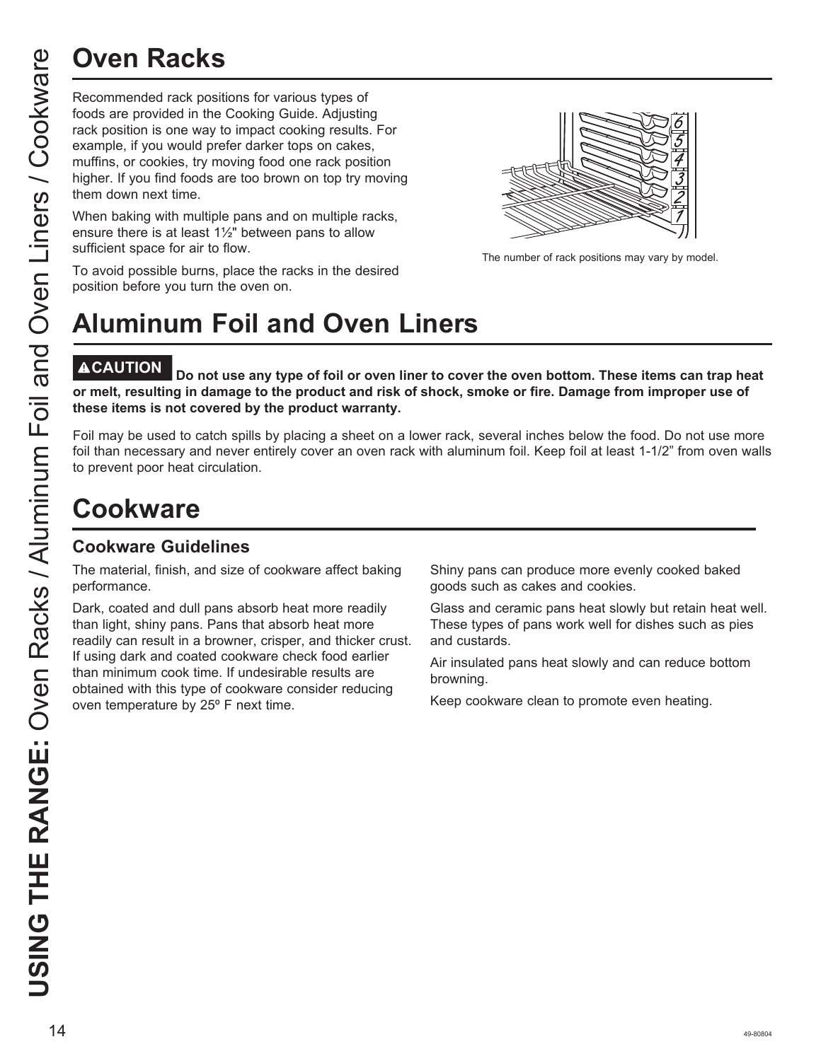# Oven Racks

Recommended rack positions for various types of foods are provided in the Cooking Guide. Adjusting rack position is one way to impact cooking results. For example, if you would prefer darker tops on cakes, muffins, or cookies, try moving food one rack position higher. If you find foods are too brown on top try moving them down next time.

When baking with multiple pans and on multiple racks, ensure there is at least 1½" between pans to allow sufficient space for air to flow.

To avoid possible burns, place the racks in the desired position before you turn the oven on.

The number of rack positions may vary by model.

# Aluminum Foil and Oven Liners

**⚠CAUTION Do not use any type of foil or oven liner to cover the oven bottom. These items can trap heat or melt, resulting in damage to the product and risk of shock, smoke or fire. Damage from improper use of these items is not covered by the product warranty.**

Foil may be used to catch spills by placing a sheet on a lower rack, several inches below the food. Do not use more foil than necessary and never entirely cover an oven rack with aluminum foil. Keep foil at least 1-1/2" from oven walls to prevent poor heat circulation.

# Cookware

## Cookware Guidelines

The material, finish, and size of cookware affect baking performance.

Dark, coated and dull pans absorb heat more readily than light, shiny pans. Pans that absorb heat more readily can result in a browner, crisper, and thicker crust. If using dark and coated cookware check food earlier than minimum cook time. If undesirable results are obtained with this type of cookware consider reducing oven temperature by 25º F next time.

Shiny pans can produce more evenly cooked baked goods such as cakes and cookies.

Glass and ceramic pans heat slowly but retain heat well. These types of pans work well for dishes such as pies and custards.

Air insulated pans heat slowly and can reduce bottom browning.

Keep cookware clean to promote even heating.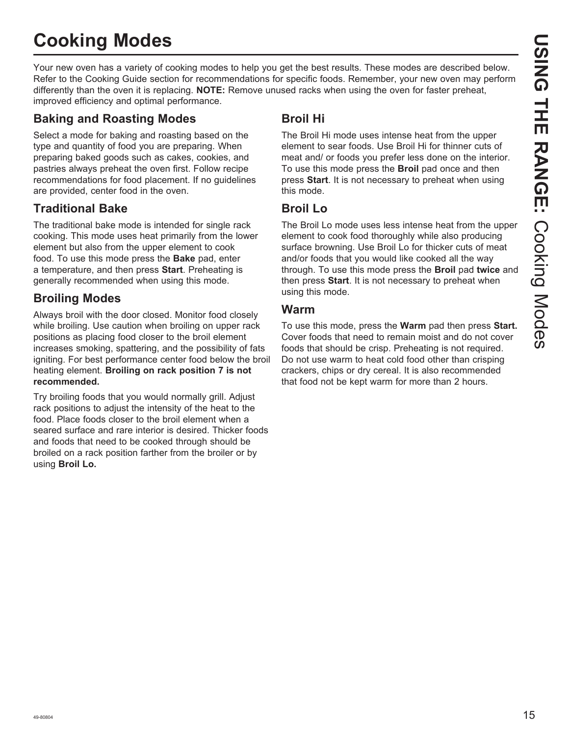# Cooking Modes

Your new oven has a variety of cooking modes to help you get the best results. These modes are described below. Refer to the Cooking Guide section for recommendations for specific foods. Remember, your new oven may perform differently than the oven it is replacing. **NOTE:** Remove unused racks when using the oven for faster preheat, improved efficiency and optimal performance.

## Baking and Roasting Modes

Select a mode for baking and roasting based on the type and quantity of food you are preparing. When preparing baked goods such as cakes, cookies, and pastries always preheat the oven first. Follow recipe recommendations for food placement. If no guidelines are provided, center food in the oven.

## Traditional Bake

The traditional bake mode is intended for single rack cooking. This mode uses heat primarily from the lower element but also from the upper element to cook food. To use this mode press the **Bake** pad, enter a temperature, and then press **Start**. Preheating is generally recommended when using this mode.

## Broiling Modes

Always broil with the door closed. Monitor food closely while broiling. Use caution when broiling on upper rack positions as placing food closer to the broil element increases smoking, spattering, and the possibility of fats igniting. For best performance center food below the broil heating element. **Broiling on rack position 7 is not recommended.**

Try broiling foods that you would normally grill. Adjust rack positions to adjust the intensity of the heat to the food. Place foods closer to the broil element when a seared surface and rare interior is desired. Thicker foods and foods that need to be cooked through should be broiled on a rack position farther from the broiler or by using **Broil Lo.**

## Broil Hi

The Broil Hi mode uses intense heat from the upper element to sear foods. Use Broil Hi for thinner cuts of meat and/ or foods you prefer less done on the interior. To use this mode press the **Broil** pad once and then press **Start**. It is not necessary to preheat when using this mode.

## Broil Lo

The Broil Lo mode uses less intense heat from the upper element to cook food thoroughly while also producing surface browning. Use Broil Lo for thicker cuts of meat and/or foods that you would like cooked all the way through. To use this mode press the **Broil** pad **twice** and then press **Start**. It is not necessary to preheat when using this mode.

## Warm

To use this mode, press the **Warm** pad then press **Start.** Cover foods that need to remain moist and do not cover foods that should be crisp. Preheating is not required. Do not use warm to heat cold food other than crisping crackers, chips or dry cereal. It is also recommended that food not be kept warm for more than 2 hours.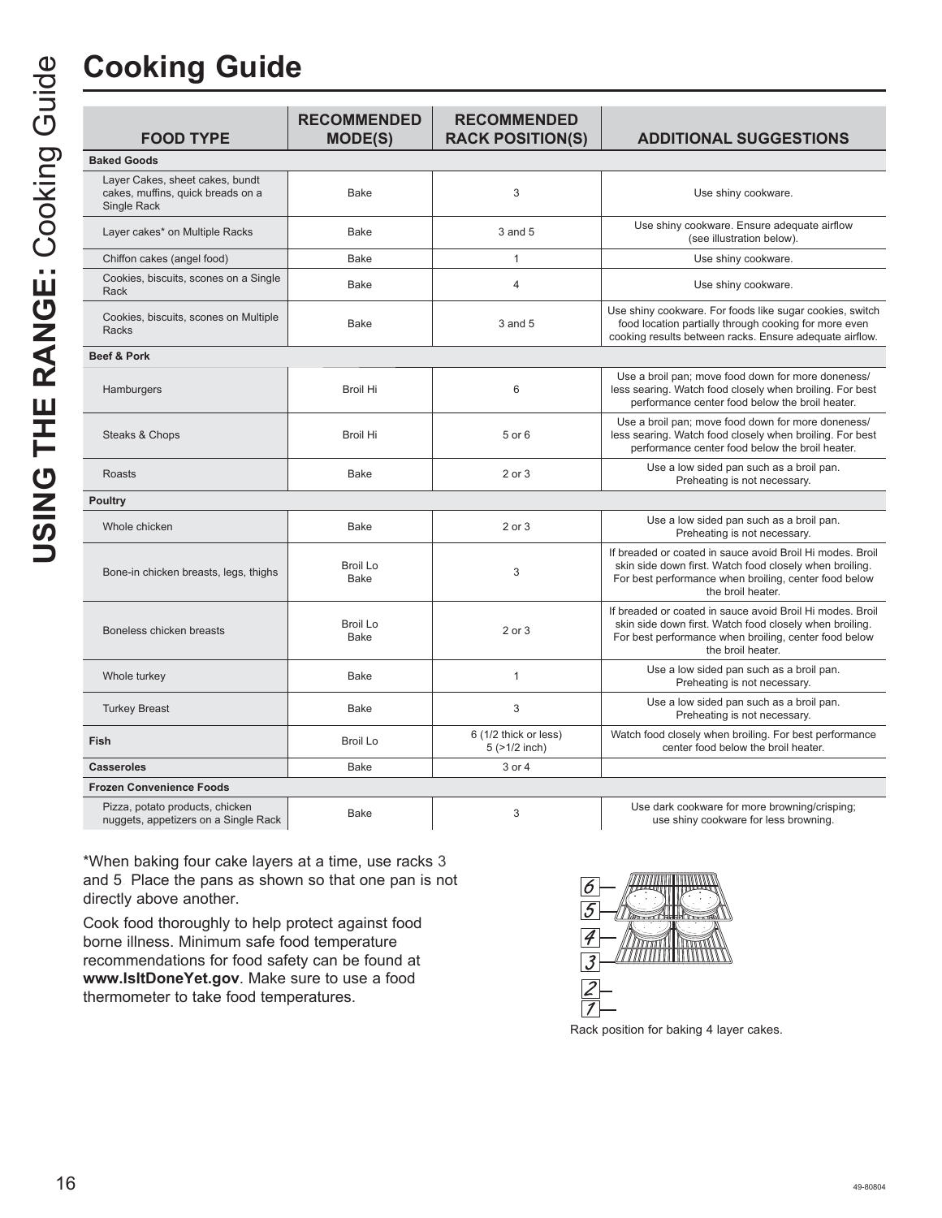# Cooking Guide

| FOOD TYPE | RECOMMENDED MODE(S) | RECOMMENDED RACK POSITION(S) | ADDITIONAL SUGGESTIONS |
|---|---|---|---|
| **Baked Goods** | | | |
| Layer Cakes, sheet cakes, bundt cakes, muffins, quick breads on a Single Rack | Bake | 3 | Use shiny cookware. |
| Layer cakes* on Multiple Racks | Bake | 3 and 5 | Use shiny cookware. Ensure adequate airflow (see illustration below). |
| Chiffon cakes (angel food) | Bake | 1 | Use shiny cookware. |
| Cookies, biscuits, scones on a Single Rack | Bake | 4 | Use shiny cookware. |
| Cookies, biscuits, scones on Multiple Racks | Bake | 3 and 5 | Use shiny cookware. For foods like sugar cookies, switch food location partially through cooking for more even cooking results between racks. Ensure adequate airflow. |
| **Beef & Pork** | | | |
| Hamburgers | Broil Hi | 6 | Use a broil pan; move food down for more doneness/ less searing. Watch food closely when broiling. For best performance center food below the broil heater. |
| Steaks & Chops | Broil Hi | 5 or 6 | Use a broil pan; move food down for more doneness/ less searing. Watch food closely when broiling. For best performance center food below the broil heater. |
| Roasts | Bake | 2 or 3 | Use a low sided pan such as a broil pan. Preheating is not necessary. |
| **Poultry** | | | |
| Whole chicken | Bake | 2 or 3 | Use a low sided pan such as a broil pan. Preheating is not necessary. |
| Bone-in chicken breasts, legs, thighs | Broil Lo<br>Bake | 3 | If breaded or coated in sauce avoid Broil Hi modes. Broil skin side down first. Watch food closely when broiling. For best performance when broiling, center food below the broil heater. |
| Boneless chicken breasts | Broil Lo<br>Bake | 2 or 3 | If breaded or coated in sauce avoid Broil Hi modes. Broil skin side down first. Watch food closely when broiling. For best performance when broiling, center food below the broil heater. |
| Whole turkey | Bake | 1 | Use a low sided pan such as a broil pan. Preheating is not necessary. |
| Turkey Breast | Bake | 3 | Use a low sided pan such as a broil pan. Preheating is not necessary. |
| **Fish** | Broil Lo | 6 (1/2 thick or less)<br>5 (>1/2 inch) | Watch food closely when broiling. For best performance center food below the broil heater. |
| **Casseroles** | Bake | 3 or 4 | |
| **Frozen Convenience Foods** | | | |
| Pizza, potato products, chicken nuggets, appetizers on a Single Rack | Bake | 3 | Use dark cookware for more browning/crisping; use shiny cookware for less browning. |

*When baking four cake layers at a time, use racks 3 and 5 Place the pans as shown so that one pan is not directly above another.

Cook food thoroughly to help protect against food borne illness. Minimum safe food temperature recommendations for food safety can be found at **www.IsItDoneYet.gov**. Make sure to use a food thermometer to take food temperatures.

Rack position for baking 4 layer cakes.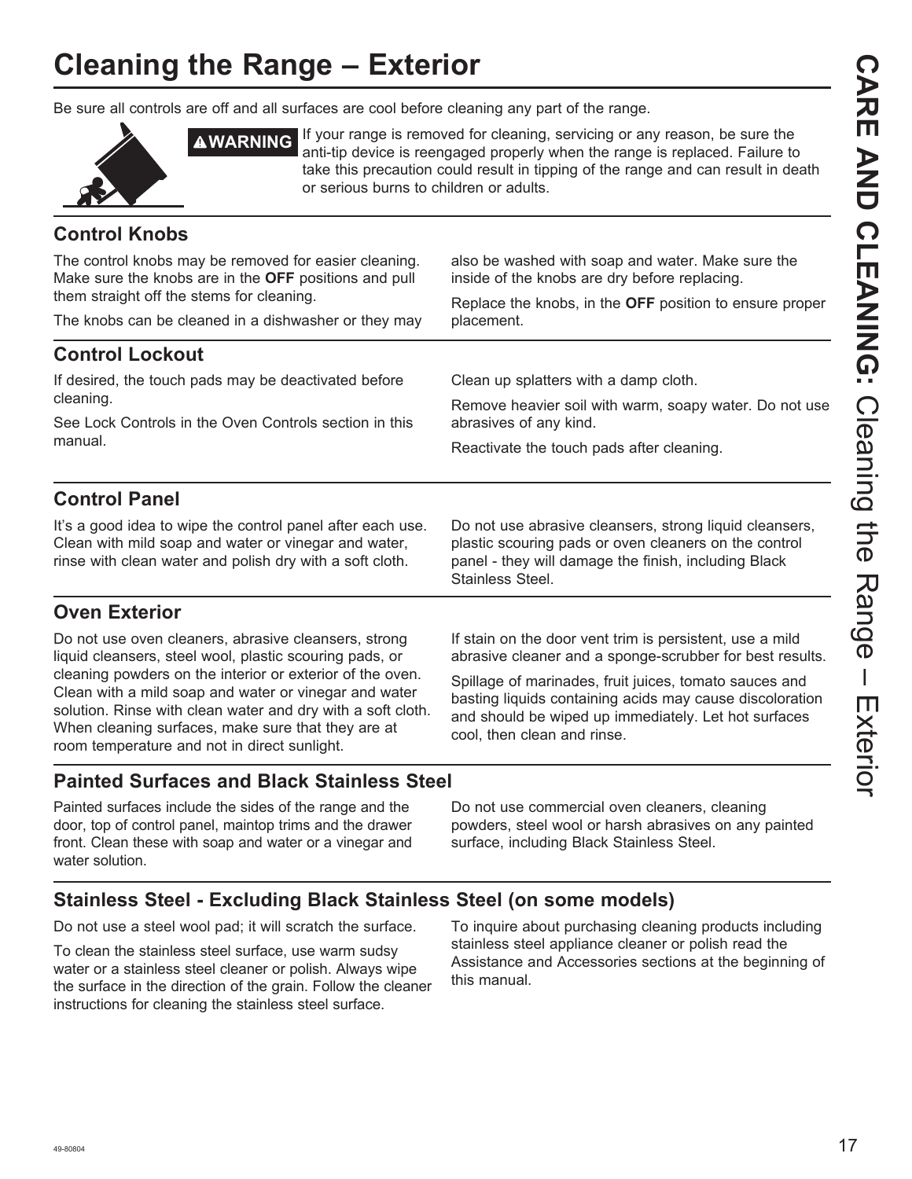# Cleaning the Range – Exterior

Be sure all controls are off and all surfaces are cool before cleaning any part of the range.

**⚠WARNING** If your range is removed for cleaning, servicing or any reason, be sure the anti-tip device is reengaged properly when the range is replaced. Failure to take this precaution could result in tipping of the range and can result in death or serious burns to children or adults.

## Control Knobs

The control knobs may be removed for easier cleaning. Make sure the knobs are in the **OFF** positions and pull them straight off the stems for cleaning.

The knobs can be cleaned in a dishwasher or they may also be washed with soap and water. Make sure the inside of the knobs are dry before replacing.

Replace the knobs, in the **OFF** position to ensure proper placement.

## Control Lockout

If desired, the touch pads may be deactivated before cleaning.

See Lock Controls in the Oven Controls section in this manual.

Clean up splatters with a damp cloth.

Remove heavier soil with warm, soapy water. Do not use abrasives of any kind.

Reactivate the touch pads after cleaning.

## Control Panel

It's a good idea to wipe the control panel after each use. Clean with mild soap and water or vinegar and water, rinse with clean water and polish dry with a soft cloth.

Do not use abrasive cleansers, strong liquid cleansers, plastic scouring pads or oven cleaners on the control panel - they will damage the finish, including Black Stainless Steel.

## Oven Exterior

Do not use oven cleaners, abrasive cleansers, strong liquid cleansers, steel wool, plastic scouring pads, or cleaning powders on the interior or exterior of the oven. Clean with a mild soap and water or vinegar and water solution. Rinse with clean water and dry with a soft cloth. When cleaning surfaces, make sure that they are at room temperature and not in direct sunlight.

If stain on the door vent trim is persistent, use a mild abrasive cleaner and a sponge-scrubber for best results.

Spillage of marinades, fruit juices, tomato sauces and basting liquids containing acids may cause discoloration and should be wiped up immediately. Let hot surfaces cool, then clean and rinse.

## Painted Surfaces and Black Stainless Steel

Painted surfaces include the sides of the range and the door, top of control panel, maintop trims and the drawer front. Clean these with soap and water or a vinegar and water solution.

Do not use commercial oven cleaners, cleaning powders, steel wool or harsh abrasives on any painted surface, including Black Stainless Steel.

## Stainless Steel - Excluding Black Stainless Steel (on some models)

Do not use a steel wool pad; it will scratch the surface.

To clean the stainless steel surface, use warm sudsy water or a stainless steel cleaner or polish. Always wipe the surface in the direction of the grain. Follow the cleaner instructions for cleaning the stainless steel surface.

To inquire about purchasing cleaning products including stainless steel appliance cleaner or polish read the Assistance and Accessories sections at the beginning of this manual.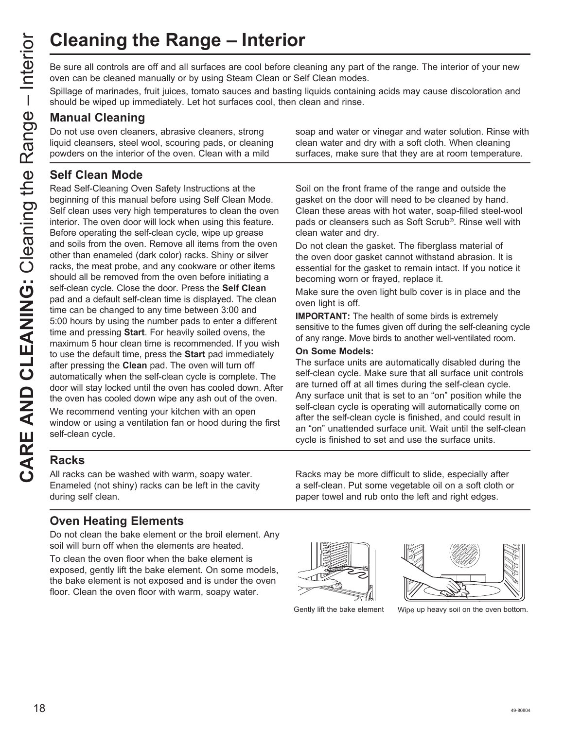# Cleaning the Range – Interior

Be sure all controls are off and all surfaces are cool before cleaning any part of the range. The interior of your new oven can be cleaned manually or by using Steam Clean or Self Clean modes.

Spillage of marinades, fruit juices, tomato sauces and basting liquids containing acids may cause discoloration and should be wiped up immediately. Let hot surfaces cool, then clean and rinse.

## Manual Cleaning

Do not use oven cleaners, abrasive cleaners, strong liquid cleansers, steel wool, scouring pads, or cleaning powders on the interior of the oven. Clean with a mild soap and water or vinegar and water solution. Rinse with clean water and dry with a soft cloth. When cleaning surfaces, make sure that they are at room temperature.

## Self Clean Mode

Read Self-Cleaning Oven Safety Instructions at the beginning of this manual before using Self Clean Mode. Self clean uses very high temperatures to clean the oven interior. The oven door will lock when using this feature. Before operating the self-clean cycle, wipe up grease and soils from the oven. Remove all items from the oven other than enameled (dark color) racks. Shiny or silver racks, the meat probe, and any cookware or other items should all be removed from the oven before initiating a self-clean cycle. Close the door. Press the **Self Clean** pad and a default self-clean time is displayed. The clean time can be changed to any time between 3:00 and 5:00 hours by using the number pads to enter a different time and pressing **Start**. For heavily soiled ovens, the maximum 5 hour clean time is recommended. If you wish to use the default time, press the **Start** pad immediately after pressing the **Clean** pad. The oven will turn off automatically when the self-clean cycle is complete. The door will stay locked until the oven has cooled down. After the oven has cooled down wipe any ash out of the oven.

We recommend venting your kitchen with an open window or using a ventilation fan or hood during the first self-clean cycle.

Soil on the front frame of the range and outside the gasket on the door will need to be cleaned by hand. Clean these areas with hot water, soap-filled steel-wool pads or cleansers such as Soft Scrub®. Rinse well with clean water and dry.

Do not clean the gasket. The fiberglass material of the oven door gasket cannot withstand abrasion. It is essential for the gasket to remain intact. If you notice it becoming worn or frayed, replace it.

Make sure the oven light bulb cover is in place and the oven light is off.

**IMPORTANT:** The health of some birds is extremely sensitive to the fumes given off during the self-cleaning cycle of any range. Move birds to another well-ventilated room.

**On Some Models:**
The surface units are automatically disabled during the self-clean cycle. Make sure that all surface unit controls are turned off at all times during the self-clean cycle. Any surface unit that is set to an "on" position while the self-clean cycle is operating will automatically come on after the self-clean cycle is finished, and could result in an "on" unattended surface unit. Wait until the self-clean cycle is finished to set and use the surface units.

## Racks

All racks can be washed with warm, soapy water. Enameled (not shiny) racks can be left in the cavity during self clean.

Racks may be more difficult to slide, especially after a self-clean. Put some vegetable oil on a soft cloth or paper towel and rub onto the left and right edges.

## Oven Heating Elements

Do not clean the bake element or the broil element. Any soil will burn off when the elements are heated.

To clean the oven floor when the bake element is exposed, gently lift the bake element. On some models, the bake element is not exposed and is under the oven floor. Clean the oven floor with warm, soapy water.

Gently lift the bake element

Wipe up heavy soil on the oven bottom.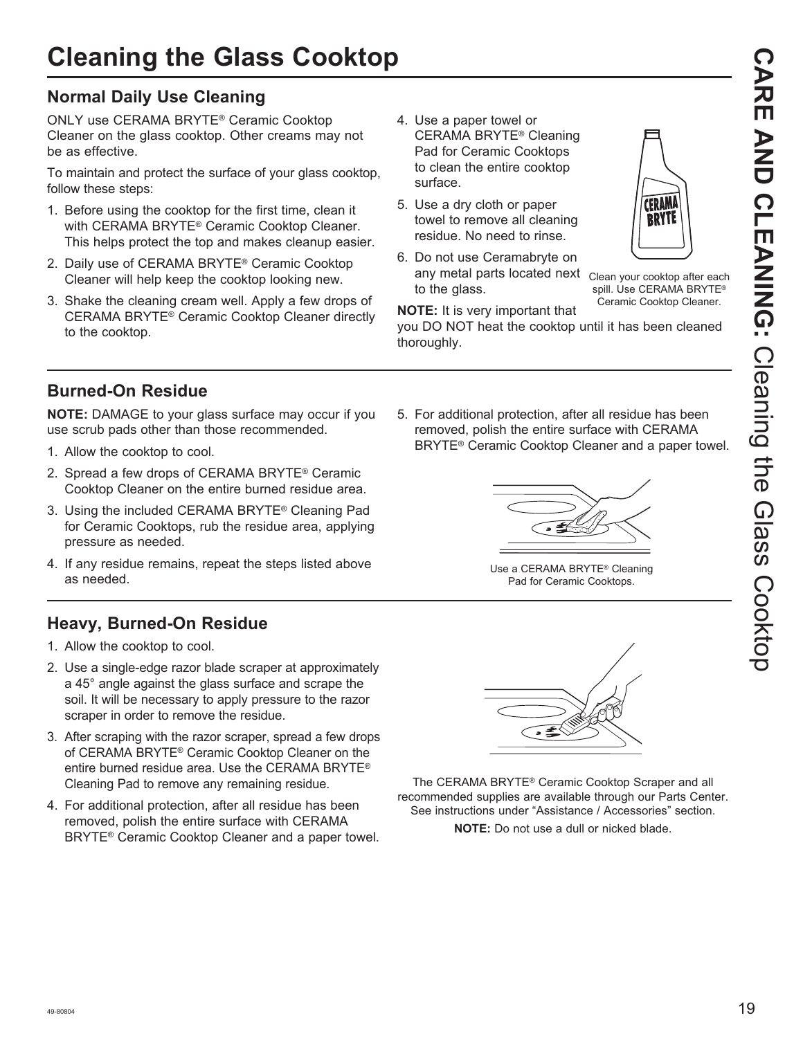# Cleaning the Glass Cooktop

## Normal Daily Use Cleaning

ONLY use CERAMA BRYTE® Ceramic Cooktop Cleaner on the glass cooktop. Other creams may not be as effective.

To maintain and protect the surface of your glass cooktop, follow these steps:

1. Before using the cooktop for the first time, clean it with CERAMA BRYTE® Ceramic Cooktop Cleaner. This helps protect the top and makes cleanup easier.
2. Daily use of CERAMA BRYTE® Ceramic Cooktop Cleaner will help keep the cooktop looking new.
3. Shake the cleaning cream well. Apply a few drops of CERAMA BRYTE® Ceramic Cooktop Cleaner directly to the cooktop.
4. Use a paper towel or CERAMA BRYTE® Cleaning Pad for Ceramic Cooktops to clean the entire cooktop surface.
5. Use a dry cloth or paper towel to remove all cleaning residue. No need to rinse.
6. Do not use Ceramabryte on any metal parts located next to the glass.

**NOTE:** It is very important that you DO NOT heat the cooktop until it has been cleaned thoroughly.

Clean your cooktop after each spill. Use CERAMA BRYTE® Ceramic Cooktop Cleaner.

## Burned-On Residue

**NOTE:** DAMAGE to your glass surface may occur if you use scrub pads other than those recommended.

1. Allow the cooktop to cool.
2. Spread a few drops of CERAMA BRYTE® Ceramic Cooktop Cleaner on the entire burned residue area.
3. Using the included CERAMA BRYTE® Cleaning Pad for Ceramic Cooktops, rub the residue area, applying pressure as needed.
4. If any residue remains, repeat the steps listed above as needed.
5. For additional protection, after all residue has been removed, polish the entire surface with CERAMA BRYTE® Ceramic Cooktop Cleaner and a paper towel.

Use a CERAMA BRYTE® Cleaning Pad for Ceramic Cooktops.

## Heavy, Burned-On Residue

1. Allow the cooktop to cool.
2. Use a single-edge razor blade scraper at approximately a 45° angle against the glass surface and scrape the soil. It will be necessary to apply pressure to the razor scraper in order to remove the residue.
3. After scraping with the razor scraper, spread a few drops of CERAMA BRYTE® Ceramic Cooktop Cleaner on the entire burned residue area. Use the CERAMA BRYTE® Cleaning Pad to remove any remaining residue.
4. For additional protection, after all residue has been removed, polish the entire surface with CERAMA BRYTE® Ceramic Cooktop Cleaner and a paper towel.

The CERAMA BRYTE® Ceramic Cooktop Scraper and all recommended supplies are available through our Parts Center. See instructions under "Assistance / Accessories" section.

**NOTE:** Do not use a dull or nicked blade.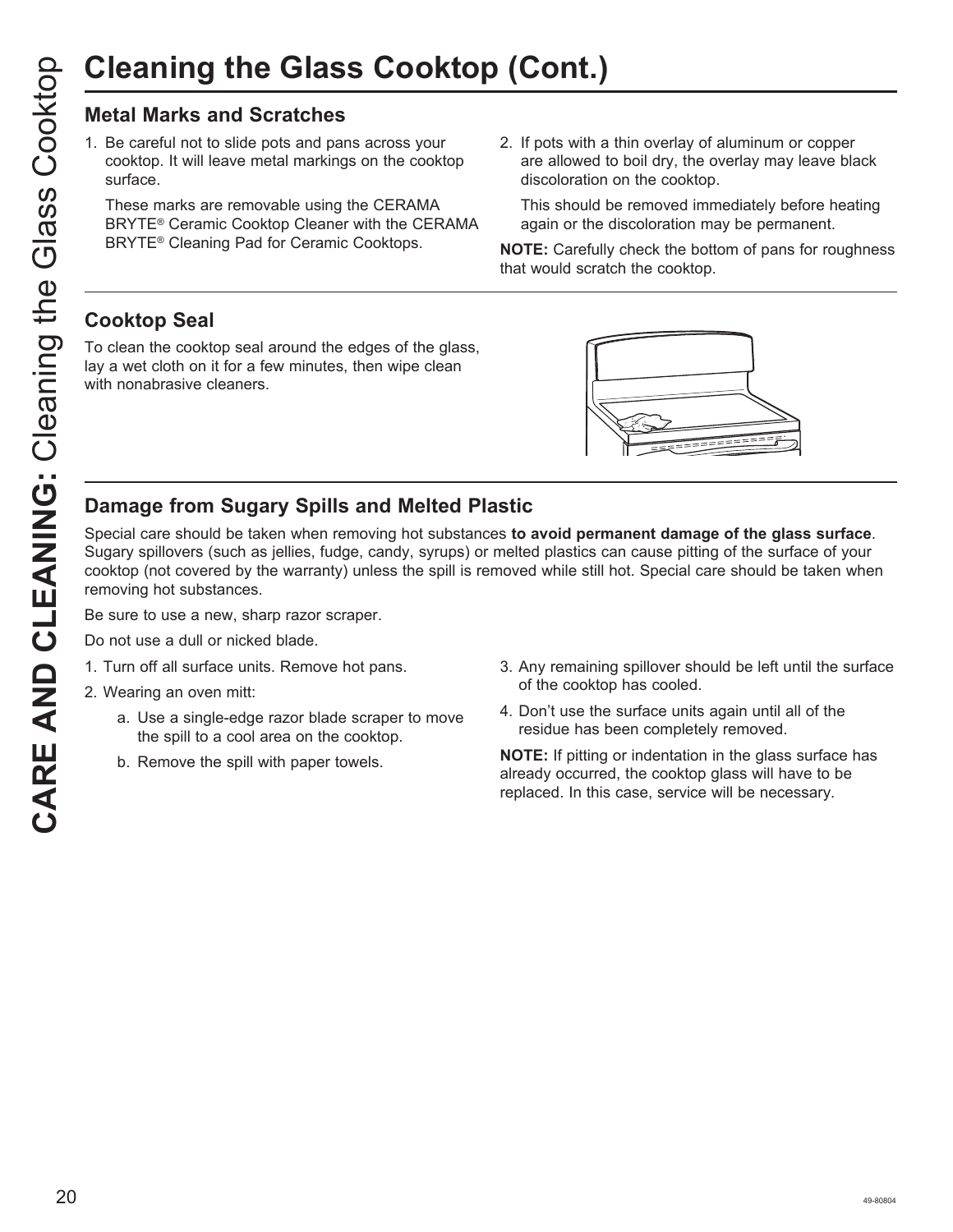# Cleaning the Glass Cooktop (Cont.)

## Metal Marks and Scratches

1. Be careful not to slide pots and pans across your cooktop. It will leave metal markings on the cooktop surface.

   These marks are removable using the CERAMA BRYTE® Ceramic Cooktop Cleaner with the CERAMA BRYTE® Cleaning Pad for Ceramic Cooktops.

2. If pots with a thin overlay of aluminum or copper are allowed to boil dry, the overlay may leave black discoloration on the cooktop.

   This should be removed immediately before heating again or the discoloration may be permanent.

**NOTE:** Carefully check the bottom of pans for roughness that would scratch the cooktop.

## Cooktop Seal

To clean the cooktop seal around the edges of the glass, lay a wet cloth on it for a few minutes, then wipe clean with nonabrasive cleaners.

## Damage from Sugary Spills and Melted Plastic

Special care should be taken when removing hot substances **to avoid permanent damage of the glass surface**. Sugary spillovers (such as jellies, fudge, candy, syrups) or melted plastics can cause pitting of the surface of your cooktop (not covered by the warranty) unless the spill is removed while still hot. Special care should be taken when removing hot substances.

Be sure to use a new, sharp razor scraper.

Do not use a dull or nicked blade.

1. Turn off all surface units. Remove hot pans.
2. Wearing an oven mitt:
   a. Use a single-edge razor blade scraper to move the spill to a cool area on the cooktop.
   b. Remove the spill with paper towels.
3. Any remaining spillover should be left until the surface of the cooktop has cooled.
4. Don't use the surface units again until all of the residue has been completely removed.

**NOTE:** If pitting or indentation in the glass surface has already occurred, the cooktop glass will have to be replaced. In this case, service will be necessary.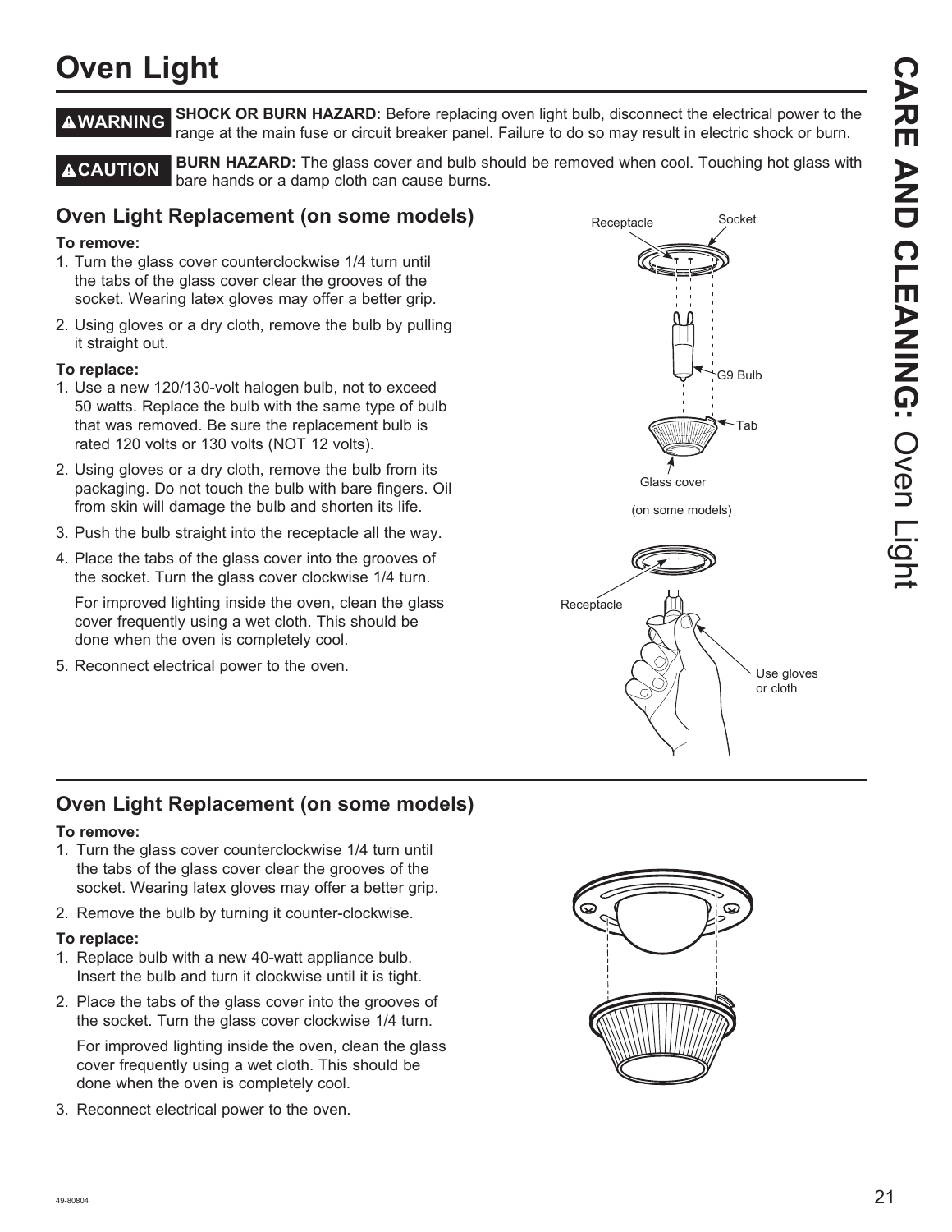# Oven Light

**⚠WARNING** **SHOCK OR BURN HAZARD:** Before replacing oven light bulb, disconnect the electrical power to the range at the main fuse or circuit breaker panel. Failure to do so may result in electric shock or burn.

**⚠CAUTION** **BURN HAZARD:** The glass cover and bulb should be removed when cool. Touching hot glass with bare hands or a damp cloth can cause burns.

## Oven Light Replacement (on some models)

**To remove:**

1. Turn the glass cover counterclockwise 1/4 turn until the tabs of the glass cover clear the grooves of the socket. Wearing latex gloves may offer a better grip.
2. Using gloves or a dry cloth, remove the bulb by pulling it straight out.

**To replace:**

1. Use a new 120/130-volt halogen bulb, not to exceed 50 watts. Replace the bulb with the same type of bulb that was removed. Be sure the replacement bulb is rated 120 volts or 130 volts (NOT 12 volts).
2. Using gloves or a dry cloth, remove the bulb from its packaging. Do not touch the bulb with bare fingers. Oil from skin will damage the bulb and shorten its life.
3. Push the bulb straight into the receptacle all the way.
4. Place the tabs of the glass cover into the grooves of the socket. Turn the glass cover clockwise 1/4 turn.

   For improved lighting inside the oven, clean the glass cover frequently using a wet cloth. This should be done when the oven is completely cool.
5. Reconnect electrical power to the oven.

Receptacle Socket G9 Bulb Tab Glass cover

(on some models)

Receptacle Use gloves or cloth

## Oven Light Replacement (on some models)

**To remove:**

1. Turn the glass cover counterclockwise 1/4 turn until the tabs of the glass cover clear the grooves of the socket. Wearing latex gloves may offer a better grip.
2. Remove the bulb by turning it counter-clockwise.

**To replace:**

1. Replace bulb with a new 40-watt appliance bulb. Insert the bulb and turn it clockwise until it is tight.
2. Place the tabs of the glass cover into the grooves of the socket. Turn the glass cover clockwise 1/4 turn.

   For improved lighting inside the oven, clean the glass cover frequently using a wet cloth. This should be done when the oven is completely cool.
3. Reconnect electrical power to the oven.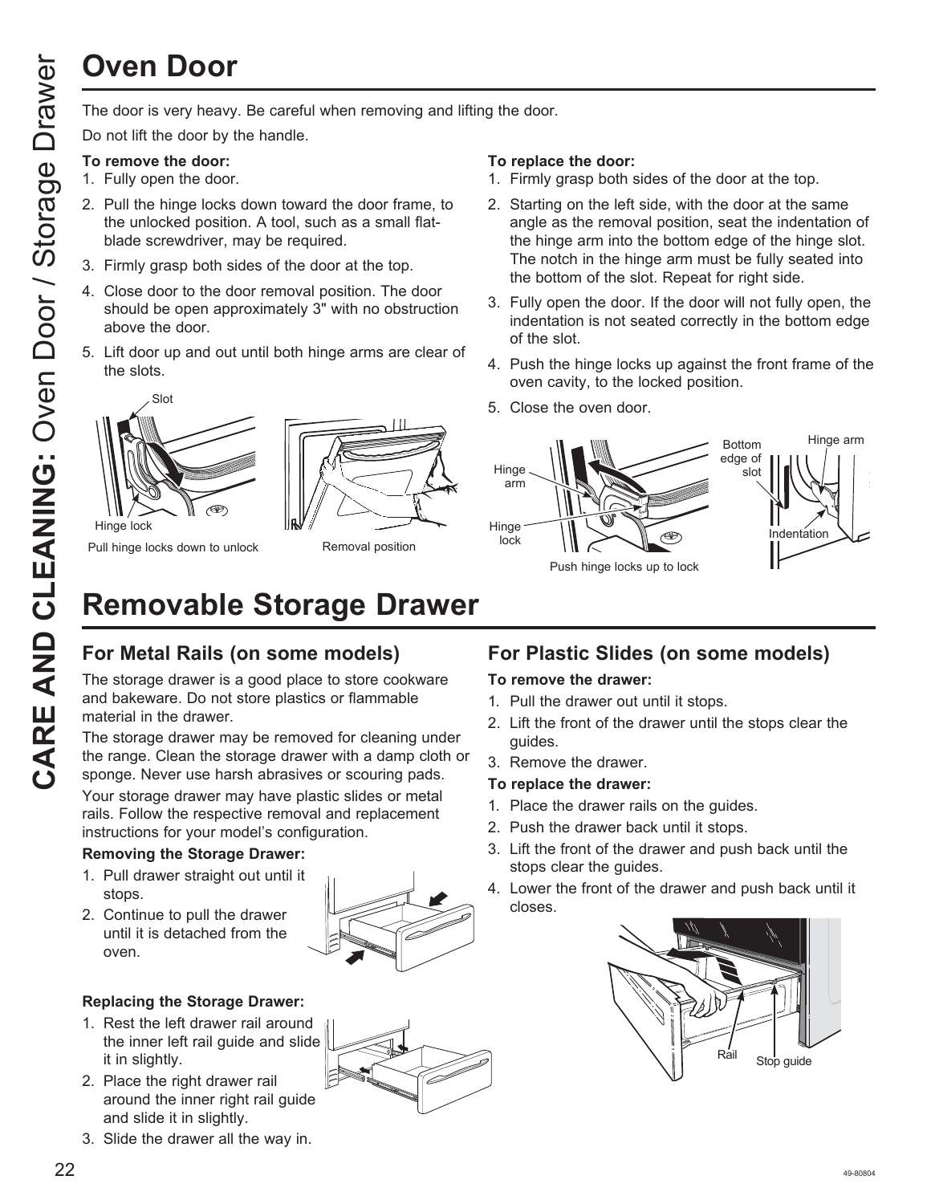# Oven Door

The door is very heavy. Be careful when removing and lifting the door.

Do not lift the door by the handle.

**To remove the door:**

1. Fully open the door.
2. Pull the hinge locks down toward the door frame, to the unlocked position. A tool, such as a small flat-blade screwdriver, may be required.
3. Firmly grasp both sides of the door at the top.
4. Close door to the door removal position. The door should be open approximately 3" with no obstruction above the door.
5. Lift door up and out until both hinge arms are clear of the slots.

Slot

Hinge lock

Pull hinge locks down to unlock

Removal position

**To replace the door:**

1. Firmly grasp both sides of the door at the top.
2. Starting on the left side, with the door at the same angle as the removal position, seat the indentation of the hinge arm into the bottom edge of the hinge slot. The notch in the hinge arm must be fully seated into the bottom of the slot. Repeat for right side.
3. Fully open the door. If the door will not fully open, the indentation is not seated correctly in the bottom edge of the slot.
4. Push the hinge locks up against the front frame of the oven cavity, to the locked position.
5. Close the oven door.

Hinge arm

Hinge lock

Push hinge locks up to lock

Bottom edge of slot

Hinge arm

Indentation

# Removable Storage Drawer

## For Metal Rails (on some models)

The storage drawer is a good place to store cookware and bakeware. Do not store plastics or flammable material in the drawer.

The storage drawer may be removed for cleaning under the range. Clean the storage drawer with a damp cloth or sponge. Never use harsh abrasives or scouring pads.

Your storage drawer may have plastic slides or metal rails. Follow the respective removal and replacement instructions for your model's configuration.

**Removing the Storage Drawer:**

1. Pull drawer straight out until it stops.
2. Continue to pull the drawer until it is detached from the oven.

**Replacing the Storage Drawer:**

1. Rest the left drawer rail around the inner left rail guide and slide it in slightly.
2. Place the right drawer rail around the inner right rail guide and slide it in slightly.
3. Slide the drawer all the way in.

## For Plastic Slides (on some models)

**To remove the drawer:**

1. Pull the drawer out until it stops.
2. Lift the front of the drawer until the stops clear the guides.
3. Remove the drawer.

**To replace the drawer:**

1. Place the drawer rails on the guides.
2. Push the drawer back until it stops.
3. Lift the front of the drawer and push back until the stops clear the guides.
4. Lower the front of the drawer and push back until it closes.

Rail

Stop guide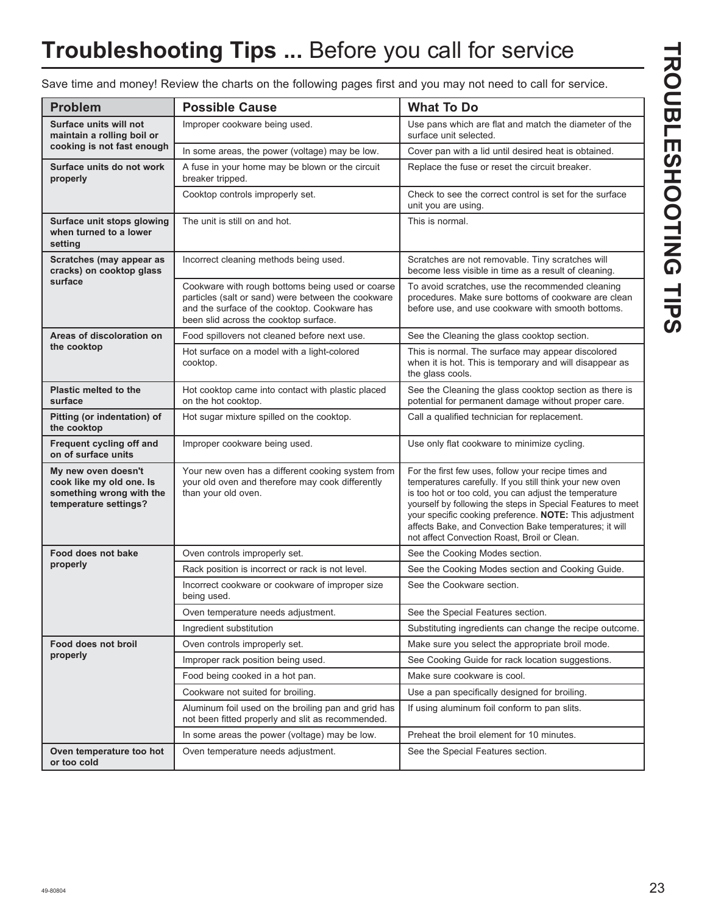# **Troubleshooting Tips ...** Before you call for service

Save time and money! Review the charts on the following pages first and you may not need to call for service.

| Problem | Possible Cause | What To Do |
| --- | --- | --- |
| **Surface units will not maintain a rolling boil or cooking is not fast enough** | Improper cookware being used. | Use pans which are flat and match the diameter of the surface unit selected. |
| | In some areas, the power (voltage) may be low. | Cover pan with a lid until desired heat is obtained. |
| **Surface units do not work properly** | A fuse in your home may be blown or the circuit breaker tripped. | Replace the fuse or reset the circuit breaker. |
| | Cooktop controls improperly set. | Check to see the correct control is set for the surface unit you are using. |
| **Surface unit stops glowing when turned to a lower setting** | The unit is still on and hot. | This is normal. |
| **Scratches (may appear as cracks) on cooktop glass surface** | Incorrect cleaning methods being used. | Scratches are not removable. Tiny scratches will become less visible in time as a result of cleaning. |
| | Cookware with rough bottoms being used or coarse particles (salt or sand) were between the cookware and the surface of the cooktop. Cookware has been slid across the cooktop surface. | To avoid scratches, use the recommended cleaning procedures. Make sure bottoms of cookware are clean before use, and use cookware with smooth bottoms. |
| **Areas of discoloration on the cooktop** | Food spillovers not cleaned before next use. | See the Cleaning the glass cooktop section. |
| | Hot surface on a model with a light-colored cooktop. | This is normal. The surface may appear discolored when it is hot. This is temporary and will disappear as the glass cools. |
| **Plastic melted to the surface** | Hot cooktop came into contact with plastic placed on the hot cooktop. | See the Cleaning the glass cooktop section as there is potential for permanent damage without proper care. |
| **Pitting (or indentation) of the cooktop** | Hot sugar mixture spilled on the cooktop. | Call a qualified technician for replacement. |
| **Frequent cycling off and on of surface units** | Improper cookware being used. | Use only flat cookware to minimize cycling. |
| **My new oven doesn't cook like my old one. Is something wrong with the temperature settings?** | Your new oven has a different cooking system from your old oven and therefore may cook differently than your old oven. | For the first few uses, follow your recipe times and temperatures carefully. If you still think your new oven is too hot or too cold, you can adjust the temperature yourself by following the steps in Special Features to meet your specific cooking preference. **NOTE:** This adjustment affects Bake, and Convection Bake temperatures; it will not affect Convection Roast, Broil or Clean. |
| **Food does not bake properly** | Oven controls improperly set. | See the Cooking Modes section. |
| | Rack position is incorrect or rack is not level. | See the Cooking Modes section and Cooking Guide. |
| | Incorrect cookware or cookware of improper size being used. | See the Cookware section. |
| | Oven temperature needs adjustment. | See the Special Features section. |
| | Ingredient substitution | Substituting ingredients can change the recipe outcome. |
| **Food does not broil properly** | Oven controls improperly set. | Make sure you select the appropriate broil mode. |
| | Improper rack position being used. | See Cooking Guide for rack location suggestions. |
| | Food being cooked in a hot pan. | Make sure cookware is cool. |
| | Cookware not suited for broiling. | Use a pan specifically designed for broiling. |
| | Aluminum foil used on the broiling pan and grid has not been fitted properly and slit as recommended. | If using aluminum foil conform to pan slits. |
| | In some areas the power (voltage) may be low. | Preheat the broil element for 10 minutes. |
| **Oven temperature too hot or too cold** | Oven temperature needs adjustment. | See the Special Features section. |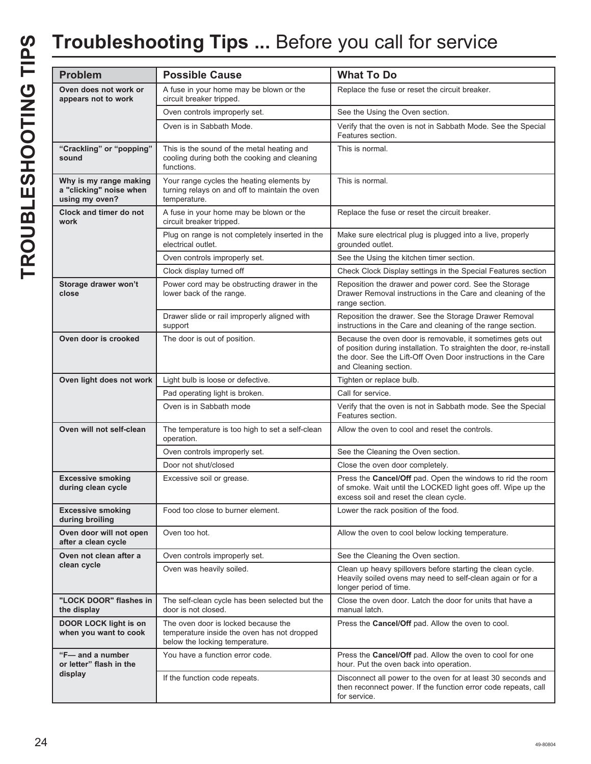# Troubleshooting Tips ... Before you call for service

| Problem | Possible Cause | What To Do |
|---|---|---|
| **Oven does not work or appears not to work** | A fuse in your home may be blown or the circuit breaker tripped. | Replace the fuse or reset the circuit breaker. |
| | Oven controls improperly set. | See the Using the Oven section. |
| | Oven is in Sabbath Mode. | Verify that the oven is not in Sabbath Mode. See the Special Features section. |
| **"Crackling" or "popping" sound** | This is the sound of the metal heating and cooling during both the cooking and cleaning functions. | This is normal. |
| **Why is my range making a "clicking" noise when using my oven?** | Your range cycles the heating elements by turning relays on and off to maintain the oven temperature. | This is normal. |
| **Clock and timer do not work** | A fuse in your home may be blown or the circuit breaker tripped. | Replace the fuse or reset the circuit breaker. |
| | Plug on range is not completely inserted in the electrical outlet. | Make sure electrical plug is plugged into a live, properly grounded outlet. |
| | Oven controls improperly set. | See the Using the kitchen timer section. |
| | Clock display turned off | Check Clock Display settings in the Special Features section |
| **Storage drawer won't close** | Power cord may be obstructing drawer in the lower back of the range. | Reposition the drawer and power cord. See the Storage Drawer Removal instructions in the Care and cleaning of the range section. |
| | Drawer slide or rail improperly aligned with support | Reposition the drawer. See the Storage Drawer Removal instructions in the Care and cleaning of the range section. |
| **Oven door is crooked** | The door is out of position. | Because the oven door is removable, it sometimes gets out of position during installation. To straighten the door, re-install the door. See the Lift-Off Oven Door instructions in the Care and Cleaning section. |
| **Oven light does not work** | Light bulb is loose or defective. | Tighten or replace bulb. |
| | Pad operating light is broken. | Call for service. |
| | Oven is in Sabbath mode | Verify that the oven is not in Sabbath mode. See the Special Features section. |
| **Oven will not self-clean** | The temperature is too high to set a self-clean operation. | Allow the oven to cool and reset the controls. |
| | Oven controls improperly set. | See the Cleaning the Oven section. |
| | Door not shut/closed | Close the oven door completely. |
| **Excessive smoking during clean cycle** | Excessive soil or grease. | Press the **Cancel/Off** pad. Open the windows to rid the room of smoke. Wait until the LOCKED light goes off. Wipe up the excess soil and reset the clean cycle. |
| **Excessive smoking during broiling** | Food too close to burner element. | Lower the rack position of the food. |
| **Oven door will not open after a clean cycle** | Oven too hot. | Allow the oven to cool below locking temperature. |
| **Oven not clean after a clean cycle** | Oven controls improperly set. | See the Cleaning the Oven section. |
| | Oven was heavily soiled. | Clean up heavy spillovers before starting the clean cycle. Heavily soiled ovens may need to self-clean again or for a longer period of time. |
| **"LOCK DOOR" flashes in the display** | The self-clean cycle has been selected but the door is not closed. | Close the oven door. Latch the door for units that have a manual latch. |
| **DOOR LOCK light is on when you want to cook** | The oven door is locked because the temperature inside the oven has not dropped below the locking temperature. | Press the **Cancel/Off** pad. Allow the oven to cool. |
| **"F— and a number or letter" flash in the display** | You have a function error code. | Press the **Cancel/Off** pad. Allow the oven to cool for one hour. Put the oven back into operation. |
| | If the function code repeats. | Disconnect all power to the oven for at least 30 seconds and then reconnect power. If the function error code repeats, call for service. |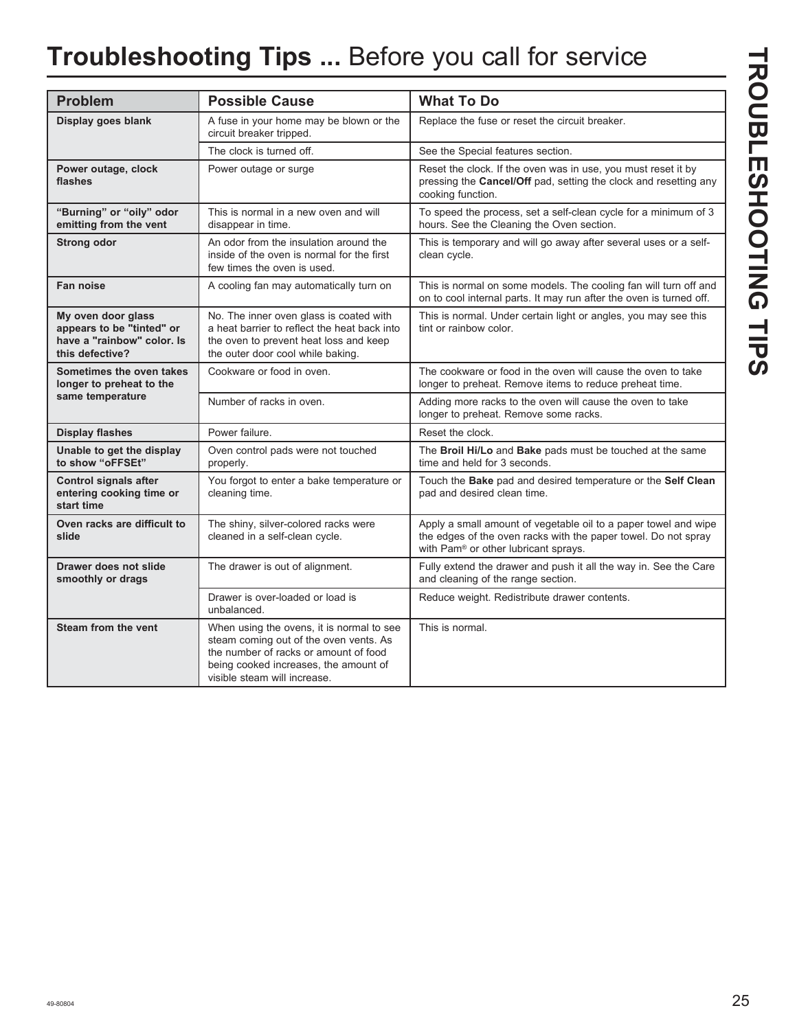# **Troubleshooting Tips ...** Before you call for service

| Problem | Possible Cause | What To Do |
|---|---|---|
| **Display goes blank** | A fuse in your home may be blown or the circuit breaker tripped. | Replace the fuse or reset the circuit breaker. |
| | The clock is turned off. | See the Special features section. |
| **Power outage, clock flashes** | Power outage or surge | Reset the clock. If the oven was in use, you must reset it by pressing the **Cancel/Off** pad, setting the clock and resetting any cooking function. |
| **"Burning" or "oily" odor emitting from the vent** | This is normal in a new oven and will disappear in time. | To speed the process, set a self-clean cycle for a minimum of 3 hours. See the Cleaning the Oven section. |
| **Strong odor** | An odor from the insulation around the inside of the oven is normal for the first few times the oven is used. | This is temporary and will go away after several uses or a self-clean cycle. |
| **Fan noise** | A cooling fan may automatically turn on | This is normal on some models. The cooling fan will turn off and on to cool internal parts. It may run after the oven is turned off. |
| **My oven door glass appears to be "tinted" or have a "rainbow" color. Is this defective?** | No. The inner oven glass is coated with a heat barrier to reflect the heat back into the oven to prevent heat loss and keep the outer door cool while baking. | This is normal. Under certain light or angles, you may see this tint or rainbow color. |
| **Sometimes the oven takes longer to preheat to the same temperature** | Cookware or food in oven. | The cookware or food in the oven will cause the oven to take longer to preheat. Remove items to reduce preheat time. |
| | Number of racks in oven. | Adding more racks to the oven will cause the oven to take longer to preheat. Remove some racks. |
| **Display flashes** | Power failure. | Reset the clock. |
| **Unable to get the display to show "oFFSEt"** | Oven control pads were not touched properly. | The **Broil Hi/Lo** and **Bake** pads must be touched at the same time and held for 3 seconds. |
| **Control signals after entering cooking time or start time** | You forgot to enter a bake temperature or cleaning time. | Touch the **Bake** pad and desired temperature or the **Self Clean** pad and desired clean time. |
| **Oven racks are difficult to slide** | The shiny, silver-colored racks were cleaned in a self-clean cycle. | Apply a small amount of vegetable oil to a paper towel and wipe the edges of the oven racks with the paper towel. Do not spray with Pam® or other lubricant sprays. |
| **Drawer does not slide smoothly or drags** | The drawer is out of alignment. | Fully extend the drawer and push it all the way in. See the Care and cleaning of the range section. |
| | Drawer is over-loaded or load is unbalanced. | Reduce weight. Redistribute drawer contents. |
| **Steam from the vent** | When using the ovens, it is normal to see steam coming out of the oven vents. As the number of racks or amount of food being cooked increases, the amount of visible steam will increase. | This is normal. |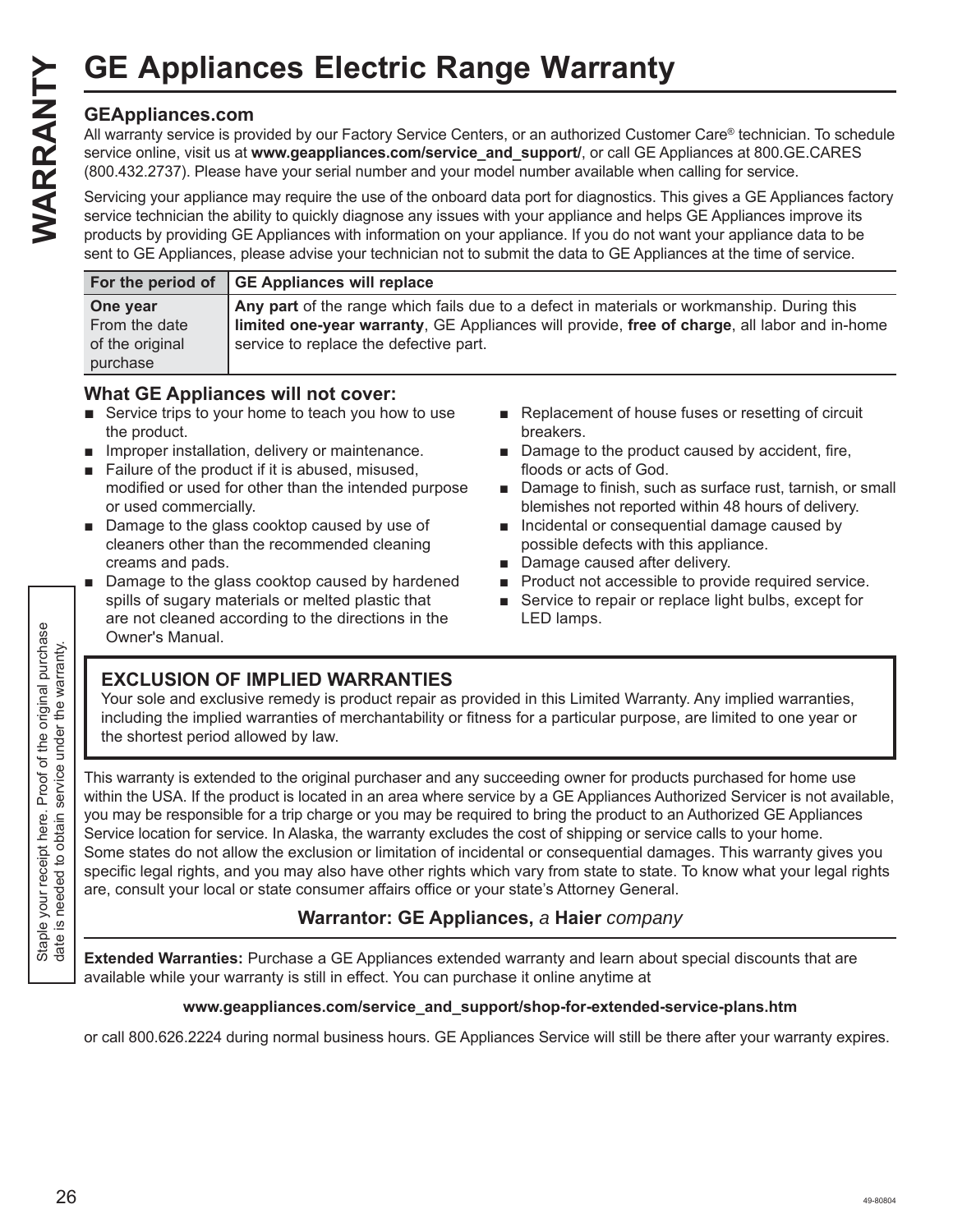# GE Appliances Electric Range Warranty

### GEAppliances.com

All warranty service is provided by our Factory Service Centers, or an authorized Customer Care® technician. To schedule service online, visit us at **www.geappliances.com/service_and_support/**, or call GE Appliances at 800.GE.CARES (800.432.2737). Please have your serial number and your model number available when calling for service.

Servicing your appliance may require the use of the onboard data port for diagnostics. This gives a GE Appliances factory service technician the ability to quickly diagnose any issues with your appliance and helps GE Appliances improve its products by providing GE Appliances with information on your appliance. If you do not want your appliance data to be sent to GE Appliances, please advise your technician not to submit the data to GE Appliances at the time of service.

| For the period of | GE Appliances will replace |
| --- | --- |
| **One year** From the date of the original purchase | **Any part** of the range which fails due to a defect in materials or workmanship. During this **limited one-year warranty**, GE Appliances will provide, **free of charge**, all labor and in-home service to replace the defective part. |

### What GE Appliances will not cover:

- Service trips to your home to teach you how to use the product.
- Improper installation, delivery or maintenance.
- Failure of the product if it is abused, misused, modified or used for other than the intended purpose or used commercially.
- Damage to the glass cooktop caused by use of cleaners other than the recommended cleaning creams and pads.
- Damage to the glass cooktop caused by hardened spills of sugary materials or melted plastic that are not cleaned according to the directions in the Owner's Manual.
- Replacement of house fuses or resetting of circuit breakers.
- Damage to the product caused by accident, fire, floods or acts of God.
- Damage to finish, such as surface rust, tarnish, or small blemishes not reported within 48 hours of delivery.
- Incidental or consequential damage caused by possible defects with this appliance.
- Damage caused after delivery.
- Product not accessible to provide required service.
- Service to repair or replace light bulbs, except for LED lamps.

### EXCLUSION OF IMPLIED WARRANTIES

Your sole and exclusive remedy is product repair as provided in this Limited Warranty. Any implied warranties, including the implied warranties of merchantability or fitness for a particular purpose, are limited to one year or the shortest period allowed by law.

This warranty is extended to the original purchaser and any succeeding owner for products purchased for home use within the USA. If the product is located in an area where service by a GE Appliances Authorized Servicer is not available, you may be responsible for a trip charge or you may be required to bring the product to an Authorized GE Appliances Service location for service. In Alaska, the warranty excludes the cost of shipping or service calls to your home.
Some states do not allow the exclusion or limitation of incidental or consequential damages. This warranty gives you specific legal rights, and you may also have other rights which vary from state to state. To know what your legal rights are, consult your local or state consumer affairs office or your state's Attorney General.

**Warrantor: GE Appliances,** *a* **Haier** *company*

**Extended Warranties:** Purchase a GE Appliances extended warranty and learn about special discounts that are available while your warranty is still in effect. You can purchase it online anytime at

**www.geappliances.com/service_and_support/shop-for-extended-service-plans.htm**

or call 800.626.2224 during normal business hours. GE Appliances Service will still be there after your warranty expires.

Staple your receipt here. Proof of the original purchase date is needed to obtain service under the warranty.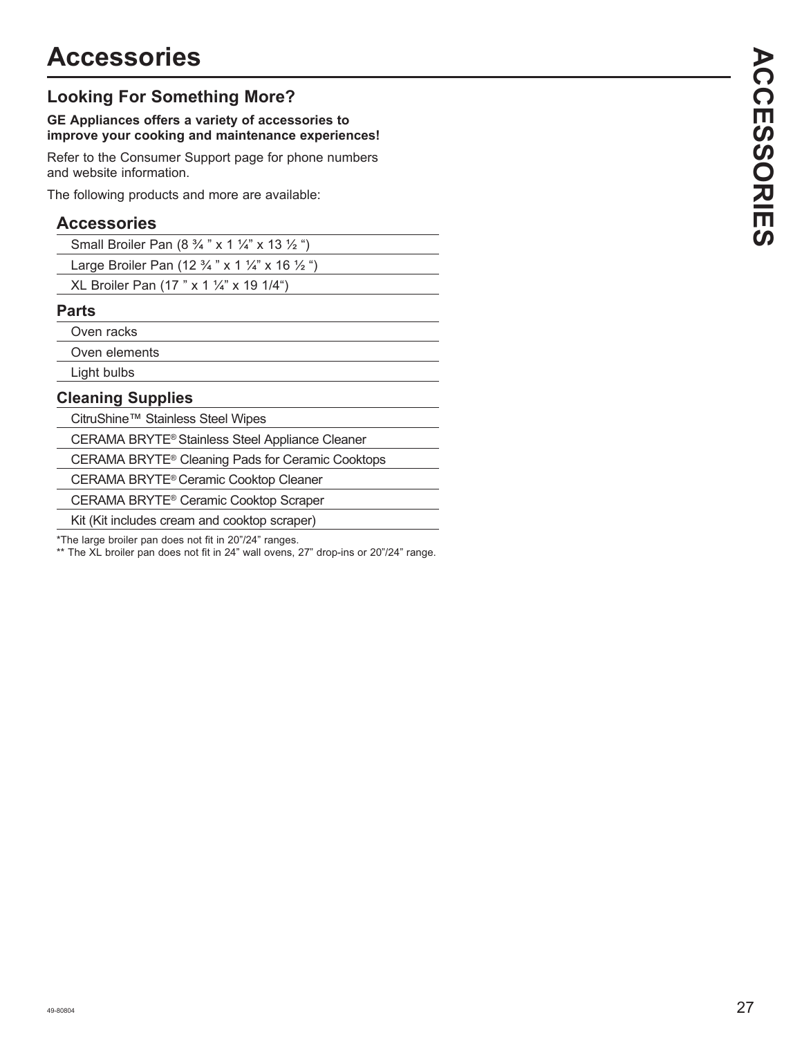# Accessories

## Looking For Something More?

**GE Appliances offers a variety of accessories to improve your cooking and maintenance experiences!**

Refer to the Consumer Support page for phone numbers and website information.

The following products and more are available:

| Accessories |
|---|
| Small Broiler Pan (8 ¾ " x 1 ¼" x 13 ½ ") |
| Large Broiler Pan (12 ¾ " x 1 ¼" x 16 ½ ") |
| XL Broiler Pan (17 " x 1 ¼" x 19 1/4") |

| Parts |
|---|
| Oven racks |
| Oven elements |
| Light bulbs |

| Cleaning Supplies |
|---|
| CitruShine™ Stainless Steel Wipes |
| CERAMA BRYTE® Stainless Steel Appliance Cleaner |
| CERAMA BRYTE® Cleaning Pads for Ceramic Cooktops |
| CERAMA BRYTE® Ceramic Cooktop Cleaner |
| CERAMA BRYTE® Ceramic Cooktop Scraper |
| Kit (Kit includes cream and cooktop scraper) |

*The large broiler pan does not fit in 20"/24" ranges.

** The XL broiler pan does not fit in 24" wall ovens, 27" drop-ins or 20"/24" range.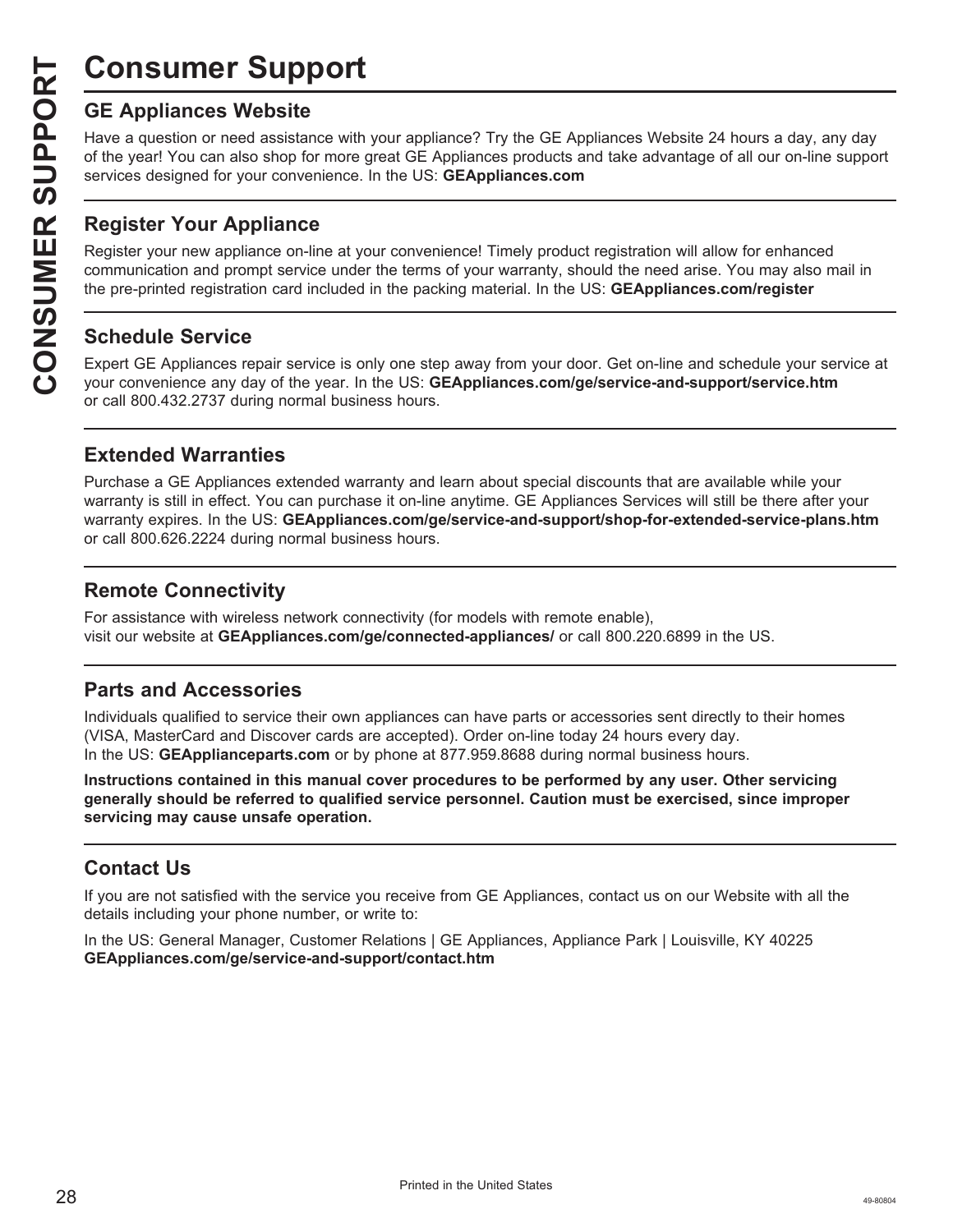# Consumer Support

## GE Appliances Website

Have a question or need assistance with your appliance? Try the GE Appliances Website 24 hours a day, any day of the year! You can also shop for more great GE Appliances products and take advantage of all our on-line support services designed for your convenience. In the US: **GEAppliances.com**

## Register Your Appliance

Register your new appliance on-line at your convenience! Timely product registration will allow for enhanced communication and prompt service under the terms of your warranty, should the need arise. You may also mail in the pre-printed registration card included in the packing material. In the US: **GEAppliances.com/register**

## Schedule Service

Expert GE Appliances repair service is only one step away from your door. Get on-line and schedule your service at your convenience any day of the year. In the US: **GEAppliances.com/ge/service-and-support/service.htm** or call 800.432.2737 during normal business hours.

## Extended Warranties

Purchase a GE Appliances extended warranty and learn about special discounts that are available while your warranty is still in effect. You can purchase it on-line anytime. GE Appliances Services will still be there after your warranty expires. In the US: **GEAppliances.com/ge/service-and-support/shop-for-extended-service-plans.htm** or call 800.626.2224 during normal business hours.

## Remote Connectivity

For assistance with wireless network connectivity (for models with remote enable), visit our website at **GEAppliances.com/ge/connected-appliances/** or call 800.220.6899 in the US.

## Parts and Accessories

Individuals qualified to service their own appliances can have parts or accessories sent directly to their homes (VISA, MasterCard and Discover cards are accepted). Order on-line today 24 hours every day.
In the US: **GEApplianceparts.com** or by phone at 877.959.8688 during normal business hours.

**Instructions contained in this manual cover procedures to be performed by any user. Other servicing generally should be referred to qualified service personnel. Caution must be exercised, since improper servicing may cause unsafe operation.**

## Contact Us

If you are not satisfied with the service you receive from GE Appliances, contact us on our Website with all the details including your phone number, or write to:

In the US: General Manager, Customer Relations | GE Appliances, Appliance Park | Louisville, KY 40225
**GEAppliances.com/ge/service-and-support/contact.htm**

Printed in the United States

49-80804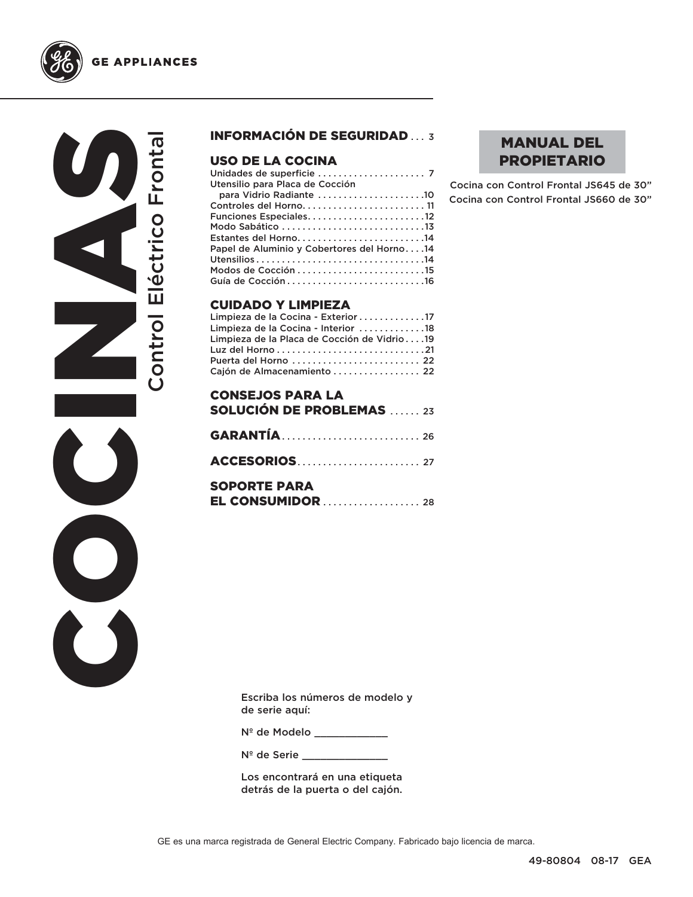GE APPLIANCES

# COCINAS

## Control Eléctrico Frontal

**MANUAL DEL PROPIETARIO**

Cocina con Control Frontal JS645 de 30"
Cocina con Control Frontal JS660 de 30"

**INFORMACIÓN DE SEGURIDAD** . . . 3

**USO DE LA COCINA**
Unidades de superficie . . . . . . . . . . . . . . . . . . . . . 7
Utensilio para Placa de Cocción para Vidrio Radiante . . . . . . . . . . . . . . . . . . . .10
Controles del Horno. . . . . . . . . . . . . . . . . . . . . . . 11
Funciones Especiales. . . . . . . . . . . . . . . . . . . . . .12
Modo Sabático . . . . . . . . . . . . . . . . . . . . . . . . . . .13
Estantes del Horno. . . . . . . . . . . . . . . . . . . . . . . .14
Papel de Aluminio y Cobertores del Horno. . . .14
Utensilios . . . . . . . . . . . . . . . . . . . . . . . . . . . . . . .14
Modos de Cocción . . . . . . . . . . . . . . . . . . . . . . . .15
Guía de Cocción . . . . . . . . . . . . . . . . . . . . . . . . . .16

**CUIDADO Y LIMPIEZA**
Limpieza de la Cocina - Exterior . . . . . . . . . . . . .17
Limpieza de la Cocina - Interior . . . . . . . . . . . . .18
Limpieza de la Placa de Cocción de Vidrio . . . .19
Luz del Horno . . . . . . . . . . . . . . . . . . . . . . . . . . . .21
Puerta del Horno . . . . . . . . . . . . . . . . . . . . . . . . 22
Cajón de Almacenamiento . . . . . . . . . . . . . . . . 22

**CONSEJOS PARA LA SOLUCIÓN DE PROBLEMAS** . . . . . . 23

**GARANTÍA** . . . . . . . . . . . . . . . . . . . . . . . . . . . 26

**ACCESORIOS** . . . . . . . . . . . . . . . . . . . . . . . . 27

**SOPORTE PARA EL CONSUMIDOR** . . . . . . . . . . . . . . . . . . 28

Escriba los números de modelo y de serie aquí:

Nº de Modelo ____________

Nº de Serie ______________

Los encontrará en una etiqueta detrás de la puerta o del cajón.

GE es una marca registrada de General Electric Company. Fabricado bajo licencia de marca.

49-80804 08-17 GEA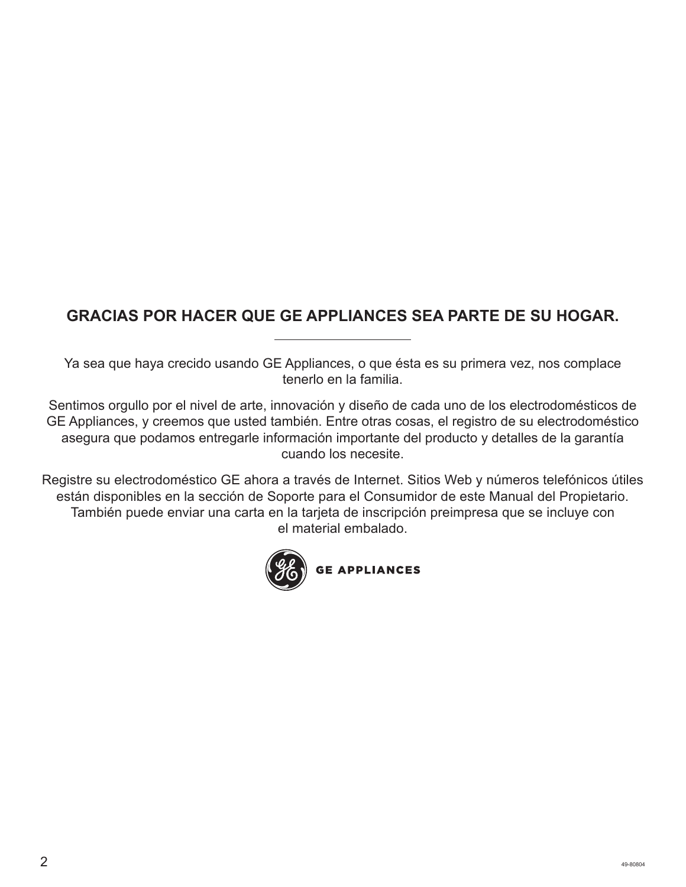## GRACIAS POR HACER QUE GE APPLIANCES SEA PARTE DE SU HOGAR.

Ya sea que haya crecido usando GE Appliances, o que ésta es su primera vez, nos complace tenerlo en la familia.

Sentimos orgullo por el nivel de arte, innovación y diseño de cada uno de los electrodomésticos de GE Appliances, y creemos que usted también. Entre otras cosas, el registro de su electrodoméstico asegura que podamos entregarle información importante del producto y detalles de la garantía cuando los necesite.

Registre su electrodoméstico GE ahora a través de Internet. Sitios Web y números telefónicos útiles están disponibles en la sección de Soporte para el Consumidor de este Manual del Propietario. También puede enviar una carta en la tarjeta de inscripción preimpresa que se incluye con el material embalado.

GE APPLIANCES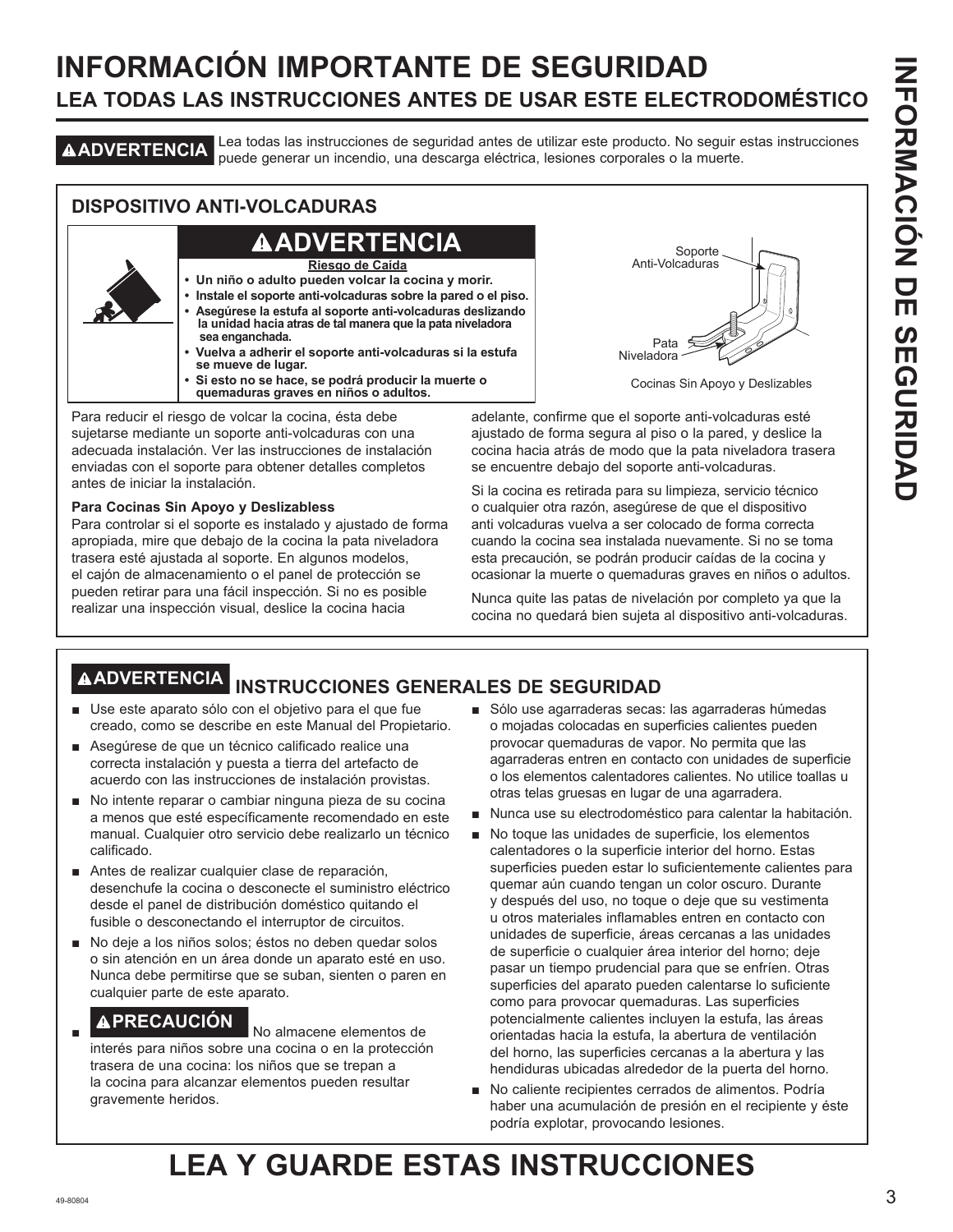# INFORMACIÓN IMPORTANTE DE SEGURIDAD

## LEA TODAS LAS INSTRUCCIONES ANTES DE USAR ESTE ELECTRODOMÉSTICO

**⚠ADVERTENCIA** Lea todas las instrucciones de seguridad antes de utilizar este producto. No seguir estas instrucciones puede generar un incendio, una descarga eléctrica, lesiones corporales o la muerte.

### DISPOSITIVO ANTI-VOLCADURAS

**⚠ADVERTENCIA**

**Riesgo de Caída**

- **Un niño o adulto pueden volcar la cocina y morir.**
- **Instale el soporte anti-volcaduras sobre la pared o el piso.**
- **Asegúrese la estufa al soporte anti-volcaduras deslizando la unidad hacia atras de tal manera que la pata niveladora sea enganchada.**
- **Vuelva a adherir el soporte anti-volcaduras si la estufa se mueve de lugar.**
- **Si esto no se hace, se podrá producir la muerte o quemaduras graves en niños o adultos.**

Soporte Anti-Volcaduras

Pata Niveladora

Cocinas Sin Apoyo y Deslizables

Para reducir el riesgo de volcar la cocina, ésta debe sujetarse mediante un soporte anti-volcaduras con una adecuada instalación. Ver las instrucciones de instalación enviadas con el soporte para obtener detalles completos antes de iniciar la instalación.

**Para Cocinas Sin Apoyo y Deslizabless**

Para controlar si el soporte es instalado y ajustado de forma apropiada, mire que debajo de la cocina la pata niveladora trasera esté ajustada al soporte. En algunos modelos, el cajón de almacenamiento o el panel de protección se pueden retirar para una fácil inspección. Si no es posible realizar una inspección visual, deslice la cocina hacia adelante, confirme que el soporte anti-volcaduras esté ajustado de forma segura al piso o la pared, y deslice la cocina hacia atrás de modo que la pata niveladora trasera se encuentre debajo del soporte anti-volcaduras.

Si la cocina es retirada para su limpieza, servicio técnico o cualquier otra razón, asegúrese de que el dispositivo anti volcaduras vuelva a ser colocado de forma correcta cuando la cocina sea instalada nuevamente. Si no se toma esta precaución, se podrán producir caídas de la cocina y ocasionar la muerte o quemaduras graves en niños o adultos.

Nunca quite las patas de nivelación por completo ya que la cocina no quedará bien sujeta al dispositivo anti-volcaduras.

### ⚠ADVERTENCIA INSTRUCCIONES GENERALES DE SEGURIDAD

- Use este aparato sólo con el objetivo para el que fue creado, como se describe en este Manual del Propietario.
- Asegúrese de que un técnico calificado realice una correcta instalación y puesta a tierra del artefacto de acuerdo con las instrucciones de instalación provistas.
- No intente reparar o cambiar ninguna pieza de su cocina a menos que esté específicamente recomendado en este manual. Cualquier otro servicio debe realizarlo un técnico calificado.
- Antes de realizar cualquier clase de reparación, desenchufe la cocina o desconecte el suministro eléctrico desde el panel de distribución doméstico quitando el fusible o desconectando el interruptor de circuitos.
- No deje a los niños solos; éstos no deben quedar solos o sin atención en un área donde un aparato esté en uso. Nunca debe permitirse que se suban, sienten o paren en cualquier parte de este aparato.
- **⚠PRECAUCIÓN** No almacene elementos de interés para niños sobre una cocina o en la protección trasera de una cocina: los niños que se trepan a la cocina para alcanzar elementos pueden resultar gravemente heridos.
- Sólo use agarraderas secas: las agarraderas húmedas o mojadas colocadas en superficies calientes pueden provocar quemaduras de vapor. No permita que las agarraderas entren en contacto con unidades de superficie o los elementos calentadores calientes. No utilice toallas u otras telas gruesas en lugar de una agarradera.
- Nunca use su electrodoméstico para calentar la habitación.
- No toque las unidades de superficie, los elementos calentadores o la superficie interior del horno. Estas superficies pueden estar lo suficientemente calientes para quemar aún cuando tengan un color oscuro. Durante y después del uso, no toque o deje que su vestimenta u otros materiales inflamables entren en contacto con unidades de superficie, áreas cercanas a las unidades de superficie o cualquier área interior del horno; deje pasar un tiempo prudencial para que se enfríen. Otras superficies del aparato pueden calentarse lo suficiente como para provocar quemaduras. Las superficies potencialmente calientes incluyen la estufa, las áreas orientadas hacia la estufa, la abertura de ventilación del horno, las superficies cercanas a la abertura y las hendiduras ubicadas alrededor de la puerta del horno.
- No caliente recipientes cerrados de alimentos. Podría haber una acumulación de presión en el recipiente y éste podría explotar, provocando lesiones.

# LEA Y GUARDE ESTAS INSTRUCCIONES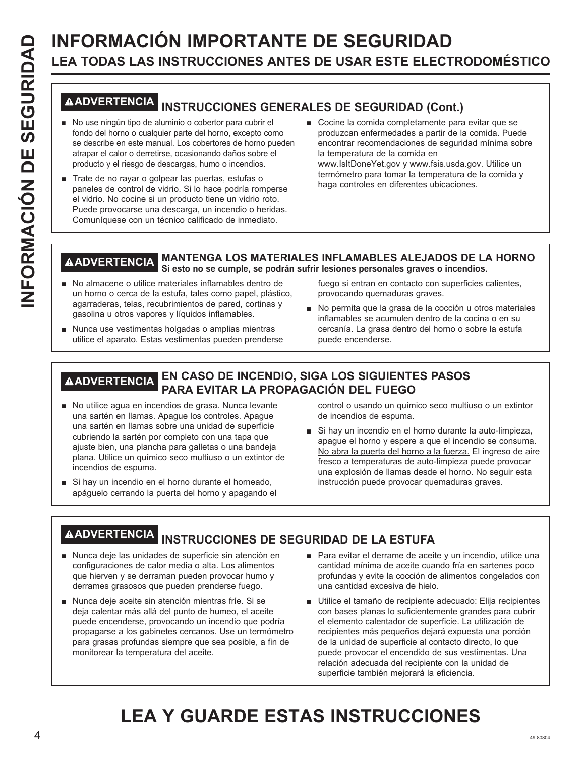# INFORMACIÓN IMPORTANTE DE SEGURIDAD

## LEA TODAS LAS INSTRUCCIONES ANTES DE USAR ESTE ELECTRODOMÉSTICO

### ⚠ADVERTENCIA INSTRUCCIONES GENERALES DE SEGURIDAD (Cont.)

- No use ningún tipo de aluminio o cobertor para cubrir el fondo del horno o cualquier parte del horno, excepto como se describe en este manual. Los cobertores de horno pueden atrapar el calor o derretirse, ocasionando daños sobre el producto y el riesgo de descargas, humo o incendios.
- Trate de no rayar o golpear las puertas, estufas o paneles de control de vidrio. Si lo hace podría romperse el vidrio. No cocine si un producto tiene un vidrio roto. Puede provocarse una descarga, un incendio o heridas. Comuníquese con un técnico calificado de inmediato.
- Cocine la comida completamente para evitar que se produzcan enfermedades a partir de la comida. Puede encontrar recomendaciones de seguridad mínima sobre la temperatura de la comida en www.IsItDoneYet.gov y www.fsis.usda.gov. Utilice un termómetro para tomar la temperatura de la comida y haga controles en diferentes ubicaciones.

### ⚠ADVERTENCIA MANTENGA LOS MATERIALES INFLAMABLES ALEJADOS DE LA HORNO

**Si esto no se cumple, se podrán sufrir lesiones personales graves o incendios.**

- No almacene o utilice materiales inflamables dentro de un horno o cerca de la estufa, tales como papel, plástico, agarraderas, telas, recubrimientos de pared, cortinas y gasolina u otros vapores y líquidos inflamables.
- Nunca use vestimentas holgadas o amplias mientras utilice el aparato. Estas vestimentas pueden prenderse fuego si entran en contacto con superficies calientes, provocando quemaduras graves.
- No permita que la grasa de la cocción u otros materiales inflamables se acumulen dentro de la cocina o en su cercanía. La grasa dentro del horno o sobre la estufa puede encenderse.

### ⚠ADVERTENCIA EN CASO DE INCENDIO, SIGA LOS SIGUIENTES PASOS PARA EVITAR LA PROPAGACIÓN DEL FUEGO

- No utilice agua en incendios de grasa. Nunca levante una sartén en llamas. Apague los controles. Apague una sartén en llamas sobre una unidad de superficie cubriendo la sartén por completo con una tapa que ajuste bien, una plancha para galletas o una bandeja plana. Utilice un químico seco multiuso o un extintor de incendios de espuma.
- Si hay un incendio en el horno durante el horneado, apáguelo cerrando la puerta del horno y apagando el control o usando un químico seco multiuso o un extintor de incendios de espuma.
- Si hay un incendio en el horno durante la auto-limpieza, apague el horno y espere a que el incendio se consuma. <u>No abra la puerta del horno a la fuerza.</u> El ingreso de aire fresco a temperaturas de auto-limpieza puede provocar una explosión de llamas desde el horno. No seguir esta instrucción puede provocar quemaduras graves.

### ⚠ADVERTENCIA INSTRUCCIONES DE SEGURIDAD DE LA ESTUFA

- Nunca deje las unidades de superficie sin atención en configuraciones de calor media o alta. Los alimentos que hierven y se derraman pueden provocar humo y derrames grasosos que pueden prenderse fuego.
- Nunca deje aceite sin atención mientras fríe. Si se deja calentar más allá del punto de humeo, el aceite puede encenderse, provocando un incendio que podría propagarse a los gabinetes cercanos. Use un termómetro para grasas profundas siempre que sea posible, a fin de monitorear la temperatura del aceite.
- Para evitar el derrame de aceite y un incendio, utilice una cantidad mínima de aceite cuando fría en sartenes poco profundas y evite la cocción de alimentos congelados con una cantidad excesiva de hielo.
- Utilice el tamaño de recipiente adecuado: Elija recipientes con bases planas lo suficientemente grandes para cubrir el elemento calentador de superficie. La utilización de recipientes más pequeños dejará expuesta una porción de la unidad de superficie al contacto directo, lo que puede provocar el encendido de sus vestimentas. Una relación adecuada del recipiente con la unidad de superficie también mejorará la eficiencia.

# LEA Y GUARDE ESTAS INSTRUCCIONES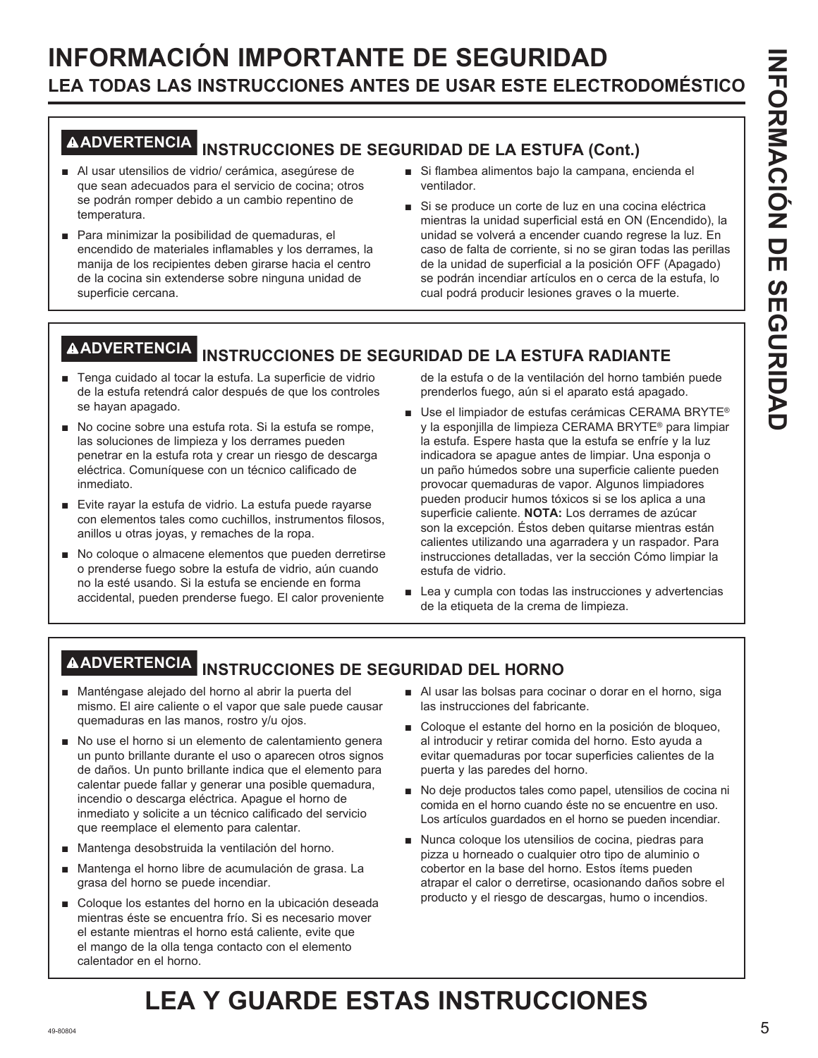# INFORMACIÓN IMPORTANTE DE SEGURIDAD

## LEA TODAS LAS INSTRUCCIONES ANTES DE USAR ESTE ELECTRODOMÉSTICO

### ⚠ADVERTENCIA INSTRUCCIONES DE SEGURIDAD DE LA ESTUFA (Cont.)

- Al usar utensilios de vidrio/ cerámica, asegúrese de que sean adecuados para el servicio de cocina; otros se podrán romper debido a un cambio repentino de temperatura.
- Para minimizar la posibilidad de quemaduras, el encendido de materiales inflamables y los derrames, la manija de los recipientes deben girarse hacia el centro de la cocina sin extenderse sobre ninguna unidad de superficie cercana.
- Si flambea alimentos bajo la campana, encienda el ventilador.
- Si se produce un corte de luz en una cocina eléctrica mientras la unidad superficial está en ON (Encendido), la unidad se volverá a encender cuando regrese la luz. En caso de falta de corriente, si no se giran todas las perillas de la unidad de superficial a la posición OFF (Apagado) se podrán incendiar artículos en o cerca de la estufa, lo cual podrá producir lesiones graves o la muerte.

### ⚠ADVERTENCIA INSTRUCCIONES DE SEGURIDAD DE LA ESTUFA RADIANTE

- Tenga cuidado al tocar la estufa. La superficie de vidrio de la estufa retendrá calor después de que los controles se hayan apagado.
- No cocine sobre una estufa rota. Si la estufa se rompe, las soluciones de limpieza y los derrames pueden penetrar en la estufa rota y crear un riesgo de descarga eléctrica. Comuníquese con un técnico calificado de inmediato.
- Evite rayar la estufa de vidrio. La estufa puede rayarse con elementos tales como cuchillos, instrumentos filosos, anillos u otras joyas, y remaches de la ropa.
- No coloque o almacene elementos que pueden derretirse o prenderse fuego sobre la estufa de vidrio, aún cuando no la esté usando. Si la estufa se enciende en forma accidental, pueden prenderse fuego. El calor proveniente de la estufa o de la ventilación del horno también puede prenderlos fuego, aún si el aparato está apagado.
- Use el limpiador de estufas cerámicas CERAMA BRYTE® y la esponjilla de limpieza CERAMA BRYTE® para limpiar la estufa. Espere hasta que la estufa se enfríe y la luz indicadora se apague antes de limpiar. Una esponja o un paño húmedos sobre una superficie caliente pueden provocar quemaduras de vapor. Algunos limpiadores pueden producir humos tóxicos si se los aplica a una superficie caliente. **NOTA:** Los derrames de azúcar son la excepción. Éstos deben quitarse mientras están calientes utilizando una agarradera y un raspador. Para instrucciones detalladas, ver la sección Cómo limpiar la estufa de vidrio.
- Lea y cumpla con todas las instrucciones y advertencias de la etiqueta de la crema de limpieza.

### ⚠ADVERTENCIA INSTRUCCIONES DE SEGURIDAD DEL HORNO

- Manténgase alejado del horno al abrir la puerta del mismo. El aire caliente o el vapor que sale puede causar quemaduras en las manos, rostro y/u ojos.
- No use el horno si un elemento de calentamiento genera un punto brillante durante el uso o aparecen otros signos de daños. Un punto brillante indica que el elemento para calentar puede fallar y generar una posible quemadura, incendio o descarga eléctrica. Apague el horno de inmediato y solicite a un técnico calificado del servicio que reemplace el elemento para calentar.
- Mantenga desobstruida la ventilación del horno.
- Mantenga el horno libre de acumulación de grasa. La grasa del horno se puede incendiar.
- Coloque los estantes del horno en la ubicación deseada mientras éste se encuentra frío. Si es necesario mover el estante mientras el horno está caliente, evite que el mango de la olla tenga contacto con el elemento calentador en el horno.
- Al usar las bolsas para cocinar o dorar en el horno, siga las instrucciones del fabricante.
- Coloque el estante del horno en la posición de bloqueo, al introducir y retirar comida del horno. Esto ayuda a evitar quemaduras por tocar superficies calientes de la puerta y las paredes del horno.
- No deje productos tales como papel, utensilios de cocina ni comida en el horno cuando éste no se encuentre en uso. Los artículos guardados en el horno se pueden incendiar.
- Nunca coloque los utensilios de cocina, piedras para pizza u horneado o cualquier otro tipo de aluminio o cobertor en la base del horno. Estos ítems pueden atrapar el calor o derretirse, ocasionando daños sobre el producto y el riesgo de descargas, humo o incendios.

# LEA Y GUARDE ESTAS INSTRUCCIONES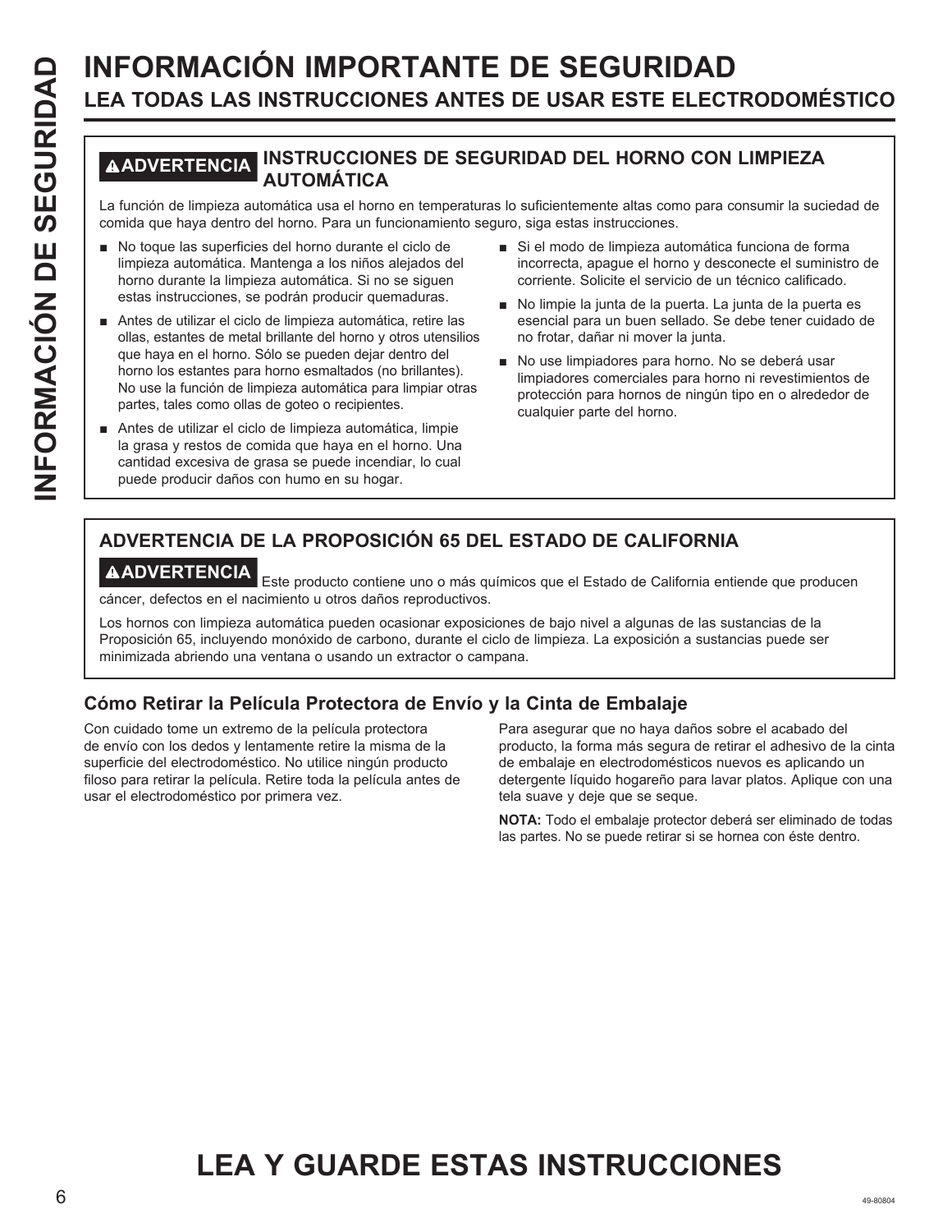# INFORMACIÓN IMPORTANTE DE SEGURIDAD

## LEA TODAS LAS INSTRUCCIONES ANTES DE USAR ESTE ELECTRODOMÉSTICO

### ⚠ADVERTENCIA INSTRUCCIONES DE SEGURIDAD DEL HORNO CON LIMPIEZA AUTOMÁTICA

La función de limpieza automática usa el horno en temperaturas lo suficientemente altas como para consumir la suciedad de comida que haya dentro del horno. Para un funcionamiento seguro, siga estas instrucciones.

- No toque las superficies del horno durante el ciclo de limpieza automática. Mantenga a los niños alejados del horno durante la limpieza automática. Si no se siguen estas instrucciones, se podrán producir quemaduras.
- Antes de utilizar el ciclo de limpieza automática, retire las ollas, estantes de metal brillante del horno y otros utensilios que haya en el horno. Sólo se pueden dejar dentro del horno los estantes para horno esmaltados (no brillantes). No use la función de limpieza automática para limpiar otras partes, tales como ollas de goteo o recipientes.
- Antes de utilizar el ciclo de limpieza automática, limpie la grasa y restos de comida que haya en el horno. Una cantidad excesiva de grasa se puede incendiar, lo cual puede producir daños con humo en su hogar.
- Si el modo de limpieza automática funciona de forma incorrecta, apague el horno y desconecte el suministro de corriente. Solicite el servicio de un técnico calificado.
- No limpie la junta de la puerta. La junta de la puerta es esencial para un buen sellado. Se debe tener cuidado de no frotar, dañar ni mover la junta.
- No use limpiadores para horno. No se deberá usar limpiadores comerciales para horno ni revestimientos de protección para hornos de ningún tipo en o alrededor de cualquier parte del horno.

### ADVERTENCIA DE LA PROPOSICIÓN 65 DEL ESTADO DE CALIFORNIA

**⚠ADVERTENCIA** Este producto contiene uno o más químicos que el Estado de California entiende que producen cáncer, defectos en el nacimiento u otros daños reproductivos.

Los hornos con limpieza automática pueden ocasionar exposiciones de bajo nivel a algunas de las sustancias de la Proposición 65, incluyendo monóxido de carbono, durante el ciclo de limpieza. La exposición a sustancias puede ser minimizada abriendo una ventana o usando un extractor o campana.

### Cómo Retirar la Película Protectora de Envío y la Cinta de Embalaje

Con cuidado tome un extremo de la película protectora de envío con los dedos y lentamente retire la misma de la superficie del electrodoméstico. No utilice ningún producto filoso para retirar la película. Retire toda la película antes de usar el electrodoméstico por primera vez.

Para asegurar que no haya daños sobre el acabado del producto, la forma más segura de retirar el adhesivo de la cinta de embalaje en electrodomésticos nuevos es aplicando un detergente líquido hogareño para lavar platos. Aplique con una tela suave y deje que se seque.

**NOTA:** Todo el embalaje protector deberá ser eliminado de todas las partes. No se puede retirar si se hornea con éste dentro.

# LEA Y GUARDE ESTAS INSTRUCCIONES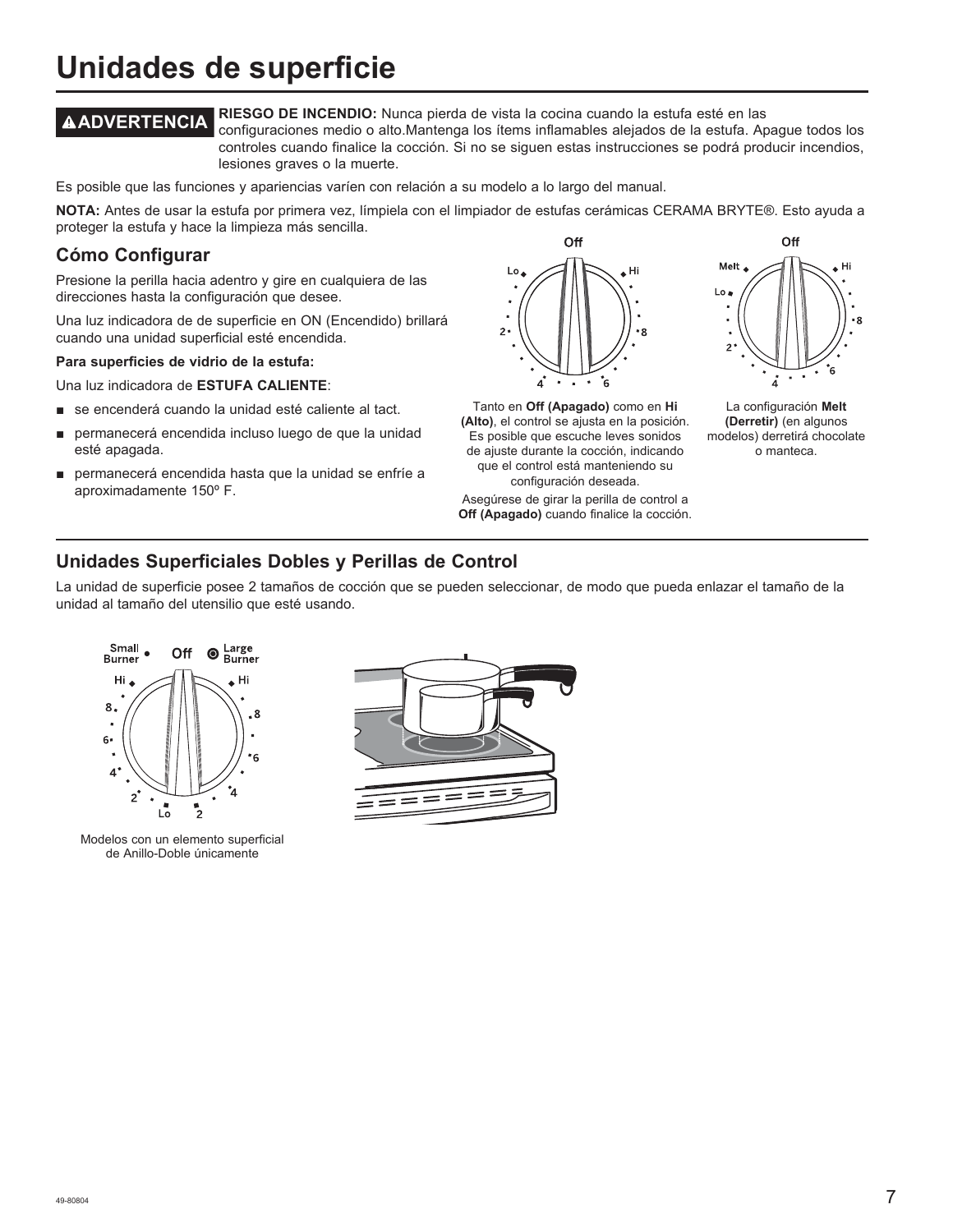# Unidades de superficie

**⚠ADVERTENCIA** **RIESGO DE INCENDIO:** Nunca pierda de vista la cocina cuando la estufa esté en las configuraciones medio o alto.Mantenga los ítems inflamables alejados de la estufa. Apague todos los controles cuando finalice la cocción. Si no se siguen estas instrucciones se podrá producir incendios, lesiones graves o la muerte.

Es posible que las funciones y apariencias varíen con relación a su modelo a lo largo del manual.

**NOTA:** Antes de usar la estufa por primera vez, límpiela con el limpiador de estufas cerámicas CERAMA BRYTE®. Esto ayuda a proteger la estufa y hace la limpieza más sencilla.

## Cómo Configurar

Presione la perilla hacia adentro y gire en cualquiera de las direcciones hasta la configuración que desee.

Una luz indicadora de de superficie en ON (Encendido) brillará cuando una unidad superficial esté encendida.

**Para superficies de vidrio de la estufa:**

Una luz indicadora de **ESTUFA CALIENTE**:

- se encenderá cuando la unidad esté caliente al tact.
- permanecerá encendida incluso luego de que la unidad esté apagada.
- permanecerá encendida hasta que la unidad se enfríe a aproximadamente 150º F.

Tanto en **Off (Apagado)** como en **Hi (Alto)**, el control se ajusta en la posición. Es posible que escuche leves sonidos de ajuste durante la cocción, indicando que el control está manteniendo su configuración deseada.

Asegúrese de girar la perilla de control a **Off (Apagado)** cuando finalice la cocción.

La configuración **Melt (Derretir)** (en algunos modelos) derretirá chocolate o manteca.

## Unidades Superficiales Dobles y Perillas de Control

La unidad de superficie posee 2 tamaños de cocción que se pueden seleccionar, de modo que pueda enlazar el tamaño de la unidad al tamaño del utensilio que esté usando.

Modelos con un elemento superficial de Anillo-Doble únicamente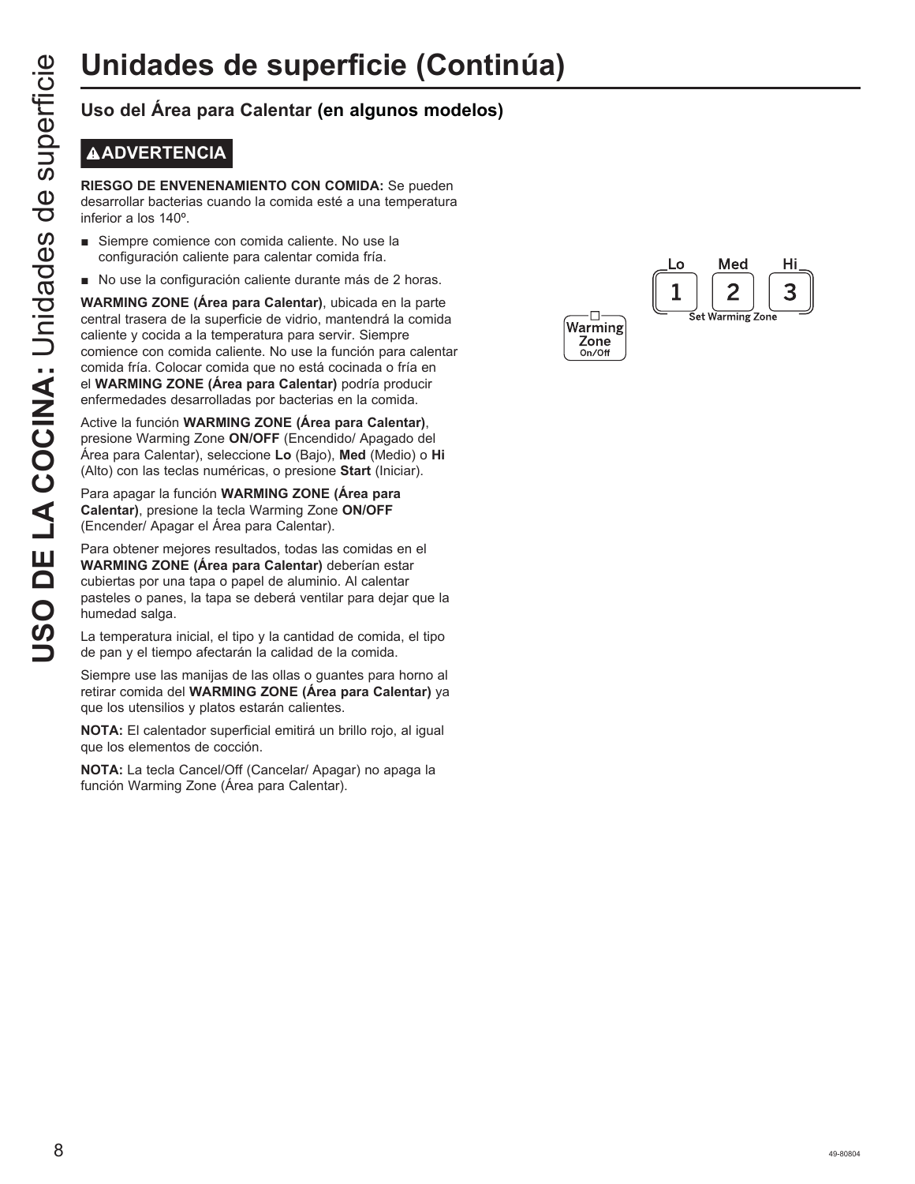# Unidades de superficie (Continúa)

## Uso del Área para Calentar (en algunos modelos)

**⚠ADVERTENCIA**

**RIESGO DE ENVENENAMIENTO CON COMIDA:** Se pueden desarrollar bacterias cuando la comida esté a una temperatura inferior a los 140º.

- Siempre comience con comida caliente. No use la configuración caliente para calentar comida fría.
- No use la configuración caliente durante más de 2 horas.

**WARMING ZONE (Área para Calentar)**, ubicada en la parte central trasera de la superficie de vidrio, mantendrá la comida caliente y cocida a la temperatura para servir. Siempre comience con comida caliente. No use la función para calentar comida fría. Colocar comida que no está cocinada o fría en el **WARMING ZONE (Área para Calentar)** podría producir enfermedades desarrolladas por bacterias en la comida.

Active la función **WARMING ZONE (Área para Calentar)**, presione Warming Zone **ON/OFF** (Encendido/ Apagado del Área para Calentar), seleccione **Lo** (Bajo), **Med** (Medio) o **Hi** (Alto) con las teclas numéricas, o presione **Start** (Iniciar).

Para apagar la función **WARMING ZONE (Área para Calentar)**, presione la tecla Warming Zone **ON/OFF** (Encender/ Apagar el Área para Calentar).

Para obtener mejores resultados, todas las comidas en el **WARMING ZONE (Área para Calentar)** deberían estar cubiertas por una tapa o papel de aluminio. Al calentar pasteles o panes, la tapa se deberá ventilar para dejar que la humedad salga.

La temperatura inicial, el tipo y la cantidad de comida, el tipo de pan y el tiempo afectarán la calidad de la comida.

Siempre use las manijas de las ollas o guantes para horno al retirar comida del **WARMING ZONE (Área para Calentar)** ya que los utensilios y platos estarán calientes.

**NOTA:** El calentador superficial emitirá un brillo rojo, al igual que los elementos de cocción.

**NOTA:** La tecla Cancel/Off (Cancelar/ Apagar) no apaga la función Warming Zone (Área para Calentar).

Warming Zone On/Off

Lo 1 | Med 2 | Hi 3

Set Warming Zone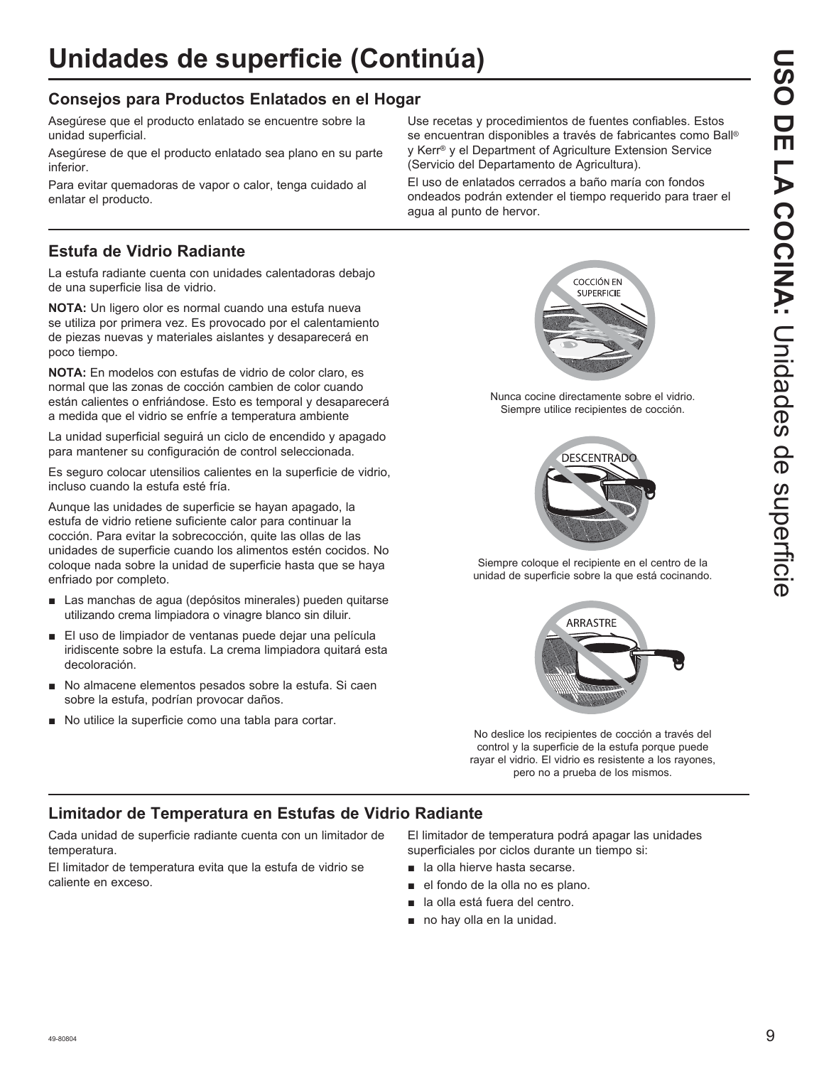# Unidades de superficie (Continúa)

## Consejos para Productos Enlatados en el Hogar

Asegúrese que el producto enlatado se encuentre sobre la unidad superficial.

Asegúrese de que el producto enlatado sea plano en su parte inferior.

Para evitar quemadoras de vapor o calor, tenga cuidado al enlatar el producto.

Use recetas y procedimientos de fuentes confiables. Estos se encuentran disponibles a través de fabricantes como Ball® y Kerr® y el Department of Agriculture Extension Service (Servicio del Departamento de Agricultura).

El uso de enlatados cerrados a baño maría con fondos ondeados podrán extender el tiempo requerido para traer el agua al punto de hervor.

## Estufa de Vidrio Radiante

La estufa radiante cuenta con unidades calentadoras debajo de una superficie lisa de vidrio.

**NOTA:** Un ligero olor es normal cuando una estufa nueva se utiliza por primera vez. Es provocado por el calentamiento de piezas nuevas y materiales aislantes y desaparecerá en poco tiempo.

**NOTA:** En modelos con estufas de vidrio de color claro, es normal que las zonas de cocción cambien de color cuando están calientes o enfriándose. Esto es temporal y desaparecerá a medida que el vidrio se enfríe a temperatura ambiente

La unidad superficial seguirá un ciclo de encendido y apagado para mantener su configuración de control seleccionada.

Es seguro colocar utensilios calientes en la superficie de vidrio, incluso cuando la estufa esté fría.

Aunque las unidades de superficie se hayan apagado, la estufa de vidrio retiene suficiente calor para continuar la cocción. Para evitar la sobrecocción, quite las ollas de las unidades de superficie cuando los alimentos estén cocidos. No coloque nada sobre la unidad de superficie hasta que se haya enfriado por completo.

- Las manchas de agua (depósitos minerales) pueden quitarse utilizando crema limpiadora o vinagre blanco sin diluir.
- El uso de limpiador de ventanas puede dejar una película iridiscente sobre la estufa. La crema limpiadora quitará esta decoloración.
- No almacene elementos pesados sobre la estufa. Si caen sobre la estufa, podrían provocar daños.
- No utilice la superficie como una tabla para cortar.

COCCIÓN EN SUPERFICIE

Nunca cocine directamente sobre el vidrio. Siempre utilice recipientes de cocción.

DESCENTRADO

Siempre coloque el recipiente en el centro de la unidad de superficie sobre la que está cocinando.

ARRASTRE

No deslice los recipientes de cocción a través del control y la superficie de la estufa porque puede rayar el vidrio. El vidrio es resistente a los rayones, pero no a prueba de los mismos.

## Limitador de Temperatura en Estufas de Vidrio Radiante

Cada unidad de superficie radiante cuenta con un limitador de temperatura.

El limitador de temperatura evita que la estufa de vidrio se caliente en exceso.

El limitador de temperatura podrá apagar las unidades superficiales por ciclos durante un tiempo si:

- la olla hierve hasta secarse.
- el fondo de la olla no es plano.
- la olla está fuera del centro.
- no hay olla en la unidad.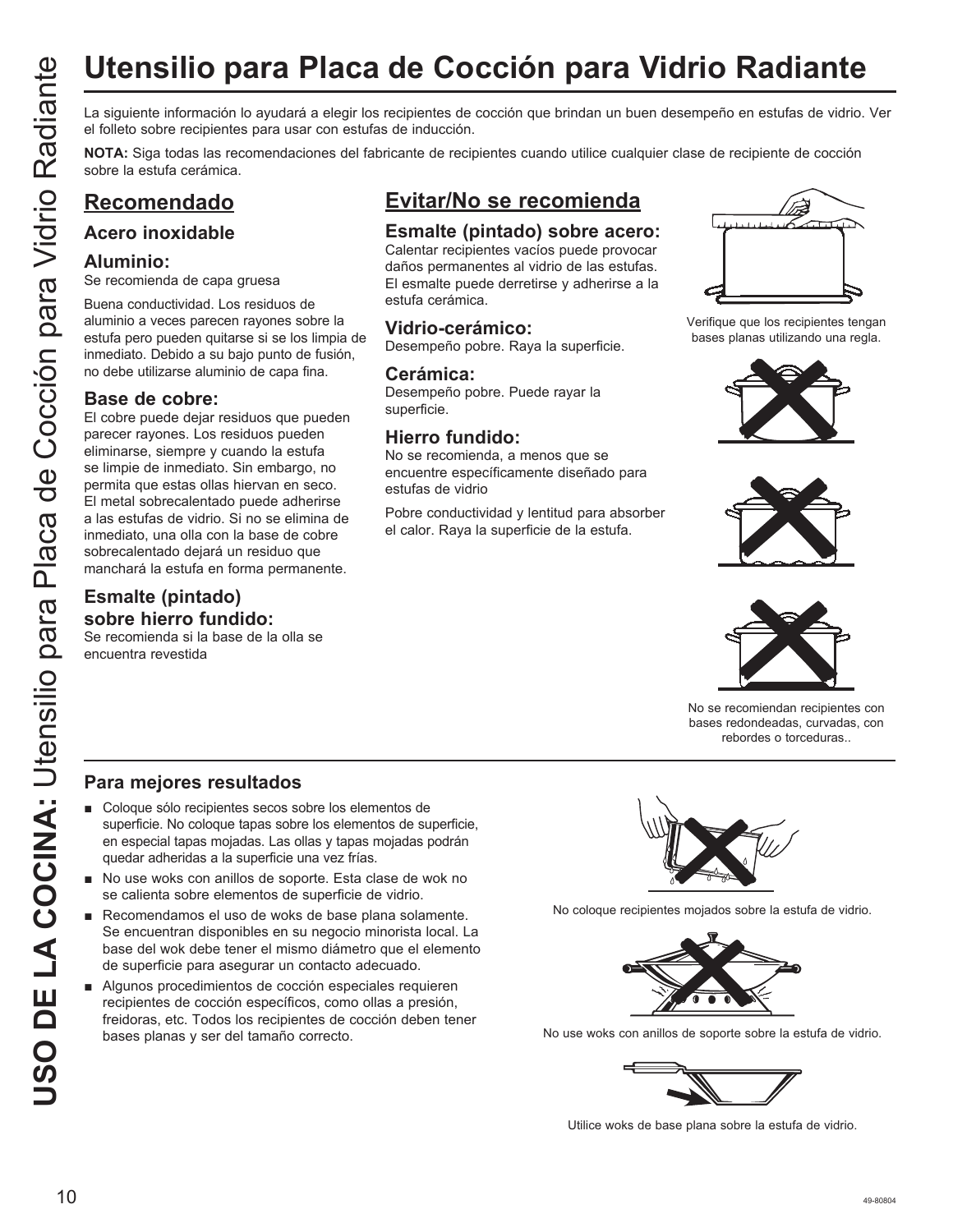# Utensilio para Placa de Cocción para Vidrio Radiante

La siguiente información lo ayudará a elegir los recipientes de cocción que brindan un buen desempeño en estufas de vidrio. Ver el folleto sobre recipientes para usar con estufas de inducción.

**NOTA:** Siga todas las recomendaciones del fabricante de recipientes cuando utilice cualquier clase de recipiente de cocción sobre la estufa cerámica.

## Recomendado

### Acero inoxidable

### Aluminio:

Se recomienda de capa gruesa

Buena conductividad. Los residuos de aluminio a veces parecen rayones sobre la estufa pero pueden quitarse si se los limpia de inmediato. Debido a su bajo punto de fusión, no debe utilizarse aluminio de capa fina.

### Base de cobre:

El cobre puede dejar residuos que pueden parecer rayones. Los residuos pueden eliminarse, siempre y cuando la estufa se limpie de inmediato. Sin embargo, no permita que estas ollas hiervan en seco. El metal sobrecalentado puede adherirse a las estufas de vidrio. Si no se elimina de inmediato, una olla con la base de cobre sobrecalentado dejará un residuo que manchará la estufa en forma permanente.

### Esmalte (pintado) sobre hierro fundido:

Se recomienda si la base de la olla se encuentra revestida

## Evitar/No se recomienda

### Esmalte (pintado) sobre acero:

Calentar recipientes vacíos puede provocar daños permanentes al vidrio de las estufas. El esmalte puede derretirse y adherirse a la estufa cerámica.

### Vidrio-cerámico:

Desempeño pobre. Raya la superficie.

### Cerámica:

Desempeño pobre. Puede rayar la superficie.

### Hierro fundido:

No se recomienda, a menos que se encuentre específicamente diseñado para estufas de vidrio

Pobre conductividad y lentitud para absorber el calor. Raya la superficie de la estufa.

Verifique que los recipientes tengan bases planas utilizando una regla.

No se recomiendan recipientes con bases redondeadas, curvadas, con rebordes o torceduras..

### Para mejores resultados

- Coloque sólo recipientes secos sobre los elementos de superficie. No coloque tapas sobre los elementos de superficie, en especial tapas mojadas. Las ollas y tapas mojadas podrán quedar adheridas a la superficie una vez frías.
- No use woks con anillos de soporte. Esta clase de wok no se calienta sobre elementos de superficie de vidrio.
- Recomendamos el uso de woks de base plana solamente. Se encuentran disponibles en su negocio minorista local. La base del wok debe tener el mismo diámetro que el elemento de superficie para asegurar un contacto adecuado.
- Algunos procedimientos de cocción especiales requieren recipientes de cocción específicos, como ollas a presión, freidoras, etc. Todos los recipientes de cocción deben tener bases planas y ser del tamaño correcto.

No coloque recipientes mojados sobre la estufa de vidrio.

No use woks con anillos de soporte sobre la estufa de vidrio.

Utilice woks de base plana sobre la estufa de vidrio.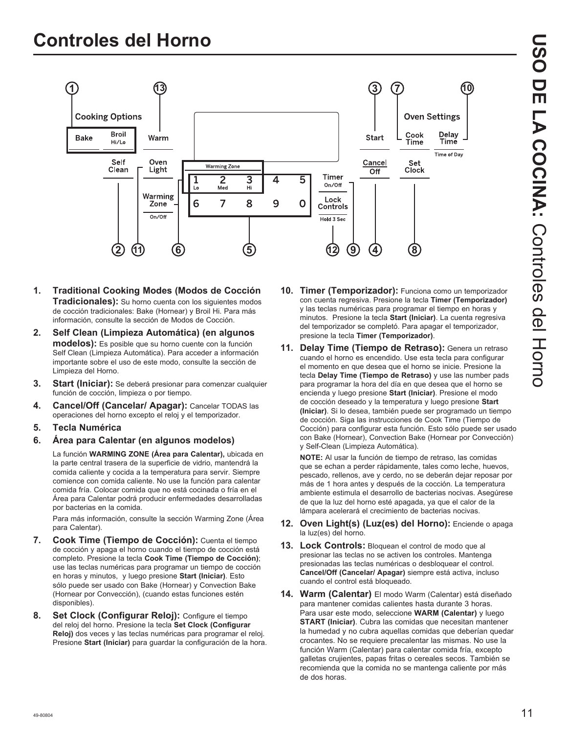# Controles del Horno

1. **Traditional Cooking Modes (Modos de Cocción Tradicionales):** Su horno cuenta con los siguientes modos de cocción tradicionales: Bake (Hornear) y Broil Hi. Para más información, consulte la sección de Modos de Cocción.

2. **Self Clean (Limpieza Automática) (en algunos modelos):** Es posible que su horno cuente con la función Self Clean (Limpieza Automática). Para acceder a información importante sobre el uso de este modo, consulte la sección de Limpieza del Horno.

3. **Start (Iniciar):** Se deberá presionar para comenzar cualquier función de cocción, limpieza o por tiempo.

4. **Cancel/Off (Cancelar/ Apagar):** Cancelar TODAS las operaciones del horno excepto el reloj y el temporizador.

5. **Tecla Numérica**

6. **Área para Calentar (en algunos modelos)**

   La función **WARMING ZONE (Área para Calentar),** ubicada en la parte central trasera de la superficie de vidrio, mantendrá la comida caliente y cocida a la temperatura para servir. Siempre comience con comida caliente. No use la función para calentar comida fría. Colocar comida que no está cocinada o fría en el Área para Calentar podrá producir enfermedades desarrolladas por bacterias en la comida.

   Para más información, consulte la sección Warming Zone (Área para Calentar).

7. **Cook Time (Tiempo de Cocción):** Cuenta el tiempo de cocción y apaga el horno cuando el tiempo de cocción está completo. Presione la tecla **Cook Time (Tiempo de Cocción)**; use las teclas numéricas para programar un tiempo de cocción en horas y minutos, y luego presione **Start (Iniciar)**. Esto sólo puede ser usado con Bake (Hornear) y Convection Bake (Hornear por Convección), (cuando estas funciones estén disponibles).

8. **Set Clock (Configurar Reloj):** Configure el tiempo del reloj del horno. Presione la tecla **Set Clock (Configurar Reloj)** dos veces y las teclas numéricas para programar el reloj. Presione **Start (Iniciar)** para guardar la configuración de la hora.

10. **Timer (Temporizador):** Funciona como un temporizador con cuenta regresiva. Presione la tecla **Timer (Temporizador)** y las teclas numéricas para programar el tiempo en horas y minutos. Presione la tecla **Start (Iniciar)**. La cuenta regresiva del temporizador se completó. Para apagar el temporizador, presione la tecla **Timer (Temporizador)**.

11. **Delay Time (Tiempo de Retraso):** Genera un retraso cuando el horno es encendido. Use esta tecla para configurar el momento en que desea que el horno se inicie. Presione la tecla **Delay Time (Tiempo de Retraso)** y use las number pads para programar la hora del día en que desea que el horno se encienda y luego presione **Start (Iniciar)**. Presione el modo de cocción deseado y la temperatura y luego presione **Start (Iniciar)**. Si lo desea, también puede ser programado un tiempo de cocción. Siga las instrucciones de Cook Time (Tiempo de Cocción) para configurar esta función. Esto sólo puede ser usado con Bake (Hornear), Convection Bake (Hornear por Convección) y Self-Clean (Limpieza Automática).

    **NOTE:** Al usar la función de tiempo de retraso, las comidas que se echan a perder rápidamente, tales como leche, huevos, pescado, rellenos, ave y cerdo, no se deberán dejar reposar por más de 1 hora antes y después de la cocción. La temperatura ambiente estimula el desarrollo de bacterias nocivas. Asegúrese de que la luz del horno esté apagada, ya que el calor de la lámpara acelerará el crecimiento de bacterias nocivas.

12. **Oven Light(s) (Luz(es) del Horno):** Enciende o apaga la luz(es) del horno.

13. **Lock Controls:** Bloquean el control de modo que al presionar las teclas no se activen los controles. Mantenga presionadas las teclas numéricas o desbloquear el control. **Cancel/Off (Cancelar/ Apagar)** siempre está activa, incluso cuando el control está bloqueado.

14. **Warm (Calentar)** El modo Warm (Calentar) está diseñado para mantener comidas calientes hasta durante 3 horas. Para usar este modo, seleccione **WARM (Calentar)** y luego **START (Iniciar)**. Cubra las comidas que necesitan mantener la humedad y no cubra aquellas comidas que deberían quedar crocantes. No se requiere precalentar las mismas. No use la función Warm (Calentar) para calentar comida fría, excepto galletas crujientes, papas fritas o cereales secos. También se recomienda que la comida no se mantenga caliente por más de dos horas.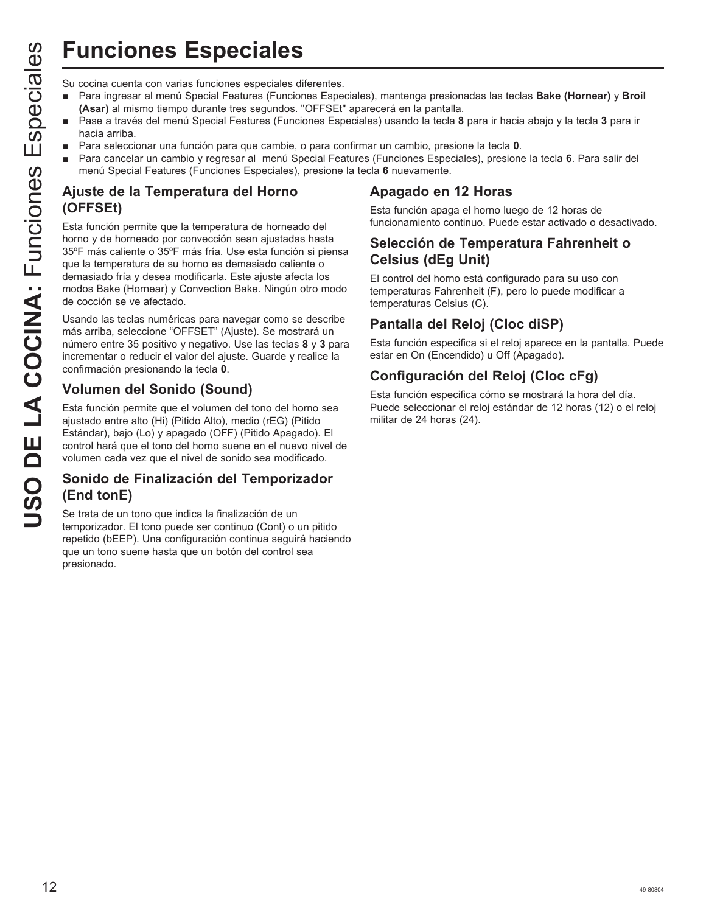# Funciones Especiales

Su cocina cuenta con varias funciones especiales diferentes.

- Para ingresar al menú Special Features (Funciones Especiales), mantenga presionadas las teclas **Bake (Hornear)** y **Broil (Asar)** al mismo tiempo durante tres segundos. "OFFSEt" aparecerá en la pantalla.
- Pase a través del menú Special Features (Funciones Especiales) usando la tecla **8** para ir hacia abajo y la tecla **3** para ir hacia arriba.
- Para seleccionar una función para que cambie, o para confirmar un cambio, presione la tecla **0**.
- Para cancelar un cambio y regresar al menú Special Features (Funciones Especiales), presione la tecla **6**. Para salir del menú Special Features (Funciones Especiales), presione la tecla **6** nuevamente.

## Ajuste de la Temperatura del Horno (OFFSEt)

Esta función permite que la temperatura de horneado del horno y de horneado por convección sean ajustadas hasta 35ºF más caliente o 35ºF más fría. Use esta función si piensa que la temperatura de su horno es demasiado caliente o demasiado fría y desea modificarla. Este ajuste afecta los modos Bake (Hornear) y Convection Bake. Ningún otro modo de cocción se ve afectado.

Usando las teclas numéricas para navegar como se describe más arriba, seleccione "OFFSET" (Ajuste). Se mostrará un número entre 35 positivo y negativo. Use las teclas **8** y **3** para incrementar o reducir el valor del ajuste. Guarde y realice la confirmación presionando la tecla **0**.

## Volumen del Sonido (Sound)

Esta función permite que el volumen del tono del horno sea ajustado entre alto (Hi) (Pitido Alto), medio (rEG) (Pitido Estándar), bajo (Lo) y apagado (OFF) (Pitido Apagado). El control hará que el tono del horno suene en el nuevo nivel de volumen cada vez que el nivel de sonido sea modificado.

## Sonido de Finalización del Temporizador (End tonE)

Se trata de un tono que indica la finalización de un temporizador. El tono puede ser continuo (Cont) o un pitido repetido (bEEP). Una configuración continua seguirá haciendo que un tono suene hasta que un botón del control sea presionado.

## Apagado en 12 Horas

Esta función apaga el horno luego de 12 horas de funcionamiento continuo. Puede estar activado o desactivado.

## Selección de Temperatura Fahrenheit o Celsius (dEg Unit)

El control del horno está configurado para su uso con temperaturas Fahrenheit (F), pero lo puede modificar a temperaturas Celsius (C).

## Pantalla del Reloj (Cloc diSP)

Esta función especifica si el reloj aparece en la pantalla. Puede estar en On (Encendido) u Off (Apagado).

## Configuración del Reloj (Cloc cFg)

Esta función especifica cómo se mostrará la hora del día. Puede seleccionar el reloj estándar de 12 horas (12) o el reloj militar de 24 horas (24).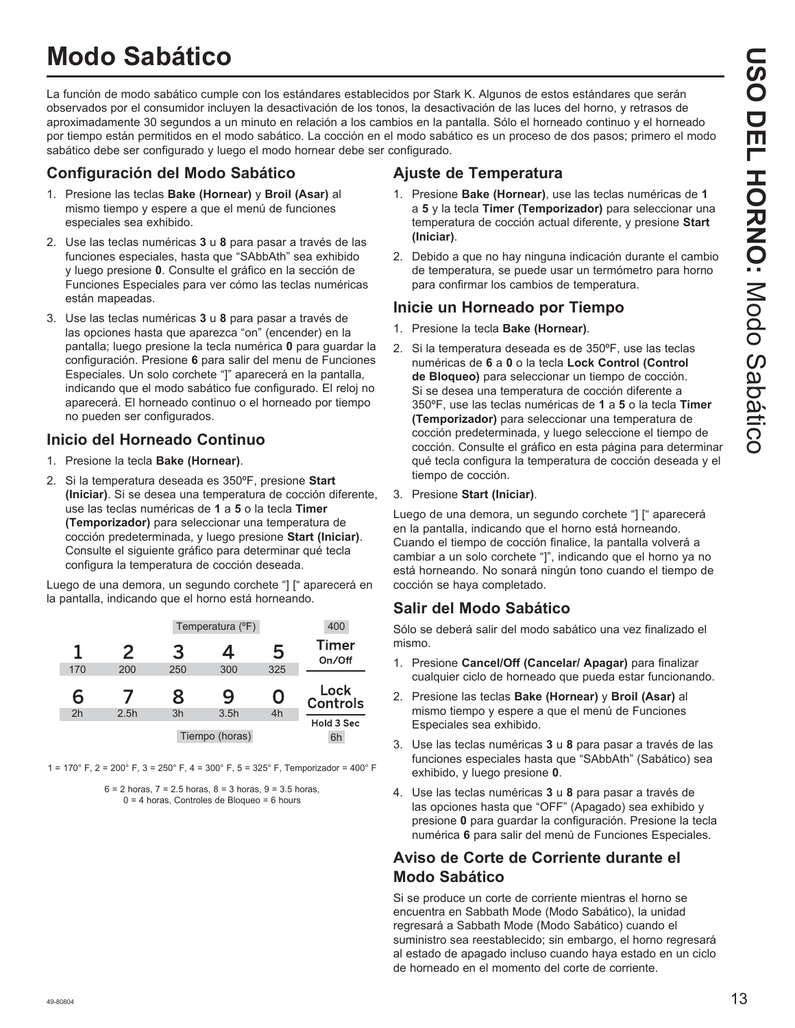# Modo Sabático

La función de modo sabático cumple con los estándares establecidos por Stark K. Algunos de estos estándares que serán observados por el consumidor incluyen la desactivación de los tonos, la desactivación de las luces del horno, y retrasos de aproximadamente 30 segundos a un minuto en relación a los cambios en la pantalla. Sólo el horneado continuo y el horneado por tiempo están permitidos en el modo sabático. La cocción en el modo sabático es un proceso de dos pasos; primero el modo sabático debe ser configurado y luego el modo hornear debe ser configurado.

## Configuración del Modo Sabático

1. Presione las teclas **Bake (Hornear)** y **Broil (Asar)** al mismo tiempo y espere a que el menú de funciones especiales sea exhibido.
2. Use las teclas numéricas **3** u **8** para pasar a través de las funciones especiales, hasta que "SAbbAth" sea exhibido y luego presione **0**. Consulte el gráfico en la sección de Funciones Especiales para ver cómo las teclas numéricas están mapeadas.
3. Use las teclas numéricas **3** u **8** para pasar a través de las opciones hasta que aparezca "on" (encender) en la pantalla; luego presione la tecla numérica **0** para guardar la configuración. Presione **6** para salir del menu de Funciones Especiales. Un solo corchete "]" aparecerá en la pantalla, indicando que el modo sabático fue configurado. El reloj no aparecerá. El horneado continuo o el horneado por tiempo no pueden ser configurados.

## Inicio del Horneado Continuo

1. Presione la tecla **Bake (Hornear)**.
2. Si la temperatura deseada es 350ºF, presione **Start (Iniciar)**. Si se desea una temperatura de cocción diferente, use las teclas numéricas de **1** a **5** o la tecla **Timer (Temporizador)** para seleccionar una temperatura de cocción predeterminada, y luego presione **Start (Iniciar)**. Consulte el siguiente gráfico para determinar qué tecla configura la temperatura de cocción deseada.

Luego de una demora, un segundo corchete "] [" aparecerá en la pantalla, indicando que el horno está horneando.

| | | Temperatura (ºF) | | | 400 |
|---|---|---|---|---|---|
| 1 | 2 | 3 | 4 | 5 | Timer On/Off |
| 170 | 200 | 250 | 300 | 325 | |
| 6 | 7 | 8 | 9 | 0 | Lock Controls Hold 3 Sec |
| 2h | 2.5h | 3h | 3.5h | 4h | 6h |
| | | Tiempo (horas) | | | |

1 = 170° F, 2 = 200° F, 3 = 250° F, 4 = 300° F, 5 = 325° F, Temporizador = 400° F

6 = 2 horas, 7 = 2.5 horas, 8 = 3 horas, 9 = 3.5 horas, 0 = 4 horas, Controles de Bloqueo = 6 hours

## Ajuste de Temperatura

1. Presione **Bake (Hornear)**, use las teclas numéricas de **1** a **5** y la tecla **Timer (Temporizador)** para seleccionar una temperatura de cocción actual diferente, y presione **Start (Iniciar)**.
2. Debido a que no hay ninguna indicación durante el cambio de temperatura, se puede usar un termómetro para horno para confirmar los cambios de temperatura.

## Inicie un Horneado por Tiempo

1. Presione la tecla **Bake (Hornear)**.
2. Si la temperatura deseada es de 350ºF, use las teclas numéricas de **6** a **0** o la tecla **Lock Control (Control de Bloqueo)** para seleccionar un tiempo de cocción. Si se desea una temperatura de cocción diferente a 350ºF, use las teclas numéricas de **1** a **5** o la tecla **Timer (Temporizador)** para seleccionar una temperatura de cocción predeterminada, y luego seleccione el tiempo de cocción. Consulte el gráfico en esta página para determinar qué tecla configura la temperatura de cocción deseada y el tiempo de cocción.
3. Presione **Start (Iniciar)**.

Luego de una demora, un segundo corchete "] [" aparecerá en la pantalla, indicando que el horno está horneando. Cuando el tiempo de cocción finalice, la pantalla volverá a cambiar a un solo corchete "]", indicando que el horno ya no está horneando. No sonará ningún tono cuando el tiempo de cocción se haya completado.

## Salir del Modo Sabático

Sólo se deberá salir del modo sabático una vez finalizado el mismo.

1. Presione **Cancel/Off (Cancelar/ Apagar)** para finalizar cualquier ciclo de horneado que pueda estar funcionando.
2. Presione las teclas **Bake (Hornear)** y **Broil (Asar)** al mismo tiempo y espere a que el menú de Funciones Especiales sea exhibido.
3. Use las teclas numéricas **3** u **8** para pasar a través de las funciones especiales hasta que "SAbbAth" (Sabático) sea exhibido, y luego presione **0**.
4. Use las teclas numéricas **3** u **8** para pasar a través de las opciones hasta que "OFF" (Apagado) sea exhibido y presione **0** para guardar la configuración. Presione la tecla numérica **6** para salir del menú de Funciones Especiales.

## Aviso de Corte de Corriente durante el Modo Sabático

Si se produce un corte de corriente mientras el horno se encuentra en Sabbath Mode (Modo Sabático), la unidad regresará a Sabbath Mode (Modo Sabático) cuando el suministro sea reestablecido; sin embargo, el horno regresará al estado de apagado incluso cuando haya estado en un ciclo de horneado en el momento del corte de corriente.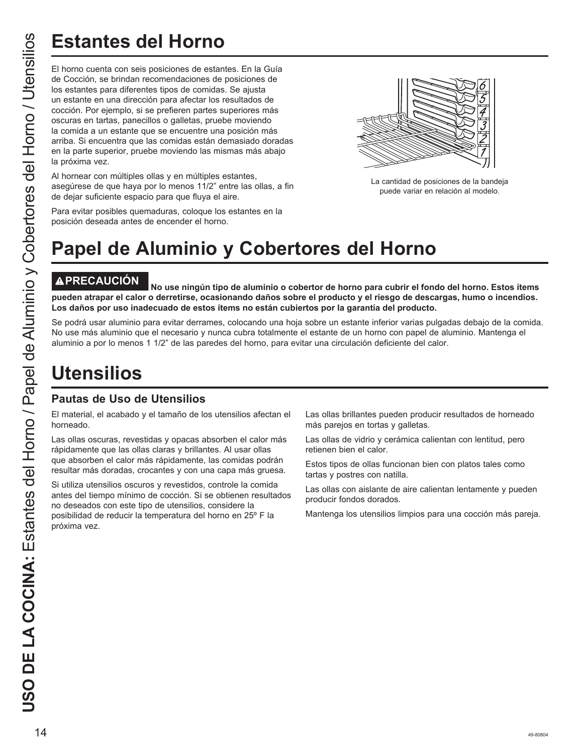# Estantes del Horno

El horno cuenta con seis posiciones de estantes. En la Guía de Cocción, se brindan recomendaciones de posiciones de los estantes para diferentes tipos de comidas. Se ajusta un estante en una dirección para afectar los resultados de cocción. Por ejemplo, si se prefieren partes superiores más oscuras en tartas, panecillos o galletas, pruebe moviendo la comida a un estante que se encuentre una posición más arriba. Si encuentra que las comidas están demasiado doradas en la parte superior, pruebe moviendo las mismas más abajo la próxima vez.

Al hornear con múltiples ollas y en múltiples estantes, asegúrese de que haya por lo menos 11/2" entre las ollas, a fin de dejar suficiente espacio para que fluya el aire.

Para evitar posibles quemaduras, coloque los estantes en la posición deseada antes de encender el horno.

La cantidad de posiciones de la bandeja puede variar en relación al modelo.

# Papel de Aluminio y Cobertores del Horno

**⚠PRECAUCIÓN No use ningún tipo de aluminio o cobertor de horno para cubrir el fondo del horno. Estos ítems pueden atrapar el calor o derretirse, ocasionando daños sobre el producto y el riesgo de descargas, humo o incendios. Los daños por uso inadecuado de estos ítems no están cubiertos por la garantía del producto.**

Se podrá usar aluminio para evitar derrames, colocando una hoja sobre un estante inferior varias pulgadas debajo de la comida. No use más aluminio que el necesario y nunca cubra totalmente el estante de un horno con papel de aluminio. Mantenga el aluminio a por lo menos 1 1/2" de las paredes del horno, para evitar una circulación deficiente del calor.

# Utensilios

## Pautas de Uso de Utensilios

El material, el acabado y el tamaño de los utensilios afectan el horneado.

Las ollas oscuras, revestidas y opacas absorben el calor más rápidamente que las ollas claras y brillantes. Al usar ollas que absorben el calor más rápidamente, las comidas podrán resultar más doradas, crocantes y con una capa más gruesa.

Si utiliza utensilios oscuros y revestidos, controle la comida antes del tiempo mínimo de cocción. Si se obtienen resultados no deseados con este tipo de utensilios, considere la posibilidad de reducir la temperatura del horno en 25º F la próxima vez.

Las ollas brillantes pueden producir resultados de horneado más parejos en tortas y galletas.

Las ollas de vidrio y cerámica calientan con lentitud, pero retienen bien el calor.

Estos tipos de ollas funcionan bien con platos tales como tartas y postres con natilla.

Las ollas con aislante de aire calientan lentamente y pueden producir fondos dorados.

Mantenga los utensilios limpios para una cocción más pareja.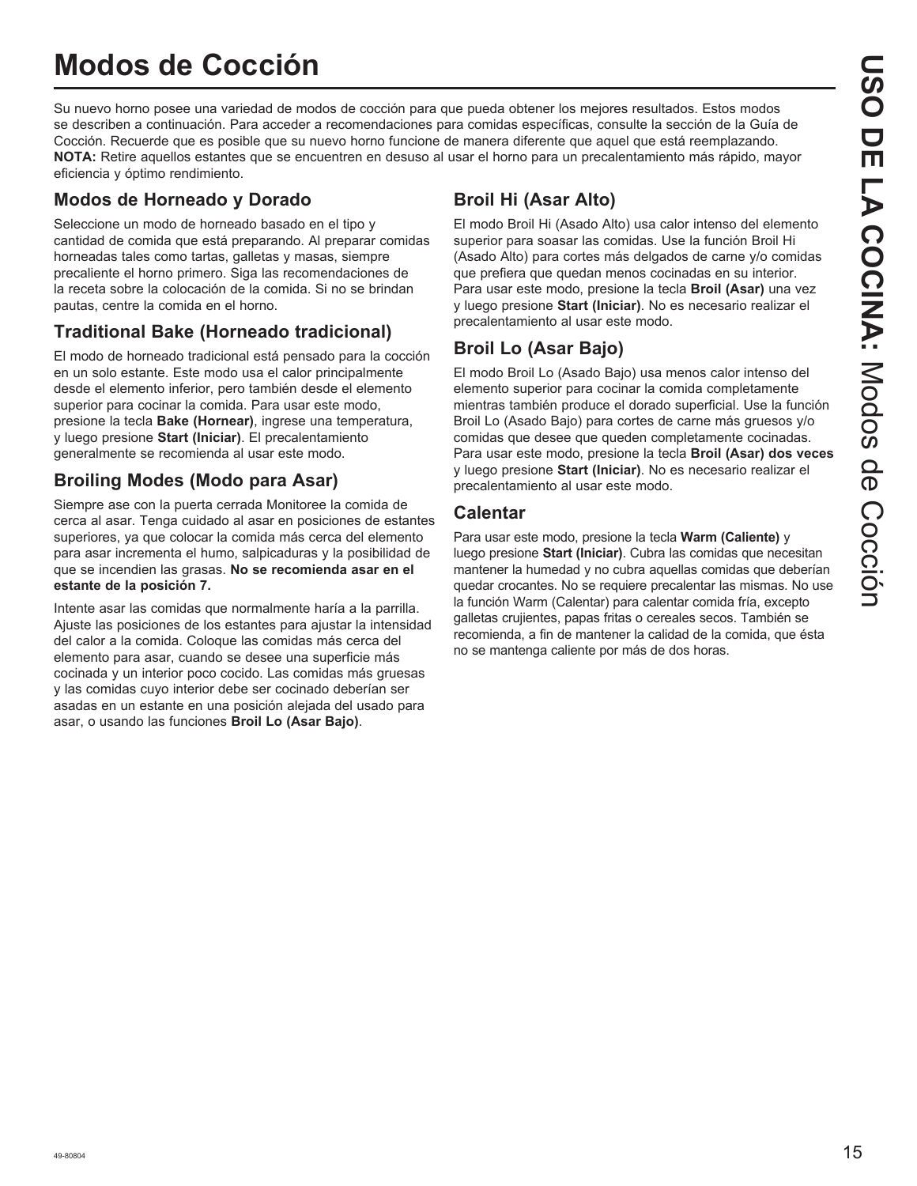# Modos de Cocción

Su nuevo horno posee una variedad de modos de cocción para que pueda obtener los mejores resultados. Estos modos se describen a continuación. Para acceder a recomendaciones para comidas específicas, consulte la sección de la Guía de Cocción. Recuerde que es posible que su nuevo horno funcione de manera diferente que aquel que está reemplazando. **NOTA:** Retire aquellos estantes que se encuentren en desuso al usar el horno para un precalentamiento más rápido, mayor eficiencia y óptimo rendimiento.

## Modos de Horneado y Dorado

Seleccione un modo de horneado basado en el tipo y cantidad de comida que está preparando. Al preparar comidas horneadas tales como tartas, galletas y masas, siempre precaliente el horno primero. Siga las recomendaciones de la receta sobre la colocación de la comida. Si no se brindan pautas, centre la comida en el horno.

## Traditional Bake (Horneado tradicional)

El modo de horneado tradicional está pensado para la cocción en un solo estante. Este modo usa el calor principalmente desde el elemento inferior, pero también desde el elemento superior para cocinar la comida. Para usar este modo, presione la tecla **Bake (Hornear)**, ingrese una temperatura, y luego presione **Start (Iniciar)**. El precalentamiento generalmente se recomienda al usar este modo.

## Broiling Modes (Modo para Asar)

Siempre ase con la puerta cerrada Monitoree la comida de cerca al asar. Tenga cuidado al asar en posiciones de estantes superiores, ya que colocar la comida más cerca del elemento para asar incrementa el humo, salpicaduras y la posibilidad de que se incendien las grasas. **No se recomienda asar en el estante de la posición 7.**

Intente asar las comidas que normalmente haría a la parrilla. Ajuste las posiciones de los estantes para ajustar la intensidad del calor a la comida. Coloque las comidas más cerca del elemento para asar, cuando se desee una superficie más cocinada y un interior poco cocido. Las comidas más gruesas y las comidas cuyo interior debe ser cocinado deberían ser asadas en un estante en una posición alejada del usado para asar, o usando las funciones **Broil Lo (Asar Bajo)**.

## Broil Hi (Asar Alto)

El modo Broil Hi (Asado Alto) usa calor intenso del elemento superior para soasar las comidas. Use la función Broil Hi (Asado Alto) para cortes más delgados de carne y/o comidas que prefiera que quedan menos cocinadas en su interior. Para usar este modo, presione la tecla **Broil (Asar)** una vez y luego presione **Start (Iniciar)**. No es necesario realizar el precalentamiento al usar este modo.

## Broil Lo (Asar Bajo)

El modo Broil Lo (Asado Bajo) usa menos calor intenso del elemento superior para cocinar la comida completamente mientras también produce el dorado superficial. Use la función Broil Lo (Asado Bajo) para cortes de carne más gruesos y/o comidas que desee que queden completamente cocinadas. Para usar este modo, presione la tecla **Broil (Asar) dos veces** y luego presione **Start (Iniciar)**. No es necesario realizar el precalentamiento al usar este modo.

## Calentar

Para usar este modo, presione la tecla **Warm (Caliente)** y luego presione **Start (Iniciar)**. Cubra las comidas que necesitan mantener la humedad y no cubra aquellas comidas que deberían quedar crocantes. No se requiere precalentar las mismas. No use la función Warm (Calentar) para calentar comida fría, excepto galletas crujientes, papas fritas o cereales secos. También se recomienda, a fin de mantener la calidad de la comida, que ésta no se mantenga caliente por más de dos horas.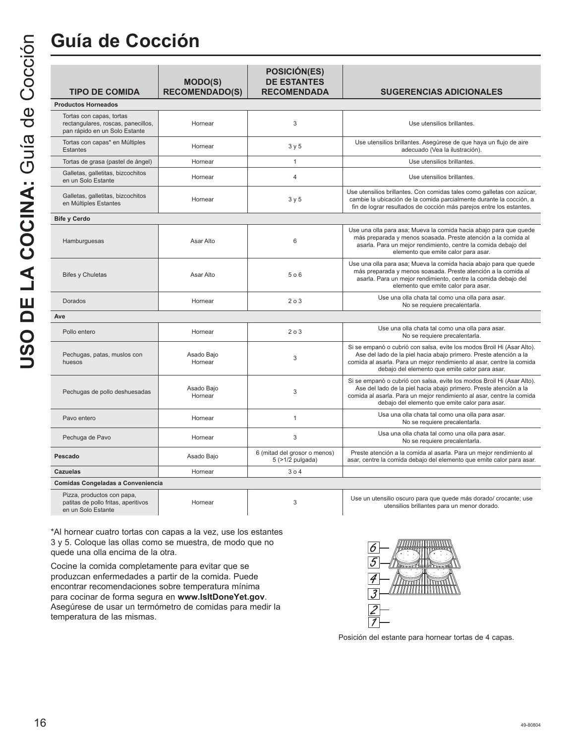# Guía de Cocción

| TIPO DE COMIDA | MODO(S) RECOMENDADO(S) | POSICIÓN(ES) DE ESTANTES RECOMENDADA | SUGERENCIAS ADICIONALES |
|---|---|---|---|
| **Productos Horneados** | | | |
| Tortas con capas, tortas rectangulares, roscas, panecillos, pan rápido en un Solo Estante | Hornear | 3 | Use utensilios brillantes. |
| Tortas con capas* en Múltiples Estantes | Hornear | 3 y 5 | Use utensilios brillantes. Asegúrese de que haya un flujo de aire adecuado (Vea la ilustración). |
| Tortas de grasa (pastel de ángel) | Hornear | 1 | Use utensilios brillantes. |
| Galletas, galletitas, bizcochitos en un Solo Estante | Hornear | 4 | Use utensilios brillantes. |
| Galletas, galletitas, bizcochitos en Múltiples Estantes | Hornear | 3 y 5 | Use utensilios brillantes. Con comidas tales como galletas con azúcar, cambie la ubicación de la comida parcialmente durante la cocción, a fin de lograr resultados de cocción más parejos entre los estantes. |
| **Bife y Cerdo** | | | |
| Hamburguesas | Asar Alto | 6 | Use una olla para asa; Mueva la comida hacia abajo para que quede más preparada y menos soasada. Preste atención a la comida al asarla. Para un mejor rendimiento, centre la comida debajo del elemento que emite calor para asar. |
| Bifes y Chuletas | Asar Alto | 5 o 6 | Use una olla para asa; Mueva la comida hacia abajo para que quede más preparada y menos soasada. Preste atención a la comida al asarla. Para un mejor rendimiento, centre la comida debajo del elemento que emite calor para asar. |
| Dorados | Hornear | 2 o 3 | Use una olla chata tal como una olla para asar. No se requiere precalentarla. |
| **Ave** | | | |
| Pollo entero | Hornear | 2 o 3 | Use una olla chata tal como una olla para asar. No se requiere precalentarla. |
| Pechugas, patas, muslos con huesos | Asado Bajo Hornear | 3 | Si se empanó o cubrió con salsa, evite los modos Broil Hi (Asar Alto). Ase del lado de la piel hacia abajo primero. Preste atención a la comida al asarla. Para un mejor rendimiento al asar, centre la comida debajo del elemento que emite calor para asar. |
| Pechugas de pollo deshuesadas | Asado Bajo Hornear | 3 | Si se empanó o cubrió con salsa, evite los modos Broil Hi (Asar Alto). Ase del lado de la piel hacia abajo primero. Preste atención a la comida al asarla. Para un mejor rendimiento al asar, centre la comida debajo del elemento que emite calor para asar. |
| Pavo entero | Hornear | 1 | Usa una olla chata tal como una olla para asar. No se requiere precalentarla. |
| Pechuga de Pavo | Hornear | 3 | Usa una olla chata tal como una olla para asar. No se requiere precalentarla. |
| **Pescado** | Asado Bajo | 6 (mitad del grosor o menos) 5 (>1/2 pulgada) | Preste atención a la comida al asarla. Para un mejor rendimiento al asar, centre la comida debajo del elemento que emite calor para asar. |
| **Cazuelas** | Hornear | 3 o 4 | |
| **Comidas Congeladas a Conveniencia** | | | |
| Pizza, productos con papa, patitas de pollo fritas, aperitivos en un Solo Estante | Hornear | 3 | Use un utensilio oscuro para que quede más dorado/ crocante; use utensilios brillantes para un menor dorado. |

*Al hornear cuatro tortas con capas a la vez, use los estantes 3 y 5. Coloque las ollas como se muestra, de modo que no quede una olla encima de la otra.

Cocine la comida completamente para evitar que se produzcan enfermedades a partir de la comida. Puede encontrar recomendaciones sobre temperatura mínima para cocinar de forma segura en **www.IsItDoneYet.gov**. Asegúrese de usar un termómetro de comidas para medir la temperatura de las mismas.

Posición del estante para hornear tortas de 4 capas.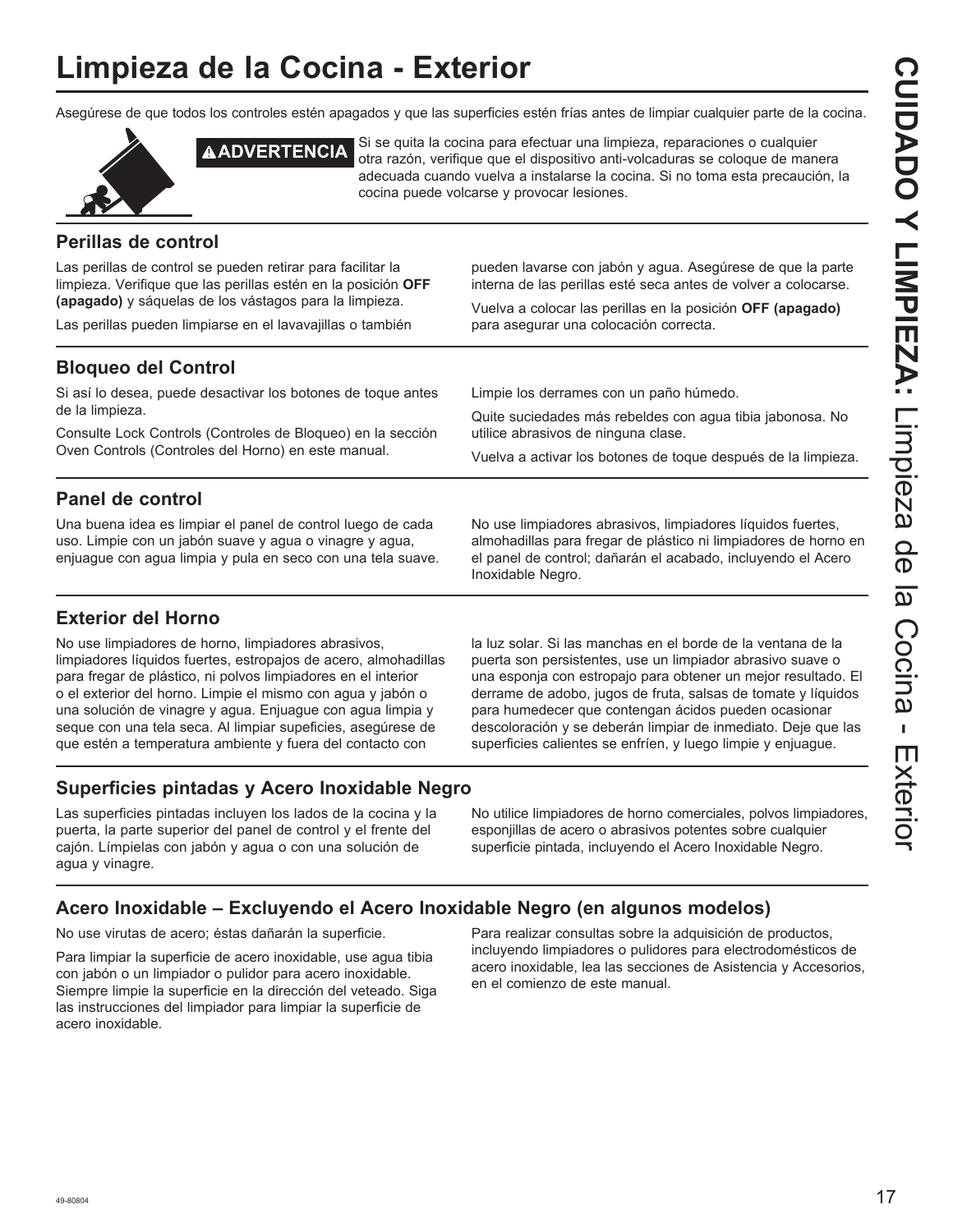# Limpieza de la Cocina - Exterior

Asegúrese de que todos los controles estén apagados y que las superficies estén frías antes de limpiar cualquier parte de la cocina.

**⚠ADVERTENCIA** Si se quita la cocina para efectuar una limpieza, reparaciones o cualquier otra razón, verifique que el dispositivo anti-volcaduras se coloque de manera adecuada cuando vuelva a instalarse la cocina. Si no toma esta precaución, la cocina puede volcarse y provocar lesiones.

## Perillas de control

Las perillas de control se pueden retirar para facilitar la limpieza. Verifique que las perillas estén en la posición **OFF (apagado)** y sáquelas de los vástagos para la limpieza.

Las perillas pueden limpiarse en el lavavajillas o también pueden lavarse con jabón y agua. Asegúrese de que la parte interna de las perillas esté seca antes de volver a colocarse.

Vuelva a colocar las perillas en la posición **OFF (apagado)** para asegurar una colocación correcta.

## Bloqueo del Control

Si así lo desea, puede desactivar los botones de toque antes de la limpieza.

Consulte Lock Controls (Controles de Bloqueo) en la sección Oven Controls (Controles del Horno) en este manual.

Limpie los derrames con un paño húmedo.

Quite suciedades más rebeldes con agua tibia jabonosa. No utilice abrasivos de ninguna clase.

Vuelva a activar los botones de toque después de la limpieza.

## Panel de control

Una buena idea es limpiar el panel de control luego de cada uso. Limpie con un jabón suave y agua o vinagre y agua, enjuague con agua limpia y pula en seco con una tela suave.

No use limpiadores abrasivos, limpiadores líquidos fuertes, almohadillas para fregar de plástico ni limpiadores de horno en el panel de control; dañarán el acabado, incluyendo el Acero Inoxidable Negro.

## Exterior del Horno

No use limpiadores de horno, limpiadores abrasivos, limpiadores líquidos fuertes, estropajos de acero, almohadillas para fregar de plástico, ni polvos limpiadores en el interior o el exterior del horno. Limpie el mismo con agua y jabón o una solución de vinagre y agua. Enjuague con agua limpia y seque con una tela seca. Al limpiar supeficies, asegúrese de que estén a temperatura ambiente y fuera del contacto con la luz solar. Si las manchas en el borde de la ventana de la puerta son persistentes, use un limpiador abrasivo suave o una esponja con estropajo para obtener un mejor resultado. El derrame de adobo, jugos de fruta, salsas de tomate y líquidos para humedecer que contengan ácidos pueden ocasionar descoloración y se deberán limpiar de inmediato. Deje que las superficies calientes se enfríen, y luego limpie y enjuague.

## Superficies pintadas y Acero Inoxidable Negro

Las superficies pintadas incluyen los lados de la cocina y la puerta, la parte superior del panel de control y el frente del cajón. Límpielas con jabón y agua o con una solución de agua y vinagre.

No utilice limpiadores de horno comerciales, polvos limpiadores, esponjillas de acero o abrasivos potentes sobre cualquier superficie pintada, incluyendo el Acero Inoxidable Negro.

## Acero Inoxidable – Excluyendo el Acero Inoxidable Negro (en algunos modelos)

No use virutas de acero; éstas dañarán la superficie.

Para limpiar la superficie de acero inoxidable, use agua tibia con jabón o un limpiador o pulidor para acero inoxidable. Siempre limpie la superficie en la dirección del veteado. Siga las instrucciones del limpiador para limpiar la superficie de acero inoxidable.

Para realizar consultas sobre la adquisición de productos, incluyendo limpiadores o pulidores para electrodomésticos de acero inoxidable, lea las secciones de Asistencia y Accesorios, en el comienzo de este manual.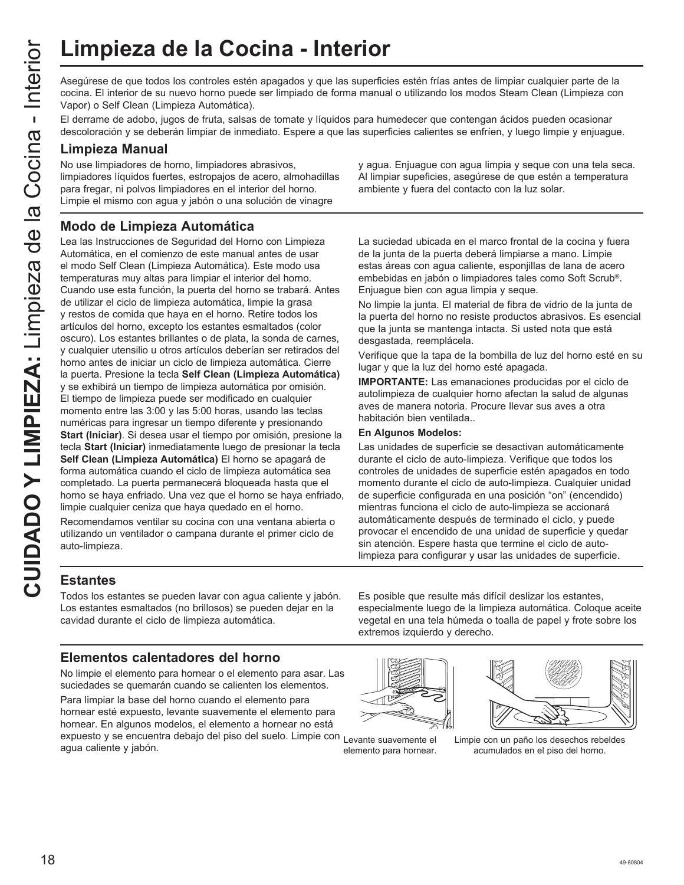# Limpieza de la Cocina - Interior

Asegúrese de que todos los controles estén apagados y que las superficies estén frías antes de limpiar cualquier parte de la cocina. El interior de su nuevo horno puede ser limpiado de forma manual o utilizando los modos Steam Clean (Limpieza con Vapor) o Self Clean (Limpieza Automática).

El derrame de adobo, jugos de fruta, salsas de tomate y líquidos para humedecer que contengan ácidos pueden ocasionar descoloración y se deberán limpiar de inmediato. Espere a que las superficies calientes se enfríen, y luego limpie y enjuague.

## Limpieza Manual

No use limpiadores de horno, limpiadores abrasivos, limpiadores líquidos fuertes, estropajos de acero, almohadillas para fregar, ni polvos limpiadores en el interior del horno. Limpie el mismo con agua y jabón o una solución de vinagre y agua. Enjuague con agua limpia y seque con una tela seca. Al limpiar supeficies, asegúrese de que estén a temperatura ambiente y fuera del contacto con la luz solar.

## Modo de Limpieza Automática

Lea las Instrucciones de Seguridad del Horno con Limpieza Automática, en el comienzo de este manual antes de usar el modo Self Clean (Limpieza Automática). Este modo usa temperaturas muy altas para limpiar el interior del horno. Cuando use esta función, la puerta del horno se trabará. Antes de utilizar el ciclo de limpieza automática, limpie la grasa y restos de comida que haya en el horno. Retire todos los artículos del horno, excepto los estantes esmaltados (color oscuro). Los estantes brillantes o de plata, la sonda de carnes, y cualquier utensilio u otros artículos deberían ser retirados del horno antes de iniciar un ciclo de limpieza automática. Cierre la puerta. Presione la tecla **Self Clean (Limpieza Automática)** y se exhibirá un tiempo de limpieza automática por omisión. El tiempo de limpieza puede ser modificado en cualquier momento entre las 3:00 y las 5:00 horas, usando las teclas numéricas para ingresar un tiempo diferente y presionando **Start (Iniciar)**. Si desea usar el tiempo por omisión, presione la tecla **Start (Iniciar)** inmediatamente luego de presionar la tecla **Self Clean (Limpieza Automática)** El horno se apagará de forma automática cuando el ciclo de limpieza automática sea completado. La puerta permanecerá bloqueada hasta que el horno se haya enfriado. Una vez que el horno se haya enfriado, limpie cualquier ceniza que haya quedado en el horno.

Recomendamos ventilar su cocina con una ventana abierta o utilizando un ventilador o campana durante el primer ciclo de auto-limpieza.

La suciedad ubicada en el marco frontal de la cocina y fuera de la junta de la puerta deberá limpiarse a mano. Limpie estas áreas con agua caliente, esponjillas de lana de acero embebidas en jabón o limpiadores tales como Soft Scrub®. Enjuague bien con agua limpia y seque.

No limpie la junta. El material de fibra de vidrio de la junta de la puerta del horno no resiste productos abrasivos. Es esencial que la junta se mantenga intacta. Si usted nota que está desgastada, reemplácela.

Verifique que la tapa de la bombilla de luz del horno esté en su lugar y que la luz del horno esté apagada.

**IMPORTANTE:** Las emanaciones producidas por el ciclo de autolimpieza de cualquier horno afectan la salud de algunas aves de manera notoria. Procure llevar sus aves a otra habitación bien ventilada..

**En Algunos Modelos:**

Las unidades de superficie se desactivan automáticamente durante el ciclo de auto-limpieza. Verifique que todos los controles de unidades de superficie estén apagados en todo momento durante el ciclo de auto-limpieza. Cualquier unidad de superficie configurada en una posición "on" (encendido) mientras funciona el ciclo de auto-limpieza se accionará automáticamente después de terminado el ciclo, y puede provocar el encendido de una unidad de superficie y quedar sin atención. Espere hasta que termine el ciclo de auto-limpieza para configurar y usar las unidades de superficie.

## Estantes

Todos los estantes se pueden lavar con agua caliente y jabón. Los estantes esmaltados (no brillosos) se pueden dejar en la cavidad durante el ciclo de limpieza automática.

Es posible que resulte más difícil deslizar los estantes, especialmente luego de la limpieza automática. Coloque aceite vegetal en una tela húmeda o toalla de papel y frote sobre los extremos izquierdo y derecho.

## Elementos calentadores del horno

No limpie el elemento para hornear o el elemento para asar. Las suciedades se quemarán cuando se calienten los elementos.

Para limpiar la base del horno cuando el elemento para hornear esté expuesto, levante suavemente el elemento para hornear. En algunos modelos, el elemento a hornear no está expuesto y se encuentra debajo del piso del suelo. Limpie con agua caliente y jabón.

Levante suavemente el elemento para hornear.

Limpie con un paño los desechos rebeldes acumulados en el piso del horno.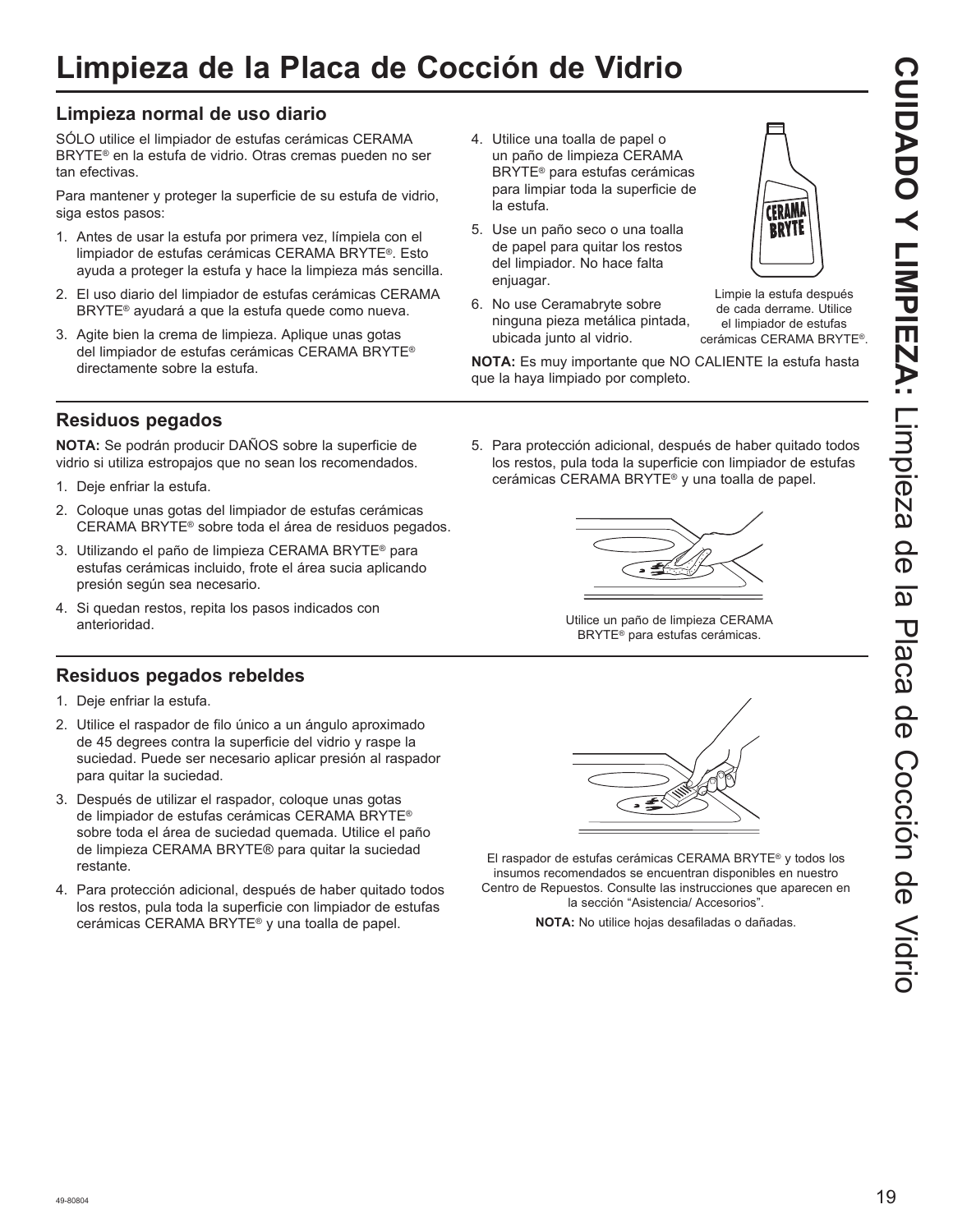# Limpieza de la Placa de Cocción de Vidrio

## Limpieza normal de uso diario

SÓLO utilice el limpiador de estufas cerámicas CERAMA BRYTE® en la estufa de vidrio. Otras cremas pueden no ser tan efectivas.

Para mantener y proteger la superficie de su estufa de vidrio, siga estos pasos:

1. Antes de usar la estufa por primera vez, límpiela con el limpiador de estufas cerámicas CERAMA BRYTE®. Esto ayuda a proteger la estufa y hace la limpieza más sencilla.
2. El uso diario del limpiador de estufas cerámicas CERAMA BRYTE® ayudará a que la estufa quede como nueva.
3. Agite bien la crema de limpieza. Aplique unas gotas del limpiador de estufas cerámicas CERAMA BRYTE® directamente sobre la estufa.
4. Utilice una toalla de papel o un paño de limpieza CERAMA BRYTE® para estufas cerámicas para limpiar toda la superficie de la estufa.
5. Use un paño seco o una toalla de papel para quitar los restos del limpiador. No hace falta enjuagar.
6. No use Ceramabryte sobre ninguna pieza metálica pintada, ubicada junto al vidrio.

Limpie la estufa después de cada derrame. Utilice el limpiador de estufas cerámicas CERAMA BRYTE®.

**NOTA:** Es muy importante que NO CALIENTE la estufa hasta que la haya limpiado por completo.

## Residuos pegados

**NOTA:** Se podrán producir DAÑOS sobre la superficie de vidrio si utiliza estropajos que no sean los recomendados.

1. Deje enfriar la estufa.
2. Coloque unas gotas del limpiador de estufas cerámicas CERAMA BRYTE® sobre toda el área de residuos pegados.
3. Utilizando el paño de limpieza CERAMA BRYTE® para estufas cerámicas incluido, frote el área sucia aplicando presión según sea necesario.
4. Si quedan restos, repita los pasos indicados con anterioridad.
5. Para protección adicional, después de haber quitado todos los restos, pula toda la superficie con limpiador de estufas cerámicas CERAMA BRYTE® y una toalla de papel.

Utilice un paño de limpieza CERAMA BRYTE® para estufas cerámicas.

## Residuos pegados rebeldes

1. Deje enfriar la estufa.
2. Utilice el raspador de filo único a un ángulo aproximado de 45 degrees contra la superficie del vidrio y raspe la suciedad. Puede ser necesario aplicar presión al raspador para quitar la suciedad.
3. Después de utilizar el raspador, coloque unas gotas de limpiador de estufas cerámicas CERAMA BRYTE® sobre toda el área de suciedad quemada. Utilice el paño de limpieza CERAMA BRYTE® para quitar la suciedad restante.
4. Para protección adicional, después de haber quitado todos los restos, pula toda la superficie con limpiador de estufas cerámicas CERAMA BRYTE® y una toalla de papel.

El raspador de estufas cerámicas CERAMA BRYTE® y todos los insumos recomendados se encuentran disponibles en nuestro Centro de Repuestos. Consulte las instrucciones que aparecen en la sección "Asistencia/ Accesorios".

**NOTA:** No utilice hojas desafiladas o dañadas.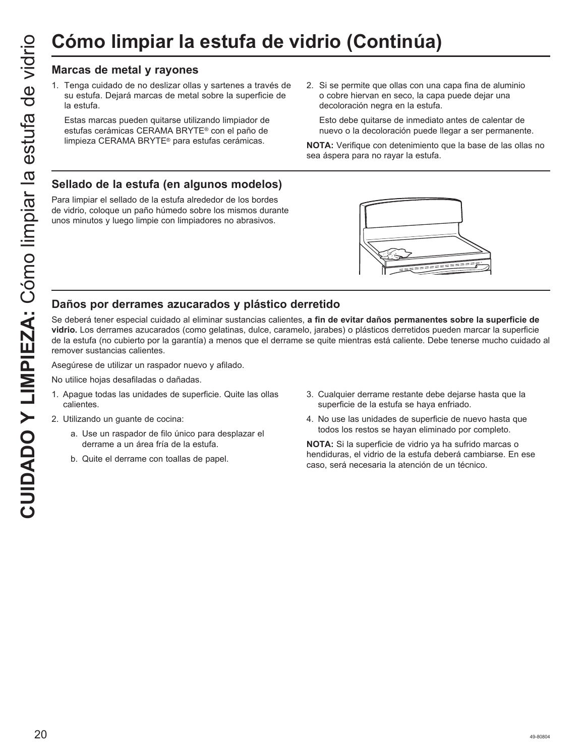# Cómo limpiar la estufa de vidrio (Continúa)

## Marcas de metal y rayones

1. Tenga cuidado de no deslizar ollas y sartenes a través de su estufa. Dejará marcas de metal sobre la superficie de la estufa.

   Estas marcas pueden quitarse utilizando limpiador de estufas cerámicas CERAMA BRYTE® con el paño de limpieza CERAMA BRYTE® para estufas cerámicas.

2. Si se permite que ollas con una capa fina de aluminio o cobre hiervan en seco, la capa puede dejar una decoloración negra en la estufa.

   Esto debe quitarse de inmediato antes de calentar de nuevo o la decoloración puede llegar a ser permanente.

**NOTA:** Verifique con detenimiento que la base de las ollas no sea áspera para no rayar la estufa.

## Sellado de la estufa (en algunos modelos)

Para limpiar el sellado de la estufa alrededor de los bordes de vidrio, coloque un paño húmedo sobre los mismos durante unos minutos y luego limpie con limpiadores no abrasivos.

## Daños por derrames azucarados y plástico derretido

Se deberá tener especial cuidado al eliminar sustancias calientes, **a fin de evitar daños permanentes sobre la superficie de vidrio.** Los derrames azucarados (como gelatinas, dulce, caramelo, jarabes) o plásticos derretidos pueden marcar la superficie de la estufa (no cubierto por la garantía) a menos que el derrame se quite mientras está caliente. Debe tenerse mucho cuidado al remover sustancias calientes.

Asegúrese de utilizar un raspador nuevo y afilado.

No utilice hojas desafiladas o dañadas.

1. Apague todas las unidades de superficie. Quite las ollas calientes.
2. Utilizando un guante de cocina:
   a. Use un raspador de filo único para desplazar el derrame a un área fría de la estufa.
   b. Quite el derrame con toallas de papel.
3. Cualquier derrame restante debe dejarse hasta que la superficie de la estufa se haya enfriado.
4. No use las unidades de superficie de nuevo hasta que todos los restos se hayan eliminado por completo.

**NOTA:** Si la superficie de vidrio ya ha sufrido marcas o hendiduras, el vidrio de la estufa deberá cambiarse. En ese caso, será necesaria la atención de un técnico.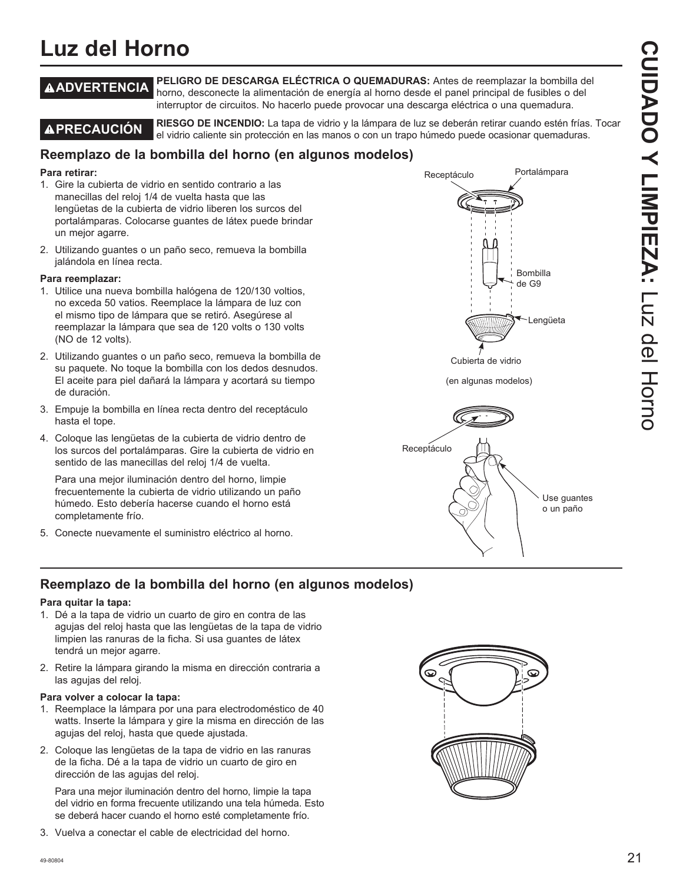# Luz del Horno

**⚠ADVERTENCIA** **PELIGRO DE DESCARGA ELÉCTRICA O QUEMADURAS:** Antes de reemplazar la bombilla del horno, desconecte la alimentación de energía al horno desde el panel principal de fusibles o del interruptor de circuitos. No hacerlo puede provocar una descarga eléctrica o una quemadura.

**⚠PRECAUCIÓN** **RIESGO DE INCENDIO:** La tapa de vidrio y la lámpara de luz se deberán retirar cuando estén frías. Tocar el vidrio caliente sin protección en las manos o con un trapo húmedo puede ocasionar quemaduras.

## Reemplazo de la bombilla del horno (en algunos modelos)

**Para retirar:**

1. Gire la cubierta de vidrio en sentido contrario a las manecillas del reloj 1/4 de vuelta hasta que las lengüetas de la cubierta de vidrio liberen los surcos del portalámparas. Colocarse guantes de látex puede brindar un mejor agarre.
2. Utilizando guantes o un paño seco, remueva la bombilla jalándola en línea recta.

**Para reemplazar:**

1. Utilice una nueva bombilla halógena de 120/130 voltios, no exceda 50 vatios. Reemplace la lámpara de luz con el mismo tipo de lámpara que se retiró. Asegúrese al reemplazar la lámpara que sea de 120 volts o 130 volts (NO de 12 volts).
2. Utilizando guantes o un paño seco, remueva la bombilla de su paquete. No toque la bombilla con los dedos desnudos. El aceite para piel dañará la lámpara y acortará su tiempo de duración.
3. Empuje la bombilla en línea recta dentro del receptáculo hasta el tope.
4. Coloque las lengüetas de la cubierta de vidrio dentro de los surcos del portalámparas. Gire la cubierta de vidrio en sentido de las manecillas del reloj 1/4 de vuelta.

   Para una mejor iluminación dentro del horno, limpie frecuentemente la cubierta de vidrio utilizando un paño húmedo. Esto debería hacerse cuando el horno está completamente frío.
5. Conecte nuevamente el suministro eléctrico al horno.

Receptáculo — Portalámpara — Bombilla de G9 — Lengüeta — Cubierta de vidrio

(en algunas modelos)

Receptáculo — Use guantes o un paño

## Reemplazo de la bombilla del horno (en algunos modelos)

**Para quitar la tapa:**

1. Dé a la tapa de vidrio un cuarto de giro en contra de las agujas del reloj hasta que las lengüetas de la tapa de vidrio limpien las ranuras de la ficha. Si usa guantes de látex tendrá un mejor agarre.
2. Retire la lámpara girando la misma en dirección contraria a las agujas del reloj.

**Para volver a colocar la tapa:**

1. Reemplace la lámpara por una para electrodoméstico de 40 watts. Inserte la lámpara y gire la misma en dirección de las agujas del reloj, hasta que quede ajustada.
2. Coloque las lengüetas de la tapa de vidrio en las ranuras de la ficha. Dé a la tapa de vidrio un cuarto de giro en dirección de las agujas del reloj.

   Para una mejor iluminación dentro del horno, limpie la tapa del vidrio en forma frecuente utilizando una tela húmeda. Esto se deberá hacer cuando el horno esté completamente frío.
3. Vuelva a conectar el cable de electricidad del horno.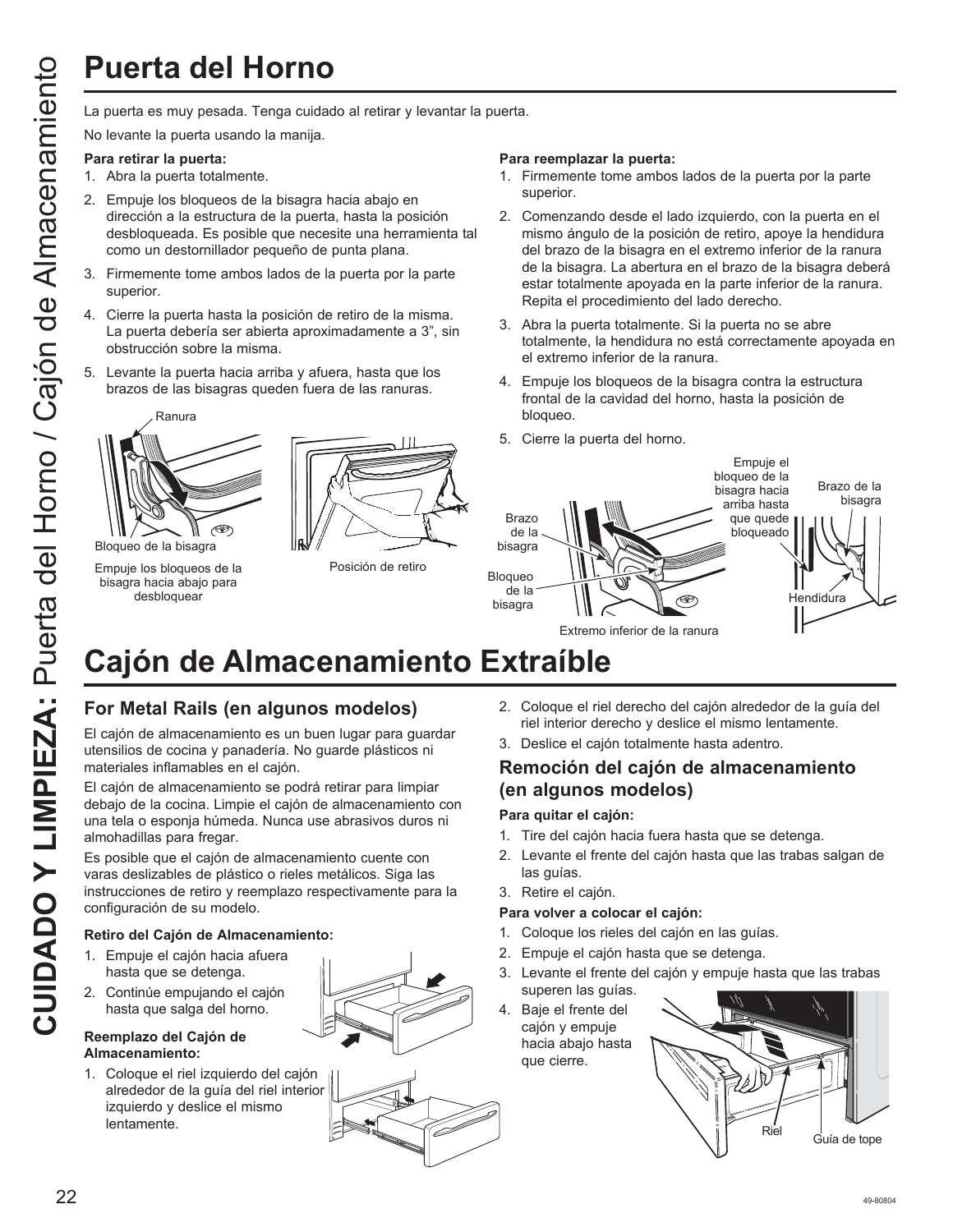# Puerta del Horno

La puerta es muy pesada. Tenga cuidado al retirar y levantar la puerta.

No levante la puerta usando la manija.

**Para retirar la puerta:**

1. Abra la puerta totalmente.
2. Empuje los bloqueos de la bisagra hacia abajo en dirección a la estructura de la puerta, hasta la posición desbloqueada. Es posible que necesite una herramienta tal como un destornillador pequeño de punta plana.
3. Firmemente tome ambos lados de la puerta por la parte superior.
4. Cierre la puerta hasta la posición de retiro de la misma. La puerta debería ser abierta aproximadamente a 3", sin obstrucción sobre la misma.
5. Levante la puerta hacia arriba y afuera, hasta que los brazos de las bisagras queden fuera de las ranuras.

Ranura

Bloqueo de la bisagra

Empuje los bloqueos de la bisagra hacia abajo para desbloquear

Posición de retiro

**Para reemplazar la puerta:**

1. Firmemente tome ambos lados de la puerta por la parte superior.
2. Comenzando desde el lado izquierdo, con la puerta en el mismo ángulo de la posición de retiro, apoye la hendidura del brazo de la bisagra en el extremo inferior de la ranura de la bisagra. La abertura en el brazo de la bisagra deberá estar totalmente apoyada en la parte inferior de la ranura. Repita el procedimiento del lado derecho.
3. Abra la puerta totalmente. Si la puerta no se abre totalmente, la hendidura no está correctamente apoyada en el extremo inferior de la ranura.
4. Empuje los bloqueos de la bisagra contra la estructura frontal de la cavidad del horno, hasta la posición de bloqueo.
5. Cierre la puerta del horno.

Brazo de la bisagra

Bloqueo de la bisagra

Empuje el bloqueo de la bisagra hacia arriba hasta que quede bloqueado

Brazo de la bisagra

Hendidura

Extremo inferior de la ranura

# Cajón de Almacenamiento Extraíble

## For Metal Rails (en algunos modelos)

El cajón de almacenamiento es un buen lugar para guardar utensilios de cocina y panadería. No guarde plásticos ni materiales inflamables en el cajón.

El cajón de almacenamiento se podrá retirar para limpiar debajo de la cocina. Limpie el cajón de almacenamiento con una tela o esponja húmeda. Nunca use abrasivos duros ni almohadillas para fregar.

Es posible que el cajón de almacenamiento cuente con varas deslizables de plástico o rieles metálicos. Siga las instrucciones de retiro y reemplazo respectivamente para la configuración de su modelo.

**Retiro del Cajón de Almacenamiento:**

1. Empuje el cajón hacia afuera hasta que se detenga.
2. Continúe empujando el cajón hasta que salga del horno.

**Reemplazo del Cajón de Almacenamiento:**

1. Coloque el riel izquierdo del cajón alrededor de la guía del riel interior izquierdo y deslice el mismo lentamente.
2. Coloque el riel derecho del cajón alrededor de la guía del riel interior derecho y deslice el mismo lentamente.
3. Deslice el cajón totalmente hasta adentro.

## Remoción del cajón de almacenamiento (en algunos modelos)

**Para quitar el cajón:**

1. Tire del cajón hacia fuera hasta que se detenga.
2. Levante el frente del cajón hasta que las trabas salgan de las guías.
3. Retire el cajón.

**Para volver a colocar el cajón:**

1. Coloque los rieles del cajón en las guías.
2. Empuje el cajón hasta que se detenga.
3. Levante el frente del cajón y empuje hasta que las trabas superen las guías.
4. Baje el frente del cajón y empuje hacia abajo hasta que cierre.

Riel

Guía de tope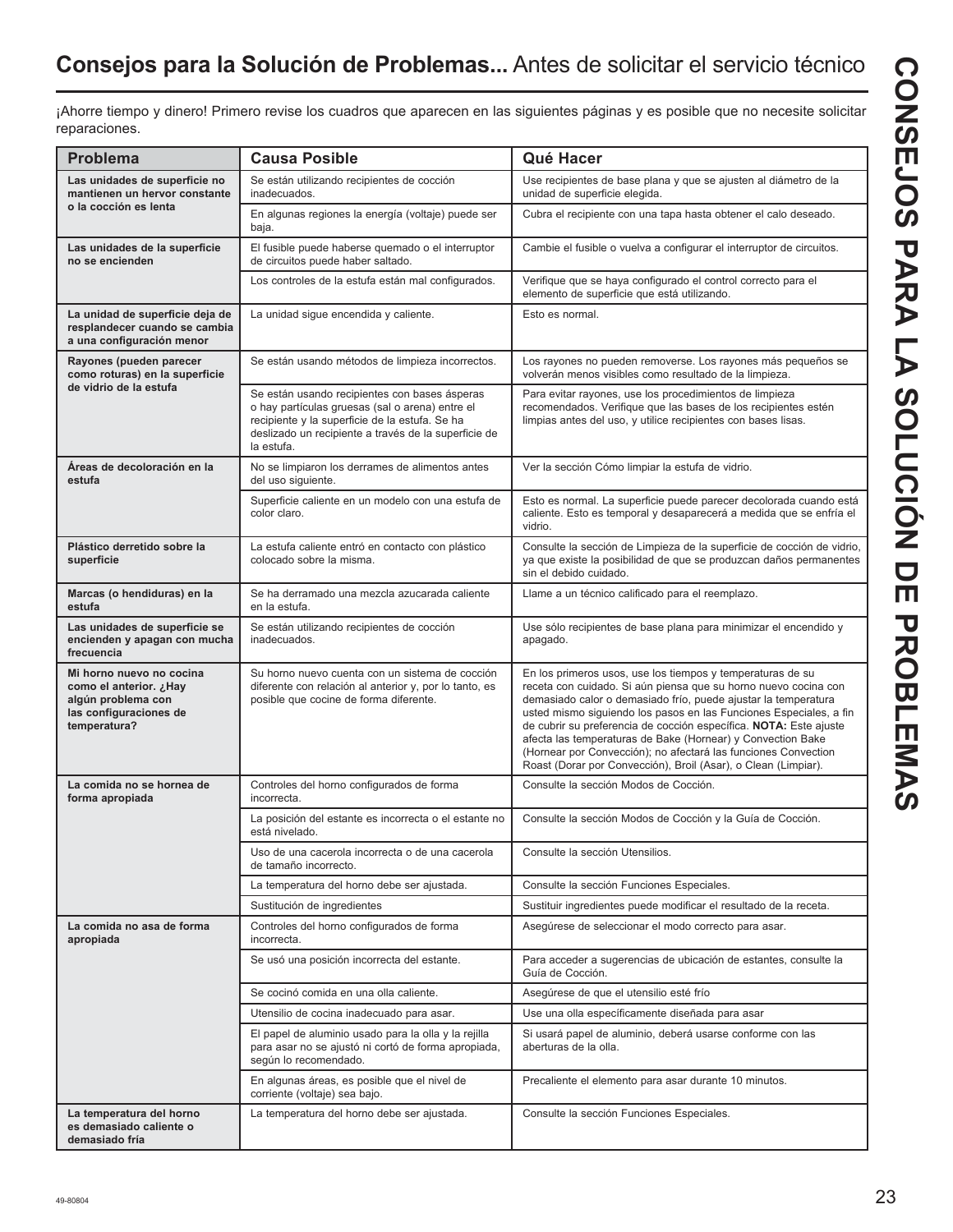# Consejos para la Solución de Problemas... Antes de solicitar el servicio técnico

¡Ahorre tiempo y dinero! Primero revise los cuadros que aparecen en las siguientes páginas y es posible que no necesite solicitar reparaciones.

| Problema | Causa Posible | Qué Hacer |
|---|---|---|
| **Las unidades de superficie no mantienen un hervor constante o la cocción es lenta** | Se están utilizando recipientes de cocción inadecuados. | Use recipientes de base plana y que se ajusten al diámetro de la unidad de superficie elegida. |
| | En algunas regiones la energía (voltaje) puede ser baja. | Cubra el recipiente con una tapa hasta obtener el calo deseado. |
| **Las unidades de la superficie no se encienden** | El fusible puede haberse quemado o el interruptor de circuitos puede haber saltado. | Cambie el fusible o vuelva a configurar el interruptor de circuitos. |
| | Los controles de la estufa están mal configurados. | Verifique que se haya configurado el control correcto para el elemento de superficie que está utilizando. |
| **La unidad de superficie deja de resplandecer cuando se cambia a una configuración menor** | La unidad sigue encendida y caliente. | Esto es normal. |
| **Rayones (pueden parecer como roturas) en la superficie de vidrio de la estufa** | Se están usando métodos de limpieza incorrectos. | Los rayones no pueden removerse. Los rayones más pequeños se volverán menos visibles como resultado de la limpieza. |
| | Se están usando recipientes con bases ásperas o hay partículas gruesas (sal o arena) entre el recipiente y la superficie de la estufa. Se ha deslizado un recipiente a través de la superficie de la estufa. | Para evitar rayones, use los procedimientos de limpieza recomendados. Verifique que las bases de los recipientes estén limpias antes del uso, y utilice recipientes con bases lisas. |
| **Áreas de decoloración en la estufa** | No se limpiaron los derrames de alimentos antes del uso siguiente. | Ver la sección Cómo limpiar la estufa de vidrio. |
| | Superficie caliente en un modelo con una estufa de color claro. | Esto es normal. La superficie puede parecer decolorada cuando está caliente. Esto es temporal y desaparecerá a medida que se enfría el vidrio. |
| **Plástico derretido sobre la superficie** | La estufa caliente entró en contacto con plástico colocado sobre la misma. | Consulte la sección de Limpieza de la superficie de cocción de vidrio, ya que existe la posibilidad de que se produzcan daños permanentes sin el debido cuidado. |
| **Marcas (o hendiduras) en la estufa** | Se ha derramado una mezcla azucarada caliente en la estufa. | Llame a un técnico calificado para el reemplazo. |
| **Las unidades de superficie se encienden y apagan con mucha frecuencia** | Se están utilizando recipientes de cocción inadecuados. | Use sólo recipientes de base plana para minimizar el encendido y apagado. |
| **Mi horno nuevo no cocina como el anterior. ¿Hay algún problema con las configuraciones de temperatura?** | Su horno nuevo cuenta con un sistema de cocción diferente con relación al anterior y, por lo tanto, es posible que cocine de forma diferente. | En los primeros usos, use los tiempos y temperaturas de su receta con cuidado. Si aún piensa que su horno nuevo cocina con demasiado calor o demasiado frío, puede ajustar la temperatura usted mismo siguiendo los pasos en las Funciones Especiales, a fin de cubrir su preferencia de cocción específica. **NOTA:** Este ajuste afecta las temperaturas de Bake (Hornear) y Convection Bake (Hornear por Convección); no afectará las funciones Convection Roast (Dorar por Convección), Broil (Asar), o Clean (Limpiar). |
| **La comida no se hornea de forma apropiada** | Controles del horno configurados de forma incorrecta. | Consulte la sección Modos de Cocción. |
| | La posición del estante es incorrecta o el estante no está nivelado. | Consulte la sección Modos de Cocción y la Guía de Cocción. |
| | Uso de una cacerola incorrecta o de una cacerola de tamaño incorrecto. | Consulte la sección Utensilios. |
| | La temperatura del horno debe ser ajustada. | Consulte la sección Funciones Especiales. |
| | Sustitución de ingredientes | Sustituir ingredientes puede modificar el resultado de la receta. |
| **La comida no asa de forma apropiada** | Controles del horno configurados de forma incorrecta. | Asegúrese de seleccionar el modo correcto para asar. |
| | Se usó una posición incorrecta del estante. | Para acceder a sugerencias de ubicación de estantes, consulte la Guía de Cocción. |
| | Se cocinó comida en una olla caliente. | Asegúrese de que el utensilio esté frío |
| | Utensilio de cocina inadecuado para asar. | Use una olla específicamente diseñada para asar |
| | El papel de aluminio usado para la olla y la rejilla para asar no se ajustó ni cortó de forma apropiada, según lo recomendado. | Si usará papel de aluminio, deberá usarse conforme con las aberturas de la olla. |
| | En algunas áreas, es posible que el nivel de corriente (voltaje) sea bajo. | Precaliente el elemento para asar durante 10 minutos. |
| **La temperatura del horno es demasiado caliente o demasiado fría** | La temperatura del horno debe ser ajustada. | Consulte la sección Funciones Especiales. |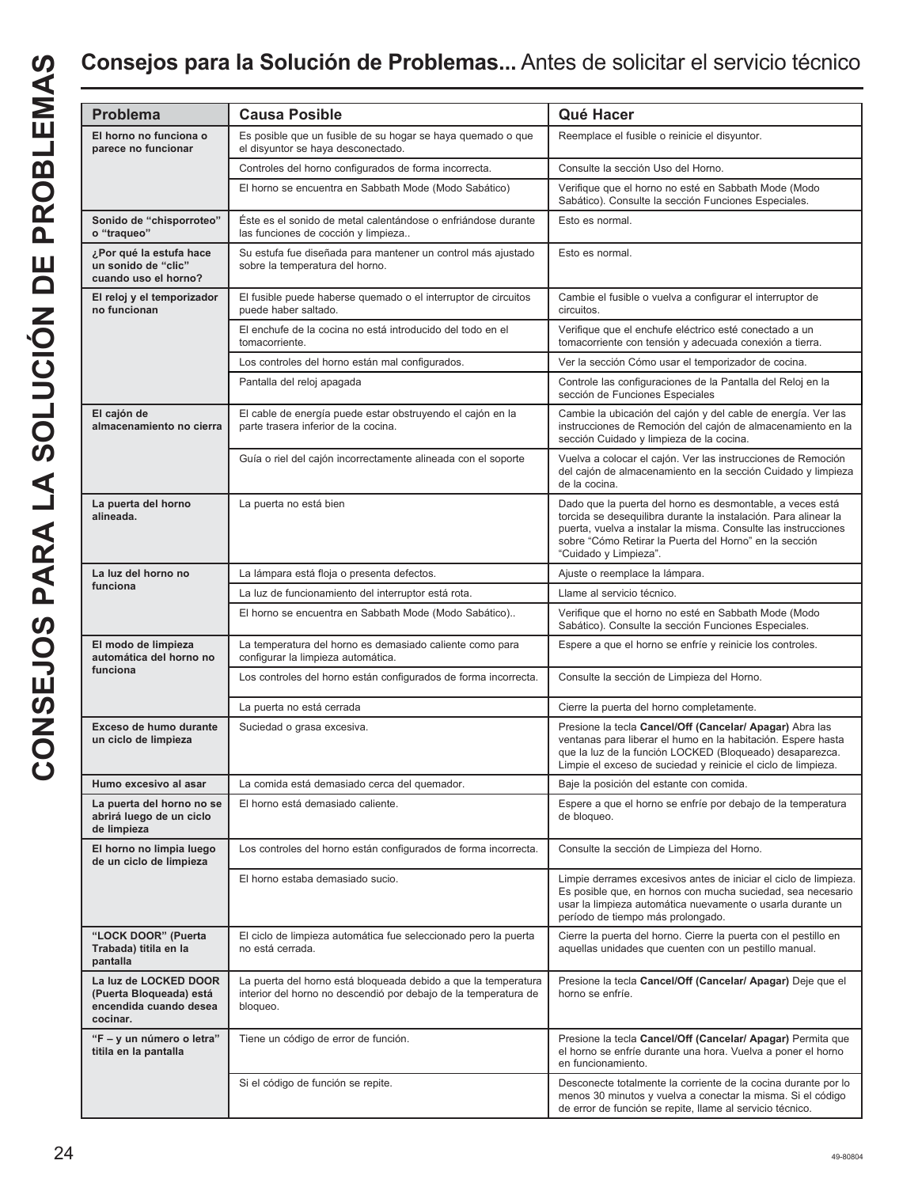## Consejos para la Solución de Problemas... Antes de solicitar el servicio técnico

| Problema | Causa Posible | Qué Hacer |
|---|---|---|
| **El horno no funciona o parece no funcionar** | Es posible que un fusible de su hogar se haya quemado o que el disyuntor se haya desconectado. | Reemplace el fusible o reinicie el disyuntor. |
| | Controles del horno configurados de forma incorrecta. | Consulte la sección Uso del Horno. |
| | El horno se encuentra en Sabbath Mode (Modo Sabático) | Verifique que el horno no esté en Sabbath Mode (Modo Sabático). Consulte la sección Funciones Especiales. |
| **Sonido de "chisporroteo" o "traqueo"** | Éste es el sonido de metal calentándose o enfriándose durante las funciones de cocción y limpieza.. | Esto es normal. |
| **¿Por qué la estufa hace un sonido de "clic" cuando uso el horno?** | Su estufa fue diseñada para mantener un control más ajustado sobre la temperatura del horno. | Esto es normal. |
| **El reloj y el temporizador no funcionan** | El fusible puede haberse quemado o el interruptor de circuitos puede haber saltado. | Cambie el fusible o vuelva a configurar el interruptor de circuitos. |
| | El enchufe de la cocina no está introducido del todo en el tomacorriente. | Verifique que el enchufe eléctrico esté conectado a un tomacorriente con tensión y adecuada conexión a tierra. |
| | Los controles del horno están mal configurados. | Ver la sección Cómo usar el temporizador de cocina. |
| | Pantalla del reloj apagada | Controle las configuraciones de la Pantalla del Reloj en la sección de Funciones Especiales |
| **El cajón de almacenamiento no cierra** | El cable de energía puede estar obstruyendo el cajón en la parte trasera inferior de la cocina. | Cambie la ubicación del cajón y del cable de energía. Ver las instrucciones de Remoción del cajón de almacenamiento en la sección Cuidado y limpieza de la cocina. |
| | Guía o riel del cajón incorrectamente alineada con el soporte | Vuelva a colocar el cajón. Ver las instrucciones de Remoción del cajón de almacenamiento en la sección Cuidado y limpieza de la cocina. |
| **La puerta del horno alineada.** | La puerta no está bien | Dado que la puerta del horno es desmontable, a veces está torcida se desequilibra durante la instalación. Para alinear la puerta, vuelva a instalar la misma. Consulte las instrucciones sobre "Cómo Retirar la Puerta del Horno" en la sección "Cuidado y Limpieza". |
| **La luz del horno no funciona** | La lámpara está floja o presenta defectos. | Ajuste o reemplace la lámpara. |
| | La luz de funcionamiento del interruptor está rota. | Llame al servicio técnico. |
| | El horno se encuentra en Sabbath Mode (Modo Sabático).. | Verifique que el horno no esté en Sabbath Mode (Modo Sabático). Consulte la sección Funciones Especiales. |
| **El modo de limpieza automática del horno no funciona** | La temperatura del horno es demasiado caliente como para configurar la limpieza automática. | Espere a que el horno se enfríe y reinicie los controles. |
| | Los controles del horno están configurados de forma incorrecta. | Consulte la sección de Limpieza del Horno. |
| | La puerta no está cerrada | Cierre la puerta del horno completamente. |
| **Exceso de humo durante un ciclo de limpieza** | Suciedad o grasa excesiva. | Presione la tecla **Cancel/Off (Cancelar/ Apagar)** Abra las ventanas para liberar el humo en la habitación. Espere hasta que la luz de la función LOCKED (Bloqueado) desaparezca. Limpie el exceso de suciedad y reinicie el ciclo de limpieza. |
| **Humo excesivo al asar** | La comida está demasiado cerca del quemador. | Baje la posición del estante con comida. |
| **La puerta del horno no se abrirá luego de un ciclo de limpieza** | El horno está demasiado caliente. | Espere a que el horno se enfríe por debajo de la temperatura de bloqueo. |
| **El horno no limpia luego de un ciclo de limpieza** | Los controles del horno están configurados de forma incorrecta. | Consulte la sección de Limpieza del Horno. |
| | El horno estaba demasiado sucio. | Limpie derrames excesivos antes de iniciar el ciclo de limpieza. Es posible que, en hornos con mucha suciedad, sea necesario usar la limpieza automática nuevamente o usarla durante un período de tiempo más prolongado. |
| **"LOCK DOOR" (Puerta Trabada) titila en la pantalla** | El ciclo de limpieza automática fue seleccionado pero la puerta no está cerrada. | Cierre la puerta del horno. Cierre la puerta con el pestillo en aquellas unidades que cuenten con un pestillo manual. |
| **La luz de LOCKED DOOR (Puerta Bloqueada) está encendida cuando desea cocinar.** | La puerta del horno está bloqueada debido a que la temperatura interior del horno no descendió por debajo de la temperatura de bloqueo. | Presione la tecla **Cancel/Off (Cancelar/ Apagar)** Deje que el horno se enfríe. |
| **"F – y un número o letra" titila en la pantalla** | Tiene un código de error de función. | Presione la tecla **Cancel/Off (Cancelar/ Apagar)** Permita que el horno se enfríe durante una hora. Vuelva a poner el horno en funcionamiento. |
| | Si el código de función se repite. | Desconecte totalmente la corriente de la cocina durante por lo menos 30 minutos y vuelva a conectar la misma. Si el código de error de función se repite, llame al servicio técnico. |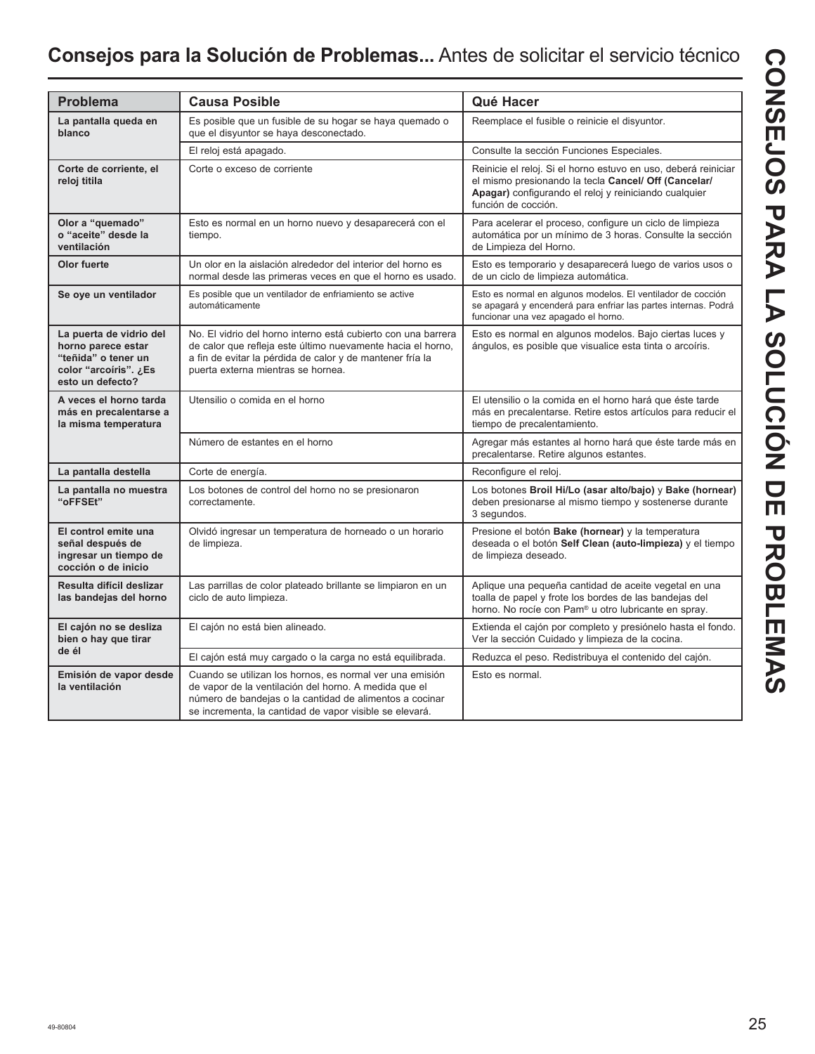## **Consejos para la Solución de Problemas...** Antes de solicitar el servicio técnico

| Problema | Causa Posible | Qué Hacer |
|---|---|---|
| **La pantalla queda en blanco** | Es posible que un fusible de su hogar se haya quemado o que el disyuntor se haya desconectado. | Reemplace el fusible o reinicie el disyuntor. |
| | El reloj está apagado. | Consulte la sección Funciones Especiales. |
| **Corte de corriente, el reloj titila** | Corte o exceso de corriente | Reinicie el reloj. Si el horno estuvo en uso, deberá reiniciar el mismo presionando la tecla **Cancel/ Off (Cancelar/ Apagar)** configurando el reloj y reiniciando cualquier función de cocción. |
| **Olor a "quemado" o "aceite" desde la ventilación** | Esto es normal en un horno nuevo y desaparecerá con el tiempo. | Para acelerar el proceso, configure un ciclo de limpieza automática por un mínimo de 3 horas. Consulte la sección de Limpieza del Horno. |
| **Olor fuerte** | Un olor en la aislación alrededor del interior del horno es normal desde las primeras veces en que el horno es usado. | Esto es temporario y desaparecerá luego de varios usos o de un ciclo de limpieza automática. |
| **Se oye un ventilador** | Es posible que un ventilador de enfriamiento se active automáticamente | Esto es normal en algunos modelos. El ventilador de cocción se apagará y encenderá para enfriar las partes internas. Podrá funcionar una vez apagado el horno. |
| **La puerta de vidrio del horno parece estar "teñida" o tener un color "arcoíris". ¿Es esto un defecto?** | No. El vidrio del horno interno está cubierto con una barrera de calor que refleja este último nuevamente hacia el horno, a fin de evitar la pérdida de calor y de mantener fría la puerta externa mientras se hornea. | Esto es normal en algunos modelos. Bajo ciertas luces y ángulos, es posible que visualice esta tinta o arcoíris. |
| **A veces el horno tarda más en precalentarse a la misma temperatura** | Utensilio o comida en el horno | El utensilio o la comida en el horno hará que éste tarde más en precalentarse. Retire estos artículos para reducir el tiempo de precalentamiento. |
| | Número de estantes en el horno | Agregar más estantes al horno hará que éste tarde más en precalentarse. Retire algunos estantes. |
| **La pantalla destella** | Corte de energía. | Reconfigure el reloj. |
| **La pantalla no muestra "oFFSEt"** | Los botones de control del horno no se presionaron correctamente. | Los botones **Broil Hi/Lo (asar alto/bajo)** y **Bake (hornear)** deben presionarse al mismo tiempo y sostenerse durante 3 segundos. |
| **El control emite una señal después de ingresar un tiempo de cocción o de inicio** | Olvidó ingresar un temperatura de horneado o un horario de limpieza. | Presione el botón **Bake (hornear)** y la temperatura deseada o el botón **Self Clean (auto-limpieza)** y el tiempo de limpieza deseado. |
| **Resulta difícil deslizar las bandejas del horno** | Las parrillas de color plateado brillante se limpiaron en un ciclo de auto limpieza. | Aplique una pequeña cantidad de aceite vegetal en una toalla de papel y frote los bordes de las bandejas del horno. No rocíe con Pam® u otro lubricante en spray. |
| **El cajón no se desliza bien o hay que tirar de él** | El cajón no está bien alineado. | Extienda el cajón por completo y presiónelo hasta el fondo. Ver la sección Cuidado y limpieza de la cocina. |
| | El cajón está muy cargado o la carga no está equilibrada. | Reduzca el peso. Redistribuya el contenido del cajón. |
| **Emisión de vapor desde la ventilación** | Cuando se utilizan los hornos, es normal ver una emisión de vapor de la ventilación del horno. A medida que el número de bandejas o la cantidad de alimentos a cocinar se incrementa, la cantidad de vapor visible se elevará. | Esto es normal. |

49-80804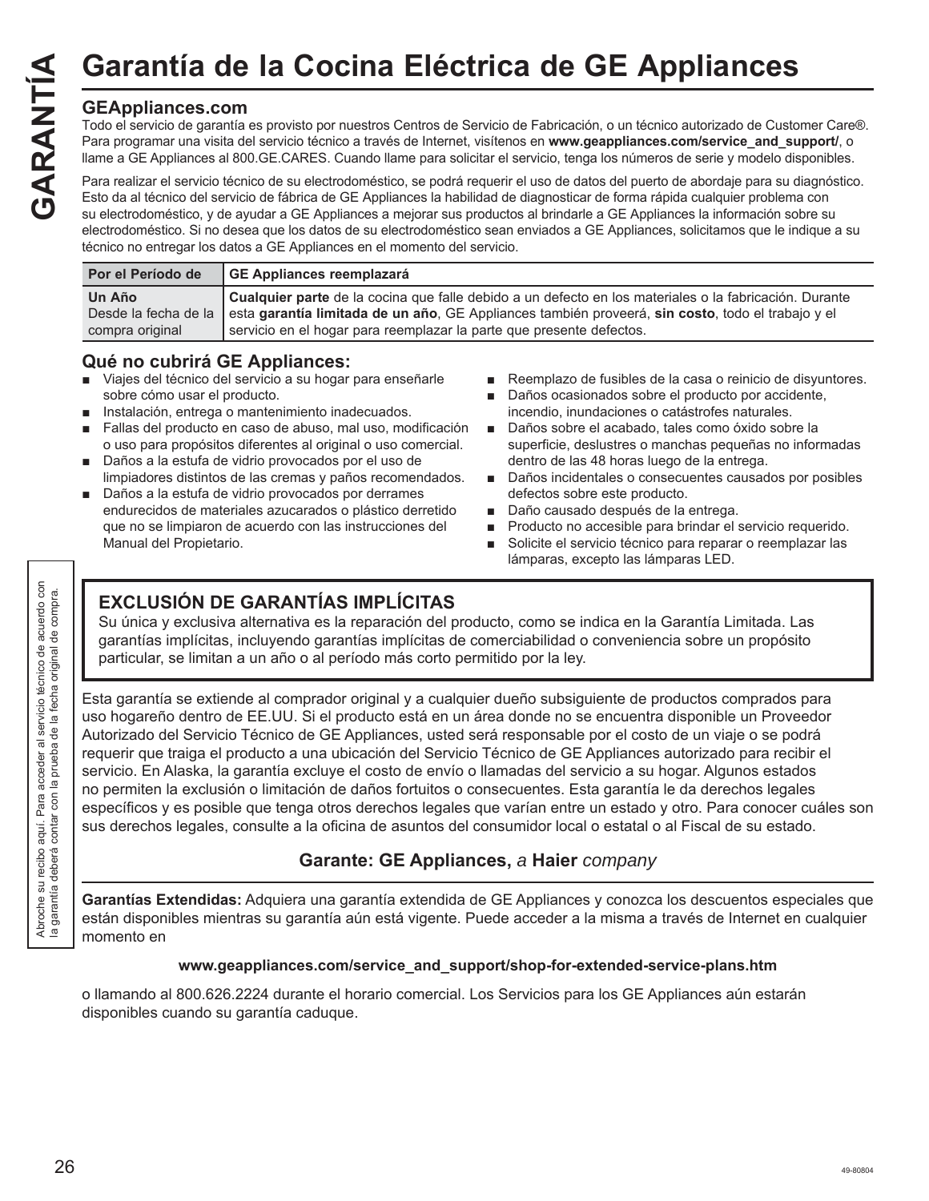# Garantía de la Cocina Eléctrica de GE Appliances

## GEAppliances.com

Todo el servicio de garantía es provisto por nuestros Centros de Servicio de Fabricación, o un técnico autorizado de Customer Care®. Para programar una visita del servicio técnico a través de Internet, visítenos en **www.geappliances.com/service_and_support/**, o llame a GE Appliances al 800.GE.CARES. Cuando llame para solicitar el servicio, tenga los números de serie y modelo disponibles.

Para realizar el servicio técnico de su electrodoméstico, se podrá requerir el uso de datos del puerto de abordaje para su diagnóstico. Esto da al técnico del servicio de fábrica de GE Appliances la habilidad de diagnosticar de forma rápida cualquier problema con su electrodoméstico, y de ayudar a GE Appliances a mejorar sus productos al brindarle a GE Appliances la información sobre su electrodoméstico. Si no desea que los datos de su electrodoméstico sean enviados a GE Appliances, solicitamos que le indique a su técnico no entregar los datos a GE Appliances en el momento del servicio.

| Por el Período de | GE Appliances reemplazará |
|---|---|
| **Un Año** Desde la fecha de la compra original | **Cualquier parte** de la cocina que falle debido a un defecto en los materiales o la fabricación. Durante esta **garantía limitada de un año**, GE Appliances también proveerá, **sin costo**, todo el trabajo y el servicio en el hogar para reemplazar la parte que presente defectos. |

## Qué no cubrirá GE Appliances:

- Viajes del técnico del servicio a su hogar para enseñarle sobre cómo usar el producto.
- Instalación, entrega o mantenimiento inadecuados.
- Fallas del producto en caso de abuso, mal uso, modificación o uso para propósitos diferentes al original o uso comercial.
- Daños a la estufa de vidrio provocados por el uso de limpiadores distintos de las cremas y paños recomendados.
- Daños a la estufa de vidrio provocados por derrames endurecidos de materiales azucarados o plástico derretido que no se limpiaron de acuerdo con las instrucciones del Manual del Propietario.
- Reemplazo de fusibles de la casa o reinicio de disyuntores.
- Daños ocasionados sobre el producto por accidente, incendio, inundaciones o catástrofes naturales.
- Daños sobre el acabado, tales como óxido sobre la superficie, deslustres o manchas pequeñas no informadas dentro de las 48 horas luego de la entrega.
- Daños incidentales o consecuentes causados por posibles defectos sobre este producto.
- Daño causado después de la entrega.
- Producto no accesible para brindar el servicio requerido.
- Solicite el servicio técnico para reparar o reemplazar las lámparas, excepto las lámparas LED.

Abroche su recibo aquí. Para acceder al servicio técnico de acuerdo con la garantía deberá contar con la prueba de la fecha original de compra.

### EXCLUSIÓN DE GARANTÍAS IMPLÍCITAS

Su única y exclusiva alternativa es la reparación del producto, como se indica en la Garantía Limitada. Las garantías implícitas, incluyendo garantías implícitas de comerciabilidad o conveniencia sobre un propósito particular, se limitan a un año o al período más corto permitido por la ley.

Esta garantía se extiende al comprador original y a cualquier dueño subsiguiente de productos comprados para uso hogareño dentro de EE.UU. Si el producto está en un área donde no se encuentra disponible un Proveedor Autorizado del Servicio Técnico de GE Appliances, usted será responsable por el costo de un viaje o se podrá requerir que traiga el producto a una ubicación del Servicio Técnico de GE Appliances autorizado para recibir el servicio. En Alaska, la garantía excluye el costo de envío o llamadas del servicio a su hogar. Algunos estados no permiten la exclusión o limitación de daños fortuitos o consecuentes. Esta garantía le da derechos legales específicos y es posible que tenga otros derechos legales que varían entre un estado y otro. Para conocer cuáles son sus derechos legales, consulte a la oficina de asuntos del consumidor local o estatal o al Fiscal de su estado.

**Garante: GE Appliances,** *a* **Haier** *company*

**Garantías Extendidas:** Adquiera una garantía extendida de GE Appliances y conozca los descuentos especiales que están disponibles mientras su garantía aún está vigente. Puede acceder a la misma a través de Internet en cualquier momento en

**www.geappliances.com/service_and_support/shop-for-extended-service-plans.htm**

o llamando al 800.626.2224 durante el horario comercial. Los Servicios para los GE Appliances aún estarán disponibles cuando su garantía caduque.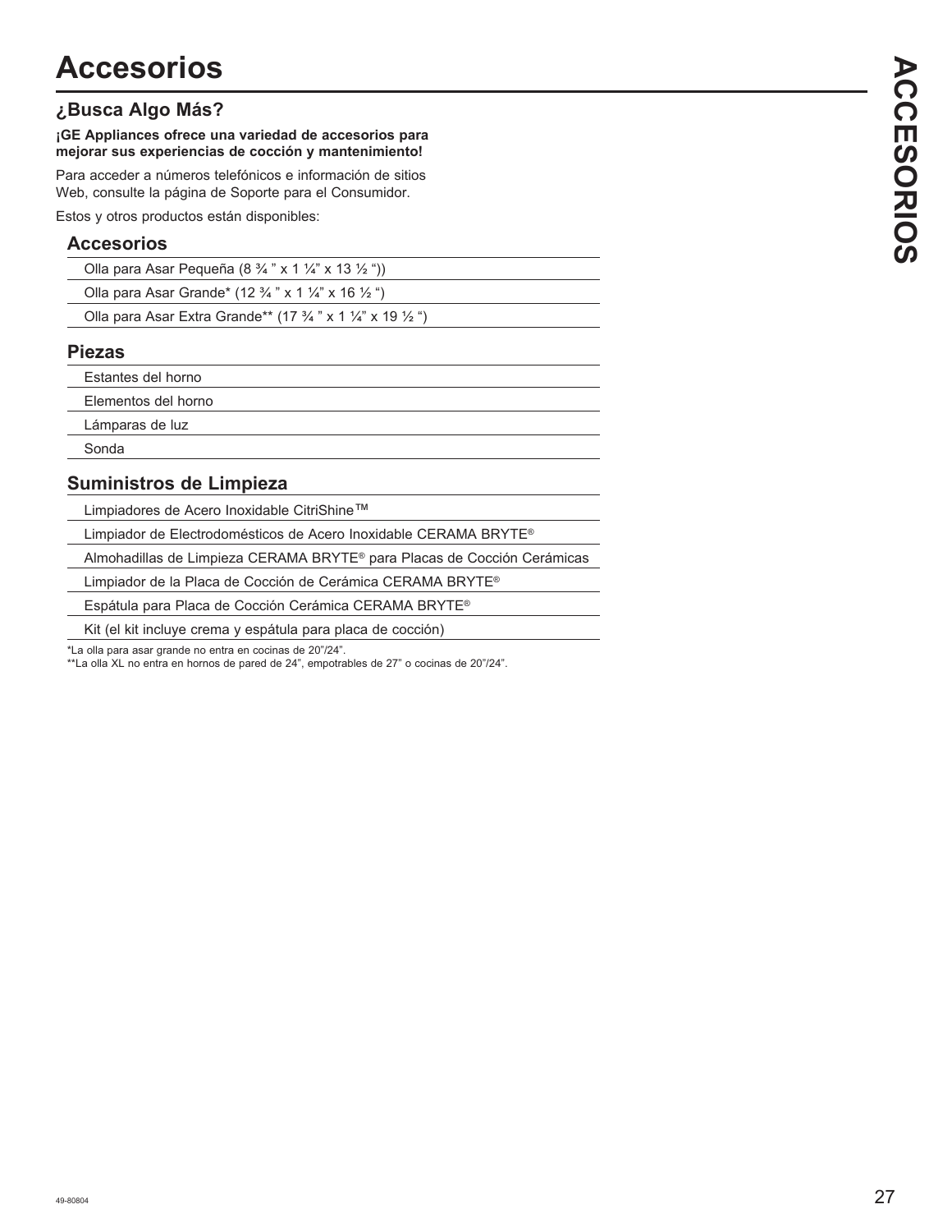# Accesorios

## ¿Busca Algo Más?

**¡GE Appliances ofrece una variedad de accesorios para mejorar sus experiencias de cocción y mantenimiento!**

Para acceder a números telefónicos e información de sitios Web, consulte la página de Soporte para el Consumidor.

Estos y otros productos están disponibles:

### Accesorios

- Olla para Asar Pequeña (8 ¾ " x 1 ¼" x 13 ½ "))
- Olla para Asar Grande* (12 ¾ " x 1 ¼" x 16 ½ ")
- Olla para Asar Extra Grande** (17 ¾ " x 1 ¼" x 19 ½ ")

### Piezas

- Estantes del horno
- Elementos del horno
- Lámparas de luz
- Sonda

### Suministros de Limpieza

- Limpiadores de Acero Inoxidable CitriShine™
- Limpiador de Electrodomésticos de Acero Inoxidable CERAMA BRYTE®
- Almohadillas de Limpieza CERAMA BRYTE® para Placas de Cocción Cerámicas
- Limpiador de la Placa de Cocción de Cerámica CERAMA BRYTE®
- Espátula para Placa de Cocción Cerámica CERAMA BRYTE®
- Kit (el kit incluye crema y espátula para placa de cocción)

*La olla para asar grande no entra en cocinas de 20"/24".

**La olla XL no entra en hornos de pared de 24", empotrables de 27" o cocinas de 20"/24".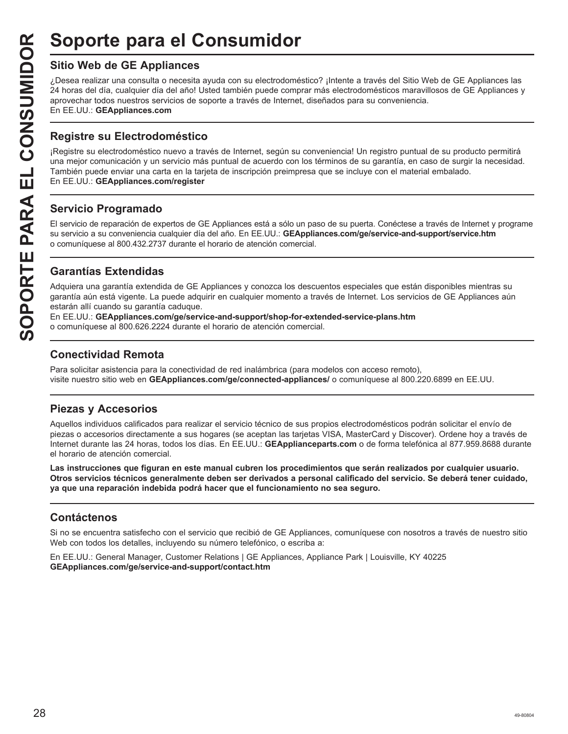# Soporte para el Consumidor

## Sitio Web de GE Appliances

¿Desea realizar una consulta o necesita ayuda con su electrodoméstico? ¡Intente a través del Sitio Web de GE Appliances las 24 horas del día, cualquier día del año! Usted también puede comprar más electrodomésticos maravillosos de GE Appliances y aprovechar todos nuestros servicios de soporte a través de Internet, diseñados para su conveniencia.
En EE.UU.: **GEAppliances.com**

## Registre su Electrodoméstico

¡Registre su electrodoméstico nuevo a través de Internet, según su conveniencia! Un registro puntual de su producto permitirá una mejor comunicación y un servicio más puntual de acuerdo con los términos de su garantía, en caso de surgir la necesidad. También puede enviar una carta en la tarjeta de inscripción preimpresa que se incluye con el material embalado.
En EE.UU.: **GEAppliances.com/register**

## Servicio Programado

El servicio de reparación de expertos de GE Appliances está a sólo un paso de su puerta. Conéctese a través de Internet y programe su servicio a su conveniencia cualquier día del año. En EE.UU.: **GEAppliances.com/ge/service-and-support/service.htm** o comuníquese al 800.432.2737 durante el horario de atención comercial.

## Garantías Extendidas

Adquiera una garantía extendida de GE Appliances y conozca los descuentos especiales que están disponibles mientras su garantía aún está vigente. La puede adquirir en cualquier momento a través de Internet. Los servicios de GE Appliances aún estarán allí cuando su garantía caduque.
En EE.UU.: **GEAppliances.com/ge/service-and-support/shop-for-extended-service-plans.htm**
o comuníquese al 800.626.2224 durante el horario de atención comercial.

## Conectividad Remota

Para solicitar asistencia para la conectividad de red inalámbrica (para modelos con acceso remoto), visite nuestro sitio web en **GEAppliances.com/ge/connected-appliances/** o comuníquese al 800.220.6899 en EE.UU.

## Piezas y Accesorios

Aquellos individuos calificados para realizar el servicio técnico de sus propios electrodomésticos podrán solicitar el envío de piezas o accesorios directamente a sus hogares (se aceptan las tarjetas VISA, MasterCard y Discover). Ordene hoy a través de Internet durante las 24 horas, todos los días. En EE.UU.: **GEApplianceparts.com** o de forma telefónica al 877.959.8688 durante el horario de atención comercial.

**Las instrucciones que figuran en este manual cubren los procedimientos que serán realizados por cualquier usuario. Otros servicios técnicos generalmente deben ser derivados a personal calificado del servicio. Se deberá tener cuidado, ya que una reparación indebida podrá hacer que el funcionamiento no sea seguro.**

## Contáctenos

Si no se encuentra satisfecho con el servicio que recibió de GE Appliances, comuníquese con nosotros a través de nuestro sitio Web con todos los detalles, incluyendo su número telefónico, o escriba a:

En EE.UU.: General Manager, Customer Relations | GE Appliances, Appliance Park | Louisville, KY 40225
**GEAppliances.com/ge/service-and-support/contact.htm**